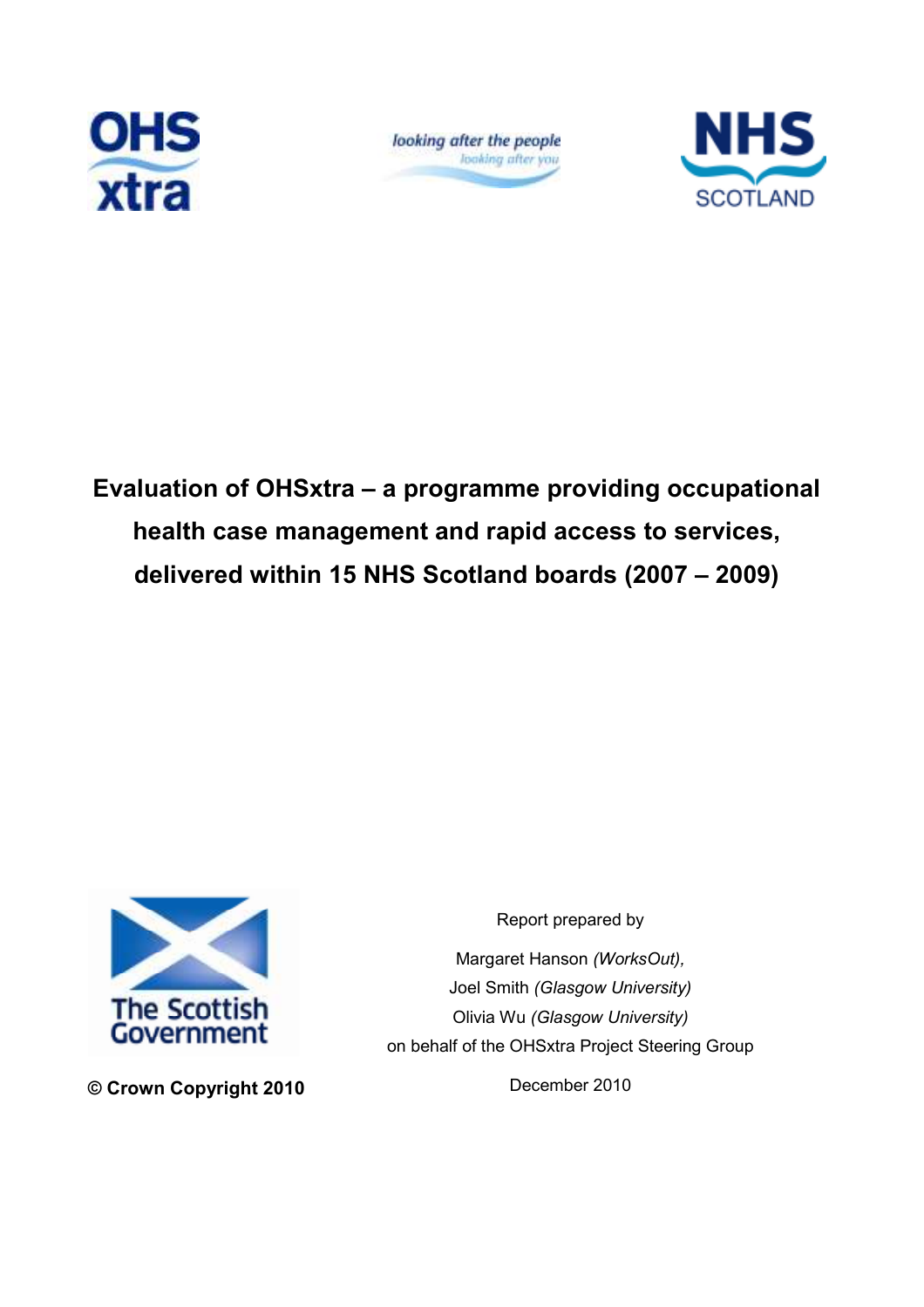# Evaluation of OHSxtra – a programme providing occupational health case management and rapid access to services, delivered within 15 NHS Scotland boards (2007 – 2009)

Report prepared by

Margaret Hanson *(WorksOut),*
Joel Smith *(Glasgow University)*
Olivia Wu *(Glasgow University)*
on behalf of the OHSxtra Project Steering Group

**© Crown Copyright 2010**

December 2010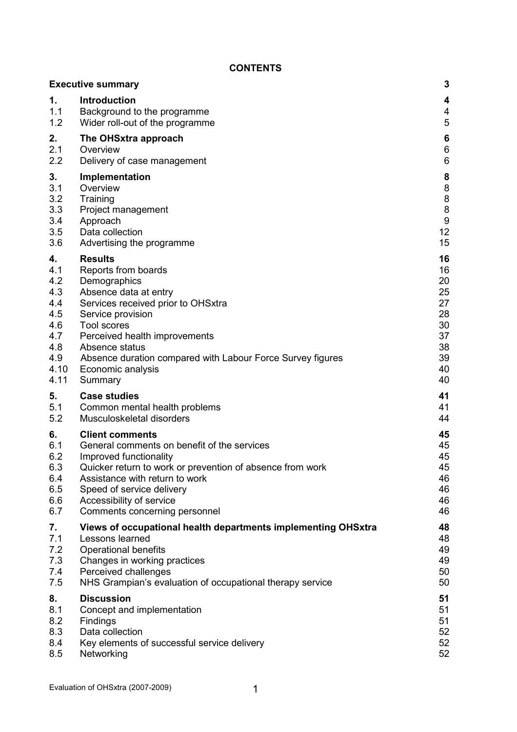# CONTENTS

| | | |
|---|---|---|
| **Executive summary** | | **3** |
| **1.** | **Introduction** | **4** |
| 1.1 | Background to the programme | 4 |
| 1.2 | Wider roll-out of the programme | 5 |
| **2.** | **The OHSxtra approach** | **6** |
| 2.1 | Overview | 6 |
| 2.2 | Delivery of case management | 6 |
| **3.** | **Implementation** | **8** |
| 3.1 | Overview | 8 |
| 3.2 | Training | 8 |
| 3.3 | Project management | 8 |
| 3.4 | Approach | 9 |
| 3.5 | Data collection | 12 |
| 3.6 | Advertising the programme | 15 |
| **4.** | **Results** | **16** |
| 4.1 | Reports from boards | 16 |
| 4.2 | Demographics | 20 |
| 4.3 | Absence data at entry | 25 |
| 4.4 | Services received prior to OHSxtra | 27 |
| 4.5 | Service provision | 28 |
| 4.6 | Tool scores | 30 |
| 4.7 | Perceived health improvements | 37 |
| 4.8 | Absence status | 38 |
| 4.9 | Absence duration compared with Labour Force Survey figures | 39 |
| 4.10 | Economic analysis | 40 |
| 4.11 | Summary | 40 |
| **5.** | **Case studies** | **41** |
| 5.1 | Common mental health problems | 41 |
| 5.2 | Musculoskeletal disorders | 44 |
| **6.** | **Client comments** | **45** |
| 6.1 | General comments on benefit of the services | 45 |
| 6.2 | Improved functionality | 45 |
| 6.3 | Quicker return to work or prevention of absence from work | 45 |
| 6.4 | Assistance with return to work | 46 |
| 6.5 | Speed of service delivery | 46 |
| 6.6 | Accessibility of service | 46 |
| 6.7 | Comments concerning personnel | 46 |
| **7.** | **Views of occupational health departments implementing OHSxtra** | **48** |
| 7.1 | Lessons learned | 48 |
| 7.2 | Operational benefits | 49 |
| 7.3 | Changes in working practices | 49 |
| 7.4 | Perceived challenges | 50 |
| 7.5 | NHS Grampian's evaluation of occupational therapy service | 50 |
| **8.** | **Discussion** | **51** |
| 8.1 | Concept and implementation | 51 |
| 8.2 | Findings | 51 |
| 8.3 | Data collection | 52 |
| 8.4 | Key elements of successful service delivery | 52 |
| 8.5 | Networking | 52 |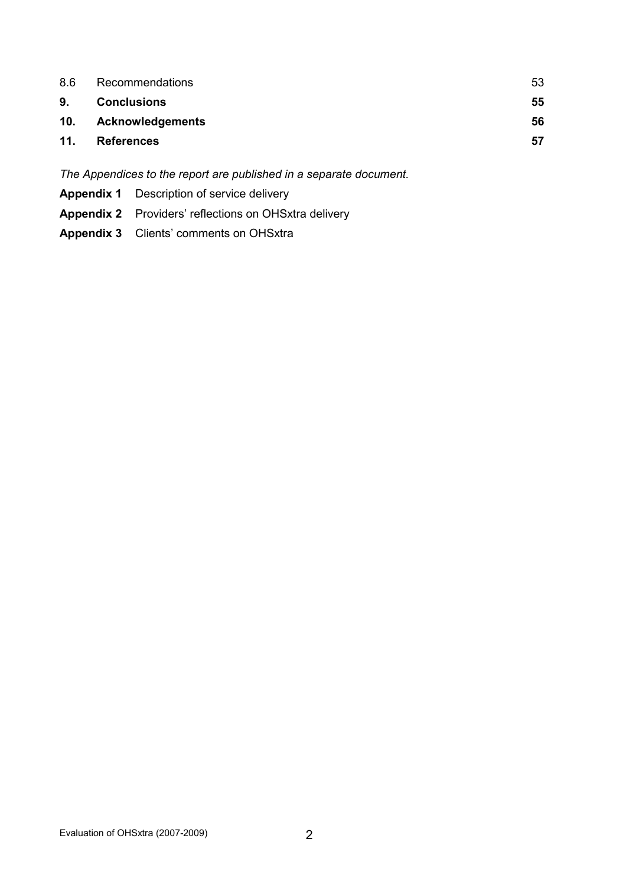| | | |
|---|---|---|
| 8.6 | Recommendations | 53 |
| **9.** | **Conclusions** | **55** |
| **10.** | **Acknowledgements** | **56** |
| **11.** | **References** | **57** |

*The Appendices to the report are published in a separate document.*

**Appendix 1** Description of service delivery

**Appendix 2** Providers' reflections on OHSxtra delivery

**Appendix 3** Clients' comments on OHSxtra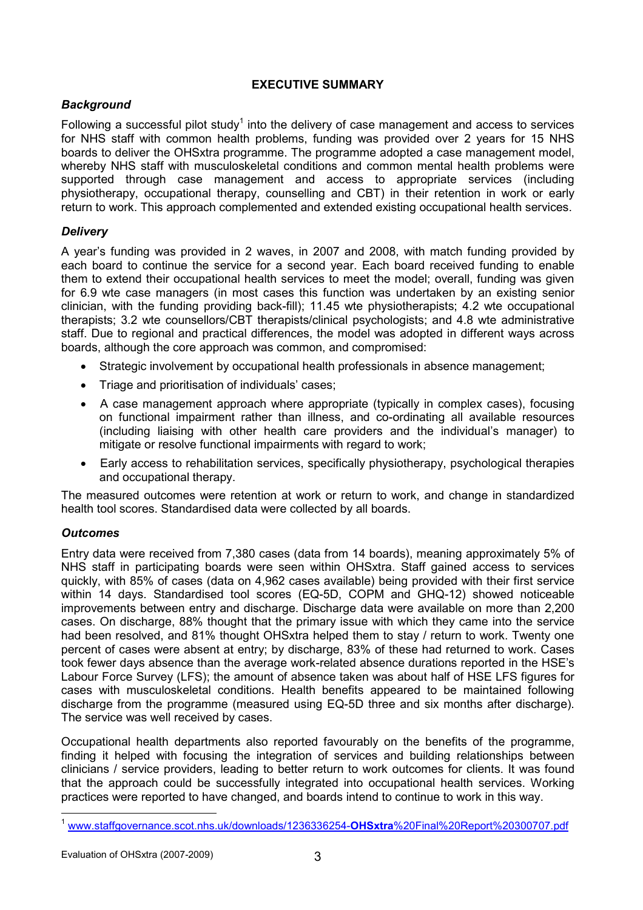# EXECUTIVE SUMMARY

### *Background*

Following a successful pilot study[1] into the delivery of case management and access to services for NHS staff with common health problems, funding was provided over 2 years for 15 NHS boards to deliver the OHSxtra programme. The programme adopted a case management model, whereby NHS staff with musculoskeletal conditions and common mental health problems were supported through case management and access to appropriate services (including physiotherapy, occupational therapy, counselling and CBT) in their retention in work or early return to work. This approach complemented and extended existing occupational health services.

### *Delivery*

A year's funding was provided in 2 waves, in 2007 and 2008, with match funding provided by each board to continue the service for a second year. Each board received funding to enable them to extend their occupational health services to meet the model; overall, funding was given for 6.9 wte case managers (in most cases this function was undertaken by an existing senior clinician, with the funding providing back-fill); 11.45 wte physiotherapists; 4.2 wte occupational therapists; 3.2 wte counsellors/CBT therapists/clinical psychologists; and 4.8 wte administrative staff. Due to regional and practical differences, the model was adopted in different ways across boards, although the core approach was common, and compromised:

- Strategic involvement by occupational health professionals in absence management;
- Triage and prioritisation of individuals' cases;
- A case management approach where appropriate (typically in complex cases), focusing on functional impairment rather than illness, and co-ordinating all available resources (including liaising with other health care providers and the individual's manager) to mitigate or resolve functional impairments with regard to work;
- Early access to rehabilitation services, specifically physiotherapy, psychological therapies and occupational therapy.

The measured outcomes were retention at work or return to work, and change in standardized health tool scores. Standardised data were collected by all boards.

### *Outcomes*

Entry data were received from 7,380 cases (data from 14 boards), meaning approximately 5% of NHS staff in participating boards were seen within OHSxtra. Staff gained access to services quickly, with 85% of cases (data on 4,962 cases available) being provided with their first service within 14 days. Standardised tool scores (EQ-5D, COPM and GHQ-12) showed noticeable improvements between entry and discharge. Discharge data were available on more than 2,200 cases. On discharge, 88% thought that the primary issue with which they came into the service had been resolved, and 81% thought OHSxtra helped them to stay / return to work. Twenty one percent of cases were absent at entry; by discharge, 83% of these had returned to work. Cases took fewer days absence than the average work-related absence durations reported in the HSE's Labour Force Survey (LFS); the amount of absence taken was about half of HSE LFS figures for cases with musculoskeletal conditions. Health benefits appeared to be maintained following discharge from the programme (measured using EQ-5D three and six months after discharge). The service was well received by cases.

Occupational health departments also reported favourably on the benefits of the programme, finding it helped with focusing the integration of services and building relationships between clinicians / service providers, leading to better return to work outcomes for clients. It was found that the approach could be successfully integrated into occupational health services. Working practices were reported to have changed, and boards intend to continue to work in this way.

[1] www.staffgovernance.scot.nhs.uk/downloads/1236336254-OHSxtra%20Final%20Report%20300707.pdf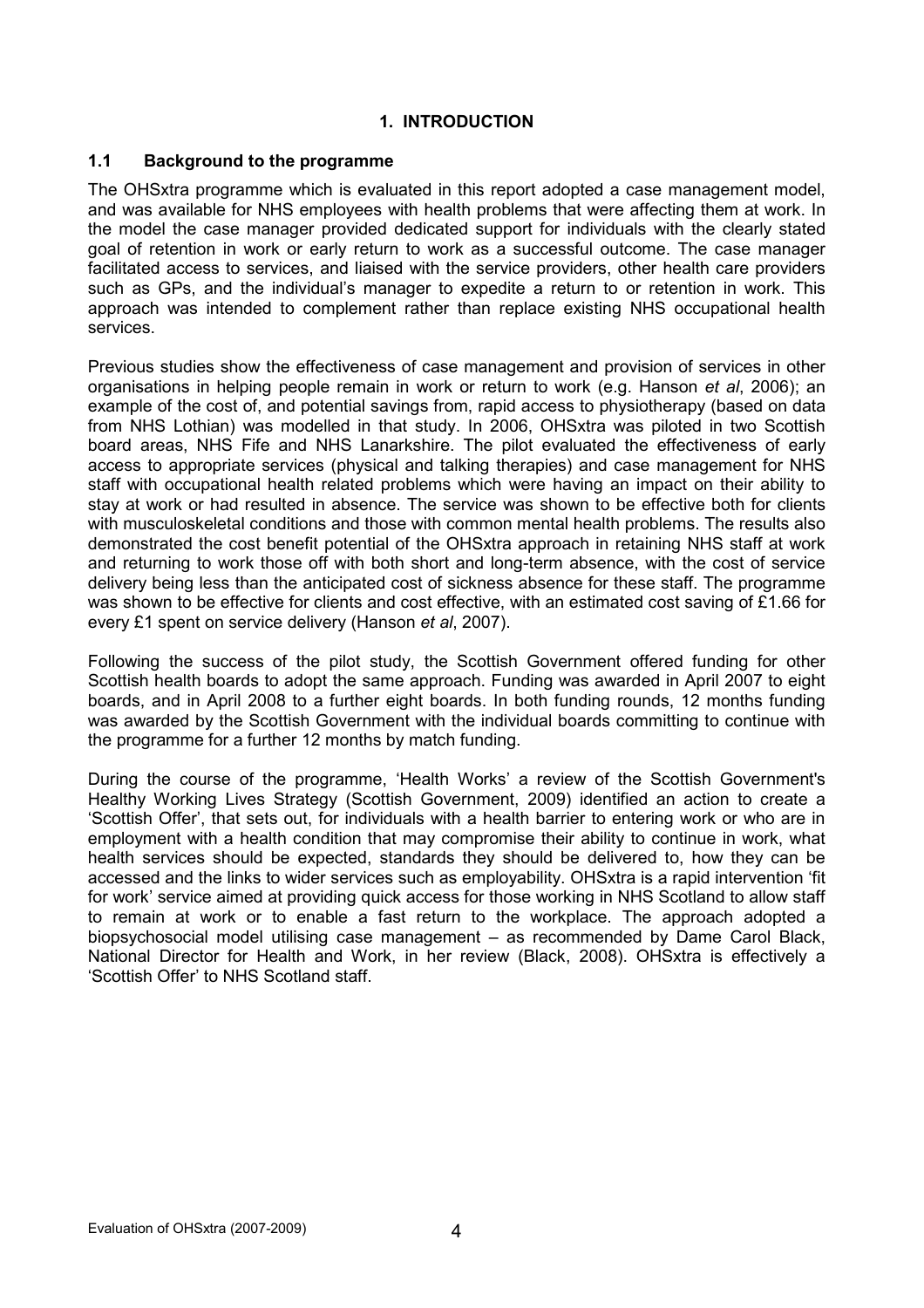# 1. INTRODUCTION

## 1.1 Background to the programme

The OHSxtra programme which is evaluated in this report adopted a case management model, and was available for NHS employees with health problems that were affecting them at work. In the model the case manager provided dedicated support for individuals with the clearly stated goal of retention in work or early return to work as a successful outcome. The case manager facilitated access to services, and liaised with the service providers, other health care providers such as GPs, and the individual's manager to expedite a return to or retention in work. This approach was intended to complement rather than replace existing NHS occupational health services.

Previous studies show the effectiveness of case management and provision of services in other organisations in helping people remain in work or return to work (e.g. Hanson *et al*, 2006); an example of the cost of, and potential savings from, rapid access to physiotherapy (based on data from NHS Lothian) was modelled in that study. In 2006, OHSxtra was piloted in two Scottish board areas, NHS Fife and NHS Lanarkshire. The pilot evaluated the effectiveness of early access to appropriate services (physical and talking therapies) and case management for NHS staff with occupational health related problems which were having an impact on their ability to stay at work or had resulted in absence. The service was shown to be effective both for clients with musculoskeletal conditions and those with common mental health problems. The results also demonstrated the cost benefit potential of the OHSxtra approach in retaining NHS staff at work and returning to work those off with both short and long-term absence, with the cost of service delivery being less than the anticipated cost of sickness absence for these staff. The programme was shown to be effective for clients and cost effective, with an estimated cost saving of £1.66 for every £1 spent on service delivery (Hanson *et al*, 2007).

Following the success of the pilot study, the Scottish Government offered funding for other Scottish health boards to adopt the same approach. Funding was awarded in April 2007 to eight boards, and in April 2008 to a further eight boards. In both funding rounds, 12 months funding was awarded by the Scottish Government with the individual boards committing to continue with the programme for a further 12 months by match funding.

During the course of the programme, 'Health Works' a review of the Scottish Government's Healthy Working Lives Strategy (Scottish Government, 2009) identified an action to create a 'Scottish Offer', that sets out, for individuals with a health barrier to entering work or who are in employment with a health condition that may compromise their ability to continue in work, what health services should be expected, standards they should be delivered to, how they can be accessed and the links to wider services such as employability. OHSxtra is a rapid intervention 'fit for work' service aimed at providing quick access for those working in NHS Scotland to allow staff to remain at work or to enable a fast return to the workplace. The approach adopted a biopsychosocial model utilising case management – as recommended by Dame Carol Black, National Director for Health and Work, in her review (Black, 2008). OHSxtra is effectively a 'Scottish Offer' to NHS Scotland staff.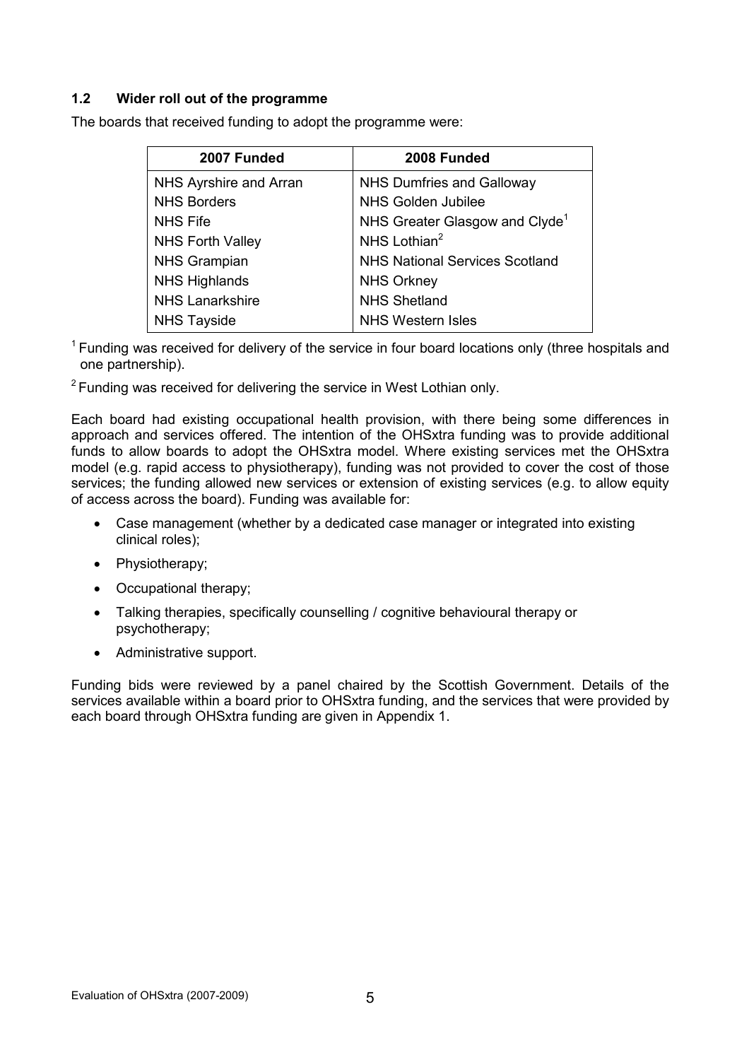### 1.2 Wider roll out of the programme

The boards that received funding to adopt the programme were:

| 2007 Funded | 2008 Funded |
| --- | --- |
| NHS Ayrshire and Arran | NHS Dumfries and Galloway |
| NHS Borders | NHS Golden Jubilee |
| NHS Fife | NHS Greater Glasgow and Clyde[1] |
| NHS Forth Valley | NHS Lothian[2] |
| NHS Grampian | NHS National Services Scotland |
| NHS Highlands | NHS Orkney |
| NHS Lanarkshire | NHS Shetland |
| NHS Tayside | NHS Western Isles |

[1] Funding was received for delivery of the service in four board locations only (three hospitals and one partnership).

[2] Funding was received for delivering the service in West Lothian only.

Each board had existing occupational health provision, with there being some differences in approach and services offered. The intention of the OHSxtra funding was to provide additional funds to allow boards to adopt the OHSxtra model. Where existing services met the OHSxtra model (e.g. rapid access to physiotherapy), funding was not provided to cover the cost of those services; the funding allowed new services or extension of existing services (e.g. to allow equity of access across the board). Funding was available for:

- Case management (whether by a dedicated case manager or integrated into existing clinical roles);
- Physiotherapy;
- Occupational therapy;
- Talking therapies, specifically counselling / cognitive behavioural therapy or psychotherapy;
- Administrative support.

Funding bids were reviewed by a panel chaired by the Scottish Government. Details of the services available within a board prior to OHSxtra funding, and the services that were provided by each board through OHSxtra funding are given in Appendix 1.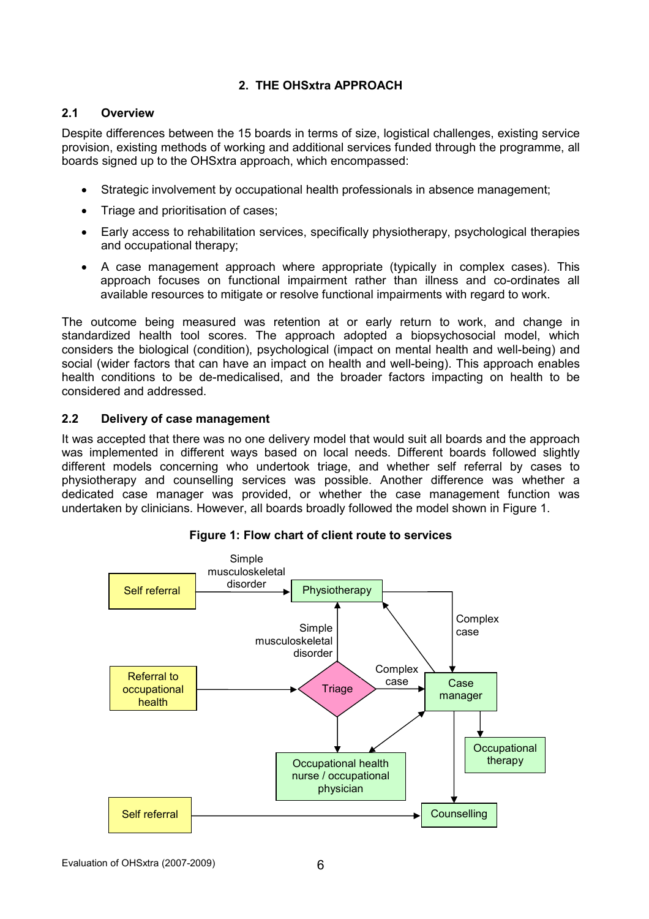## 2. THE OHSxtra APPROACH

### 2.1 Overview

Despite differences between the 15 boards in terms of size, logistical challenges, existing service provision, existing methods of working and additional services funded through the programme, all boards signed up to the OHSxtra approach, which encompassed:

- Strategic involvement by occupational health professionals in absence management;
- Triage and prioritisation of cases;
- Early access to rehabilitation services, specifically physiotherapy, psychological therapies and occupational therapy;
- A case management approach where appropriate (typically in complex cases). This approach focuses on functional impairment rather than illness and co-ordinates all available resources to mitigate or resolve functional impairments with regard to work.

The outcome being measured was retention at or early return to work, and change in standardized health tool scores. The approach adopted a biopsychosocial model, which considers the biological (condition), psychological (impact on mental health and well-being) and social (wider factors that can have an impact on health and well-being). This approach enables health conditions to be de-medicalised, and the broader factors impacting on health to be considered and addressed.

### 2.2 Delivery of case management

It was accepted that there was no one delivery model that would suit all boards and the approach was implemented in different ways based on local needs. Different boards followed slightly different models concerning who undertook triage, and whether self referral by cases to physiotherapy and counselling services was possible. Another difference was whether a dedicated case manager was provided, or whether the case management function was undertaken by clinicians. However, all boards broadly followed the model shown in Figure 1.

**Figure 1: Flow chart of client route to services**

Self referral → (Simple musculoskeletal disorder) → Physiotherapy

Referral to occupational health → Triage

Triage → (Simple musculoskeletal disorder) → Physiotherapy

Triage → (Complex case) → Case manager

Triage → Occupational health nurse / occupational physician

Physiotherapy → (Complex case) → Case manager

Case manager → Physiotherapy

Case manager ↔ Occupational health nurse / occupational physician

Case manager → Occupational therapy

Case manager → Counselling

Self referral → Counselling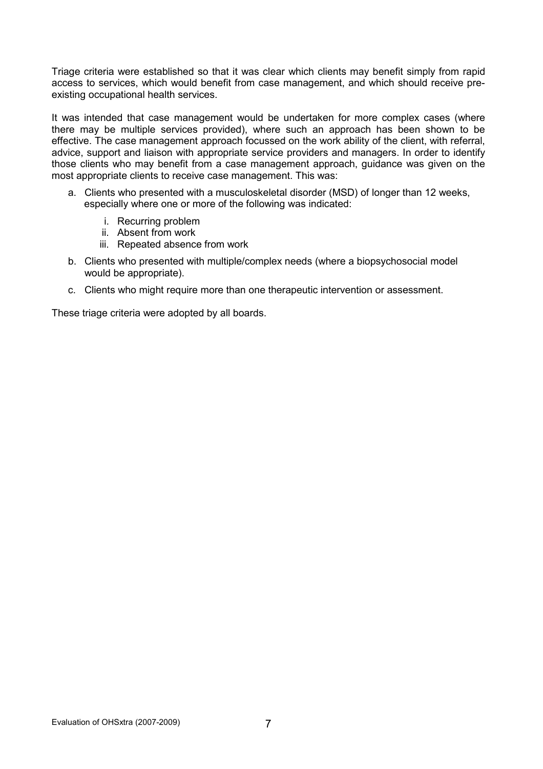Triage criteria were established so that it was clear which clients may benefit simply from rapid access to services, which would benefit from case management, and which should receive pre-existing occupational health services.

It was intended that case management would be undertaken for more complex cases (where there may be multiple services provided), where such an approach has been shown to be effective. The case management approach focussed on the work ability of the client, with referral, advice, support and liaison with appropriate service providers and managers. In order to identify those clients who may benefit from a case management approach, guidance was given on the most appropriate clients to receive case management. This was:

a. Clients who presented with a musculoskeletal disorder (MSD) of longer than 12 weeks, especially where one or more of the following was indicated:
    i. Recurring problem
    ii. Absent from work
    iii. Repeated absence from work
b. Clients who presented with multiple/complex needs (where a biopsychosocial model would be appropriate).
c. Clients who might require more than one therapeutic intervention or assessment.

These triage criteria were adopted by all boards.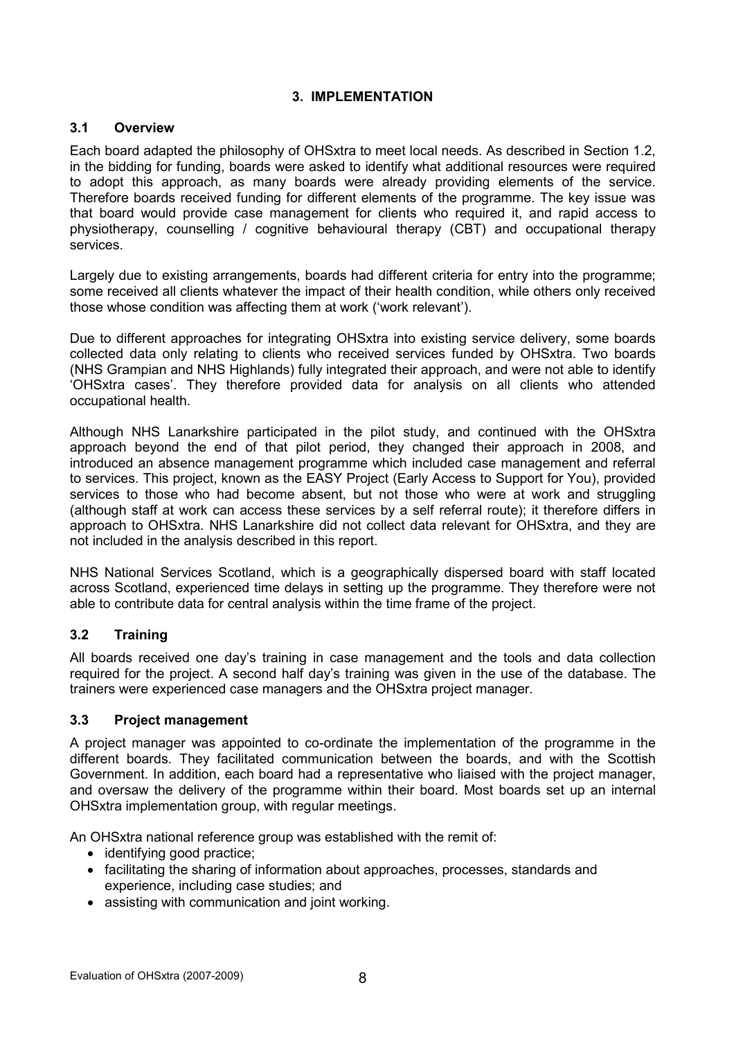## 3. IMPLEMENTATION

### 3.1 Overview

Each board adapted the philosophy of OHSxtra to meet local needs. As described in Section 1.2, in the bidding for funding, boards were asked to identify what additional resources were required to adopt this approach, as many boards were already providing elements of the service. Therefore boards received funding for different elements of the programme. The key issue was that board would provide case management for clients who required it, and rapid access to physiotherapy, counselling / cognitive behavioural therapy (CBT) and occupational therapy services.

Largely due to existing arrangements, boards had different criteria for entry into the programme; some received all clients whatever the impact of their health condition, while others only received those whose condition was affecting them at work ('work relevant').

Due to different approaches for integrating OHSxtra into existing service delivery, some boards collected data only relating to clients who received services funded by OHSxtra. Two boards (NHS Grampian and NHS Highlands) fully integrated their approach, and were not able to identify 'OHSxtra cases'. They therefore provided data for analysis on all clients who attended occupational health.

Although NHS Lanarkshire participated in the pilot study, and continued with the OHSxtra approach beyond the end of that pilot period, they changed their approach in 2008, and introduced an absence management programme which included case management and referral to services. This project, known as the EASY Project (Early Access to Support for You), provided services to those who had become absent, but not those who were at work and struggling (although staff at work can access these services by a self referral route); it therefore differs in approach to OHSxtra. NHS Lanarkshire did not collect data relevant for OHSxtra, and they are not included in the analysis described in this report.

NHS National Services Scotland, which is a geographically dispersed board with staff located across Scotland, experienced time delays in setting up the programme. They therefore were not able to contribute data for central analysis within the time frame of the project.

### 3.2 Training

All boards received one day's training in case management and the tools and data collection required for the project. A second half day's training was given in the use of the database. The trainers were experienced case managers and the OHSxtra project manager.

### 3.3 Project management

A project manager was appointed to co-ordinate the implementation of the programme in the different boards. They facilitated communication between the boards, and with the Scottish Government. In addition, each board had a representative who liaised with the project manager, and oversaw the delivery of the programme within their board. Most boards set up an internal OHSxtra implementation group, with regular meetings.

An OHSxtra national reference group was established with the remit of:

- identifying good practice;
- facilitating the sharing of information about approaches, processes, standards and experience, including case studies; and
- assisting with communication and joint working.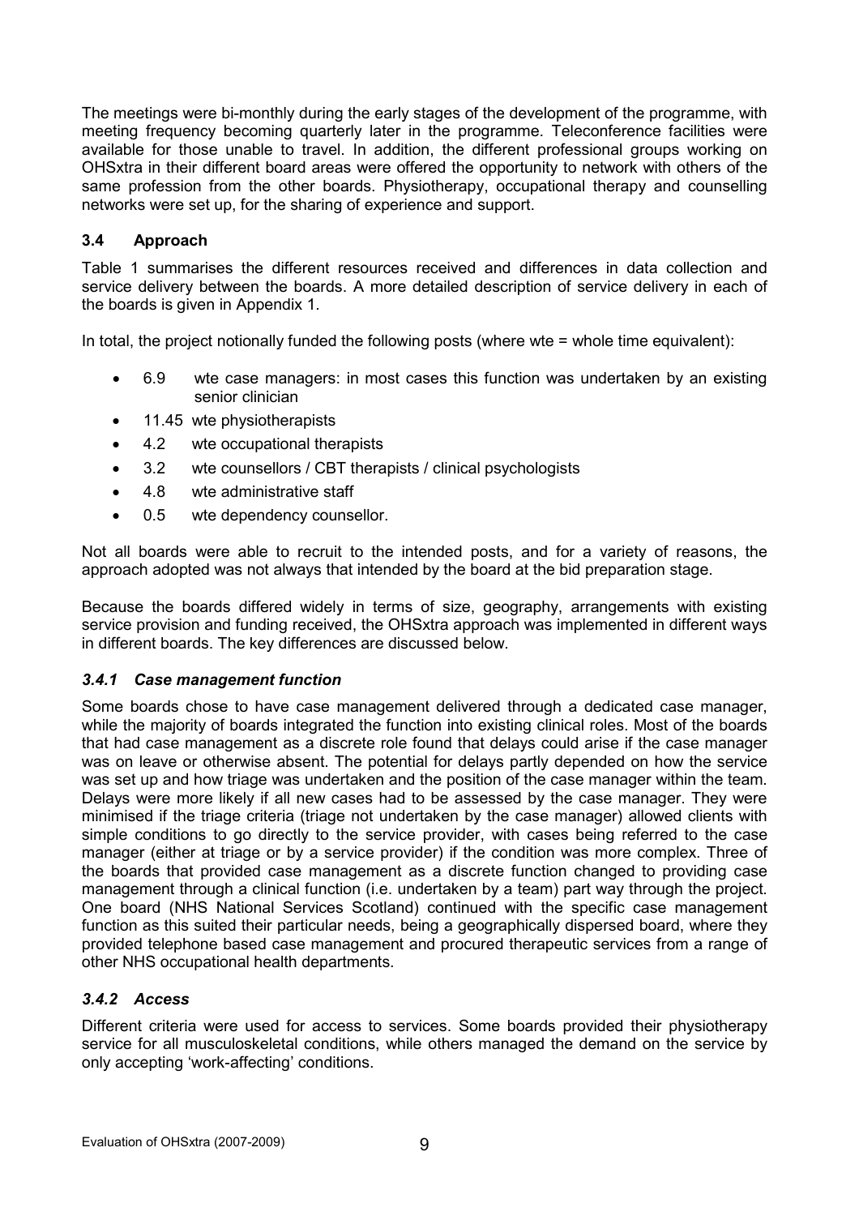The meetings were bi-monthly during the early stages of the development of the programme, with meeting frequency becoming quarterly later in the programme. Teleconference facilities were available for those unable to travel. In addition, the different professional groups working on OHSxtra in their different board areas were offered the opportunity to network with others of the same profession from the other boards. Physiotherapy, occupational therapy and counselling networks were set up, for the sharing of experience and support.

## 3.4 Approach

Table 1 summarises the different resources received and differences in data collection and service delivery between the boards. A more detailed description of service delivery in each of the boards is given in Appendix 1.

In total, the project notionally funded the following posts (where wte = whole time equivalent):

- 6.9 wte case managers: in most cases this function was undertaken by an existing senior clinician
- 11.45 wte physiotherapists
- 4.2 wte occupational therapists
- 3.2 wte counsellors / CBT therapists / clinical psychologists
- 4.8 wte administrative staff
- 0.5 wte dependency counsellor.

Not all boards were able to recruit to the intended posts, and for a variety of reasons, the approach adopted was not always that intended by the board at the bid preparation stage.

Because the boards differed widely in terms of size, geography, arrangements with existing service provision and funding received, the OHSxtra approach was implemented in different ways in different boards. The key differences are discussed below.

### *3.4.1 Case management function*

Some boards chose to have case management delivered through a dedicated case manager, while the majority of boards integrated the function into existing clinical roles. Most of the boards that had case management as a discrete role found that delays could arise if the case manager was on leave or otherwise absent. The potential for delays partly depended on how the service was set up and how triage was undertaken and the position of the case manager within the team. Delays were more likely if all new cases had to be assessed by the case manager. They were minimised if the triage criteria (triage not undertaken by the case manager) allowed clients with simple conditions to go directly to the service provider, with cases being referred to the case manager (either at triage or by a service provider) if the condition was more complex. Three of the boards that provided case management as a discrete function changed to providing case management through a clinical function (i.e. undertaken by a team) part way through the project. One board (NHS National Services Scotland) continued with the specific case management function as this suited their particular needs, being a geographically dispersed board, where they provided telephone based case management and procured therapeutic services from a range of other NHS occupational health departments.

### *3.4.2 Access*

Different criteria were used for access to services. Some boards provided their physiotherapy service for all musculoskeletal conditions, while others managed the demand on the service by only accepting 'work-affecting' conditions.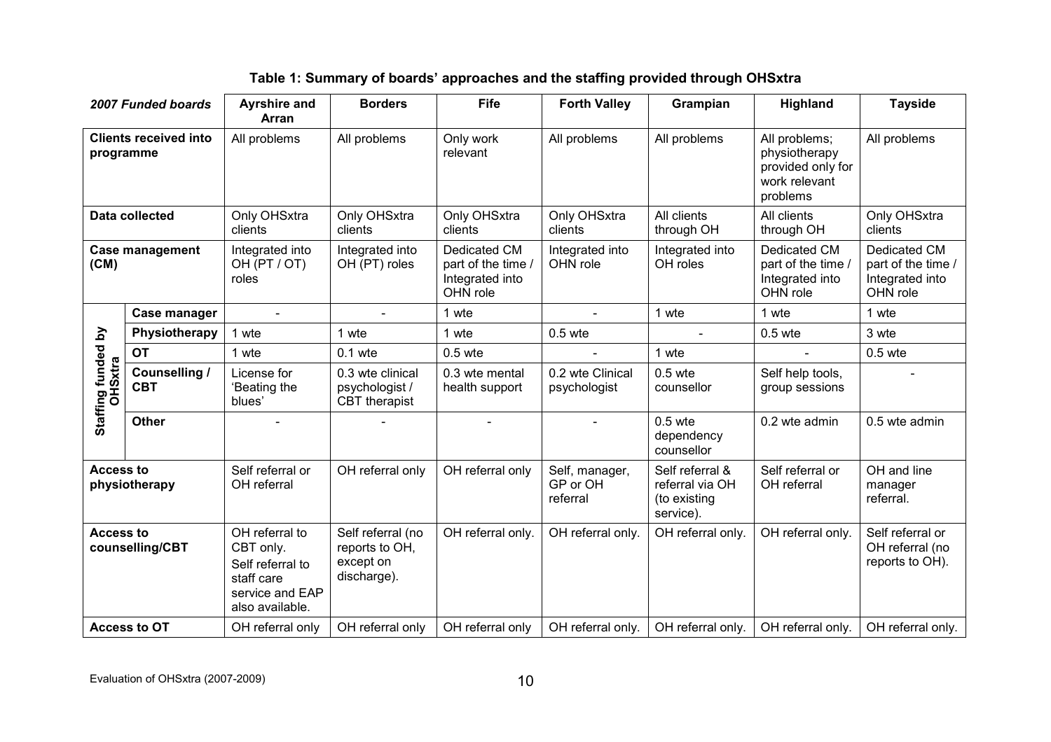**Table 1: Summary of boards' approaches and the staffing provided through OHSxtra**

| *2007 Funded boards* | | Ayrshire and Arran | Borders | Fife | Forth Valley | Grampian | Highland | Tayside |
|---|---|---|---|---|---|---|---|---|
| **Clients received into programme** | | All problems | All problems | Only work relevant | All problems | All problems | All problems; physiotherapy provided only for work relevant problems | All problems |
| **Data collected** | | Only OHSxtra clients | Only OHSxtra clients | Only OHSxtra clients | Only OHSxtra clients | All clients through OH | All clients through OH | Only OHSxtra clients |
| **Case management (CM)** | | Integrated into OH (PT / OT) roles | Integrated into OH (PT) roles | Dedicated CM part of the time / Integrated into OHN role | Integrated into OHN role | Integrated into OH roles | Dedicated CM part of the time / Integrated into OHN role | Dedicated CM part of the time / Integrated into OHN role |
| **Staffing funded by OHSxtra** | **Case manager** | - | - | 1 wte | - | 1 wte | 1 wte | 1 wte |
| | **Physiotherapy** | 1 wte | 1 wte | 1 wte | 0.5 wte | - | 0.5 wte | 3 wte |
| | **OT** | 1 wte | 0.1 wte | 0.5 wte | - | 1 wte | - | 0.5 wte |
| | **Counselling / CBT** | License for 'Beating the blues' | 0.3 wte clinical psychologist / CBT therapist | 0.3 wte mental health support | 0.2 wte Clinical psychologist | 0.5 wte counsellor | Self help tools, group sessions | - |
| | **Other** | - | - | - | - | 0.5 wte dependency counsellor | 0.2 wte admin | 0.5 wte admin |
| **Access to physiotherapy** | | Self referral or OH referral | OH referral only | OH referral only | Self, manager, GP or OH referral | Self referral & referral via OH (to existing service). | Self referral or OH referral | OH and line manager referral. |
| **Access to counselling/CBT** | | OH referral to CBT only. Self referral to staff care service and EAP also available. | Self referral (no reports to OH, except on discharge). | OH referral only. | OH referral only. | OH referral only. | OH referral only. | Self referral or OH referral (no reports to OH). |
| **Access to OT** | | OH referral only | OH referral only | OH referral only | OH referral only. | OH referral only. | OH referral only. | OH referral only. |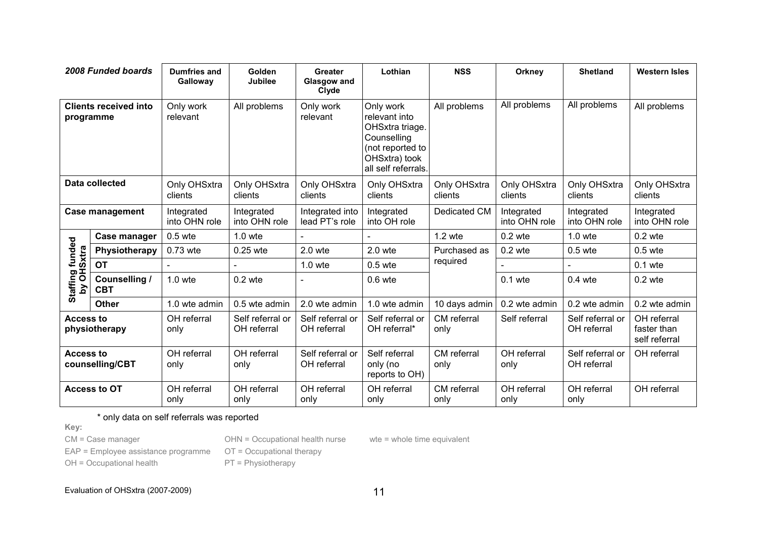| *2008 Funded boards* | | Dumfries and Galloway | Golden Jubilee | Greater Glasgow and Clyde | Lothian | NSS | Orkney | Shetland | Western Isles |
|---|---|---|---|---|---|---|---|---|---|
| **Clients received into programme** | | Only work relevant | All problems | Only work relevant | Only work relevant into OHSxtra triage. Counselling (not reported to OHSxtra) took all self referrals. | All problems | All problems | All problems | All problems |
| **Data collected** | | Only OHSxtra clients | Only OHSxtra clients | Only OHSxtra clients | Only OHSxtra clients | Only OHSxtra clients | Only OHSxtra clients | Only OHSxtra clients | Only OHSxtra clients |
| **Case management** | | Integrated into OHN role | Integrated into OHN role | Integrated into lead PT's role | Integrated into OH role | Dedicated CM | Integrated into OHN role | Integrated into OHN role | Integrated into OHN role |
| **Staffing funded by OHSxtra** | **Case manager** | 0.5 wte | 1.0 wte | - | - | 1.2 wte | 0.2 wte | 1.0 wte | 0.2 wte |
| | **Physiotherapy** | 0.73 wte | 0.25 wte | 2.0 wte | 2.0 wte | Purchased as required | 0.2 wte | 0.5 wte | 0.5 wte |
| | **OT** | - | - | 1.0 wte | 0.5 wte | | - | - | 0.1 wte |
| | **Counselling / CBT** | 1.0 wte | 0.2 wte | - | 0.6 wte | | 0.1 wte | 0.4 wte | 0.2 wte |
| | **Other** | 1.0 wte admin | 0.5 wte admin | 2.0 wte admin | 1.0 wte admin | 10 days admin | 0.2 wte admin | 0.2 wte admin | 0.2 wte admin |
| **Access to physiotherapy** | | OH referral only | Self referral or OH referral | Self referral or OH referral | Self referral or OH referral* | CM referral only | Self referral | Self referral or OH referral | OH referral faster than self referral |
| **Access to counselling/CBT** | | OH referral only | OH referral only | Self referral or OH referral | Self referral only (no reports to OH) | CM referral only | OH referral only | Self referral or OH referral | OH referral |
| **Access to OT** | | OH referral only | OH referral only | OH referral only | OH referral only | CM referral only | OH referral only | OH referral only | OH referral |

\* only data on self referrals was reported

**Key:**

CM = Case manager
EAP = Employee assistance programme
OH = Occupational health
OHN = Occupational health nurse
OT = Occupational therapy
PT = Physiotherapy
wte = whole time equivalent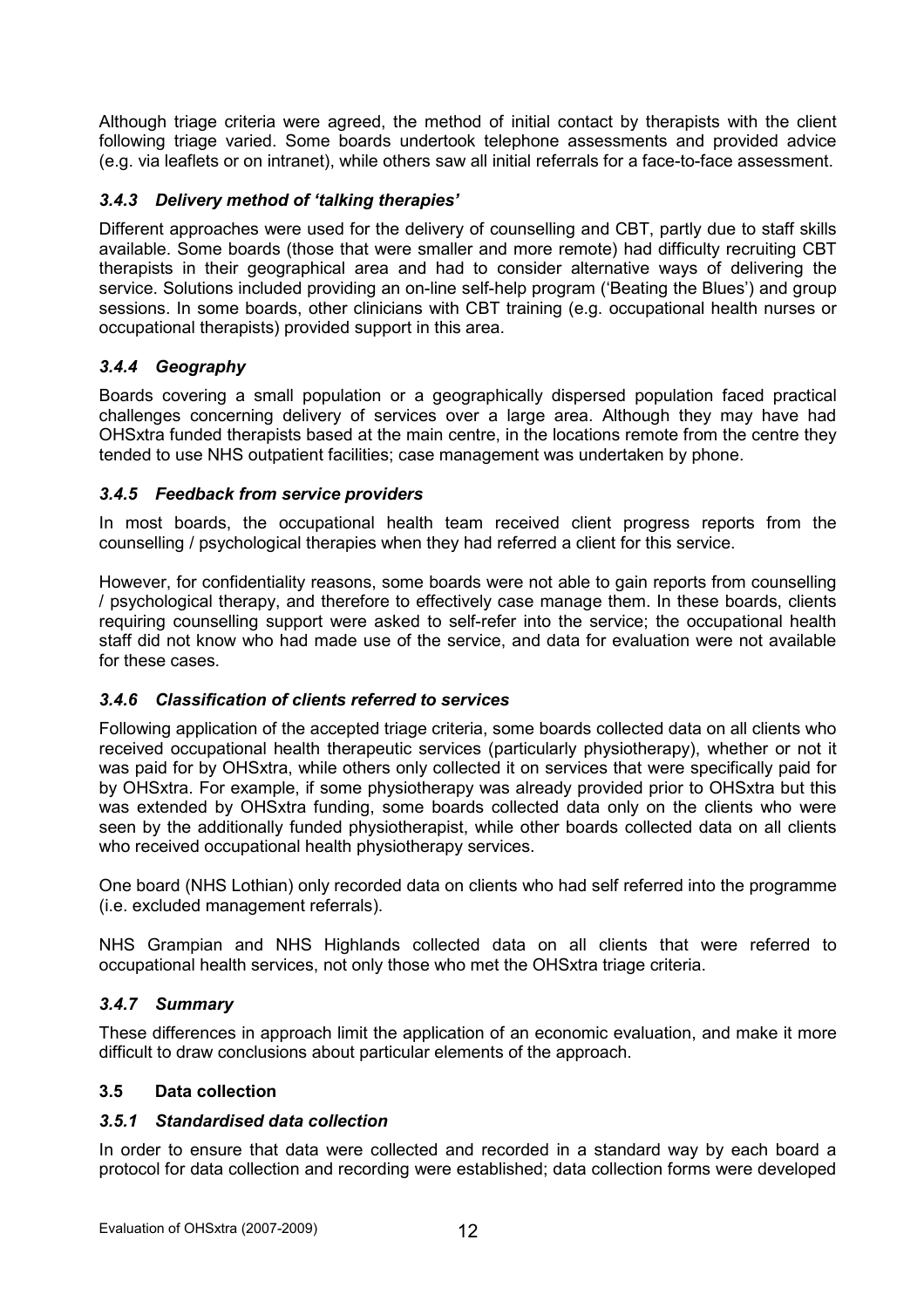Although triage criteria were agreed, the method of initial contact by therapists with the client following triage varied. Some boards undertook telephone assessments and provided advice (e.g. via leaflets or on intranet), while others saw all initial referrals for a face-to-face assessment.

### *3.4.3 Delivery method of 'talking therapies'*

Different approaches were used for the delivery of counselling and CBT, partly due to staff skills available. Some boards (those that were smaller and more remote) had difficulty recruiting CBT therapists in their geographical area and had to consider alternative ways of delivering the service. Solutions included providing an on-line self-help program ('Beating the Blues') and group sessions. In some boards, other clinicians with CBT training (e.g. occupational health nurses or occupational therapists) provided support in this area.

### *3.4.4 Geography*

Boards covering a small population or a geographically dispersed population faced practical challenges concerning delivery of services over a large area. Although they may have had OHSxtra funded therapists based at the main centre, in the locations remote from the centre they tended to use NHS outpatient facilities; case management was undertaken by phone.

### *3.4.5 Feedback from service providers*

In most boards, the occupational health team received client progress reports from the counselling / psychological therapies when they had referred a client for this service.

However, for confidentiality reasons, some boards were not able to gain reports from counselling / psychological therapy, and therefore to effectively case manage them. In these boards, clients requiring counselling support were asked to self-refer into the service; the occupational health staff did not know who had made use of the service, and data for evaluation were not available for these cases.

### *3.4.6 Classification of clients referred to services*

Following application of the accepted triage criteria, some boards collected data on all clients who received occupational health therapeutic services (particularly physiotherapy), whether or not it was paid for by OHSxtra, while others only collected it on services that were specifically paid for by OHSxtra. For example, if some physiotherapy was already provided prior to OHSxtra but this was extended by OHSxtra funding, some boards collected data only on the clients who were seen by the additionally funded physiotherapist, while other boards collected data on all clients who received occupational health physiotherapy services.

One board (NHS Lothian) only recorded data on clients who had self referred into the programme (i.e. excluded management referrals).

NHS Grampian and NHS Highlands collected data on all clients that were referred to occupational health services, not only those who met the OHSxtra triage criteria.

### *3.4.7 Summary*

These differences in approach limit the application of an economic evaluation, and make it more difficult to draw conclusions about particular elements of the approach.

## 3.5 Data collection

### *3.5.1 Standardised data collection*

In order to ensure that data were collected and recorded in a standard way by each board a protocol for data collection and recording were established; data collection forms were developed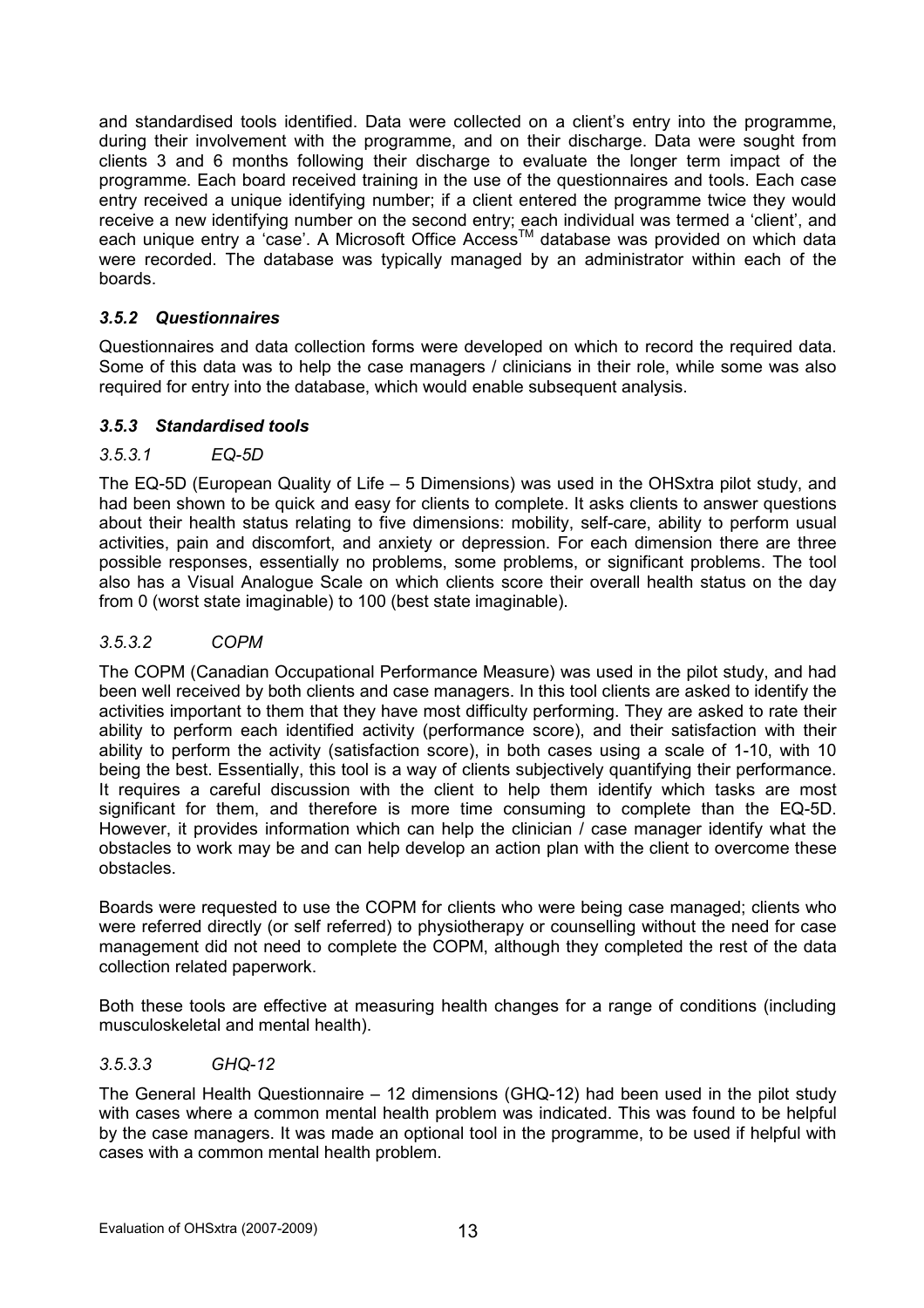and standardised tools identified. Data were collected on a client's entry into the programme, during their involvement with the programme, and on their discharge. Data were sought from clients 3 and 6 months following their discharge to evaluate the longer term impact of the programme. Each board received training in the use of the questionnaires and tools. Each case entry received a unique identifying number; if a client entered the programme twice they would receive a new identifying number on the second entry; each individual was termed a 'client', and each unique entry a 'case'. A Microsoft Office Access™ database was provided on which data were recorded. The database was typically managed by an administrator within each of the boards.

### *3.5.2 Questionnaires*

Questionnaires and data collection forms were developed on which to record the required data. Some of this data was to help the case managers / clinicians in their role, while some was also required for entry into the database, which would enable subsequent analysis.

### *3.5.3 Standardised tools*

#### *3.5.3.1 EQ-5D*

The EQ-5D (European Quality of Life – 5 Dimensions) was used in the OHSxtra pilot study, and had been shown to be quick and easy for clients to complete. It asks clients to answer questions about their health status relating to five dimensions: mobility, self-care, ability to perform usual activities, pain and discomfort, and anxiety or depression. For each dimension there are three possible responses, essentially no problems, some problems, or significant problems. The tool also has a Visual Analogue Scale on which clients score their overall health status on the day from 0 (worst state imaginable) to 100 (best state imaginable).

#### *3.5.3.2 COPM*

The COPM (Canadian Occupational Performance Measure) was used in the pilot study, and had been well received by both clients and case managers. In this tool clients are asked to identify the activities important to them that they have most difficulty performing. They are asked to rate their ability to perform each identified activity (performance score), and their satisfaction with their ability to perform the activity (satisfaction score), in both cases using a scale of 1-10, with 10 being the best. Essentially, this tool is a way of clients subjectively quantifying their performance. It requires a careful discussion with the client to help them identify which tasks are most significant for them, and therefore is more time consuming to complete than the EQ-5D. However, it provides information which can help the clinician / case manager identify what the obstacles to work may be and can help develop an action plan with the client to overcome these obstacles.

Boards were requested to use the COPM for clients who were being case managed; clients who were referred directly (or self referred) to physiotherapy or counselling without the need for case management did not need to complete the COPM, although they completed the rest of the data collection related paperwork.

Both these tools are effective at measuring health changes for a range of conditions (including musculoskeletal and mental health).

#### *3.5.3.3 GHQ-12*

The General Health Questionnaire – 12 dimensions (GHQ-12) had been used in the pilot study with cases where a common mental health problem was indicated. This was found to be helpful by the case managers. It was made an optional tool in the programme, to be used if helpful with cases with a common mental health problem.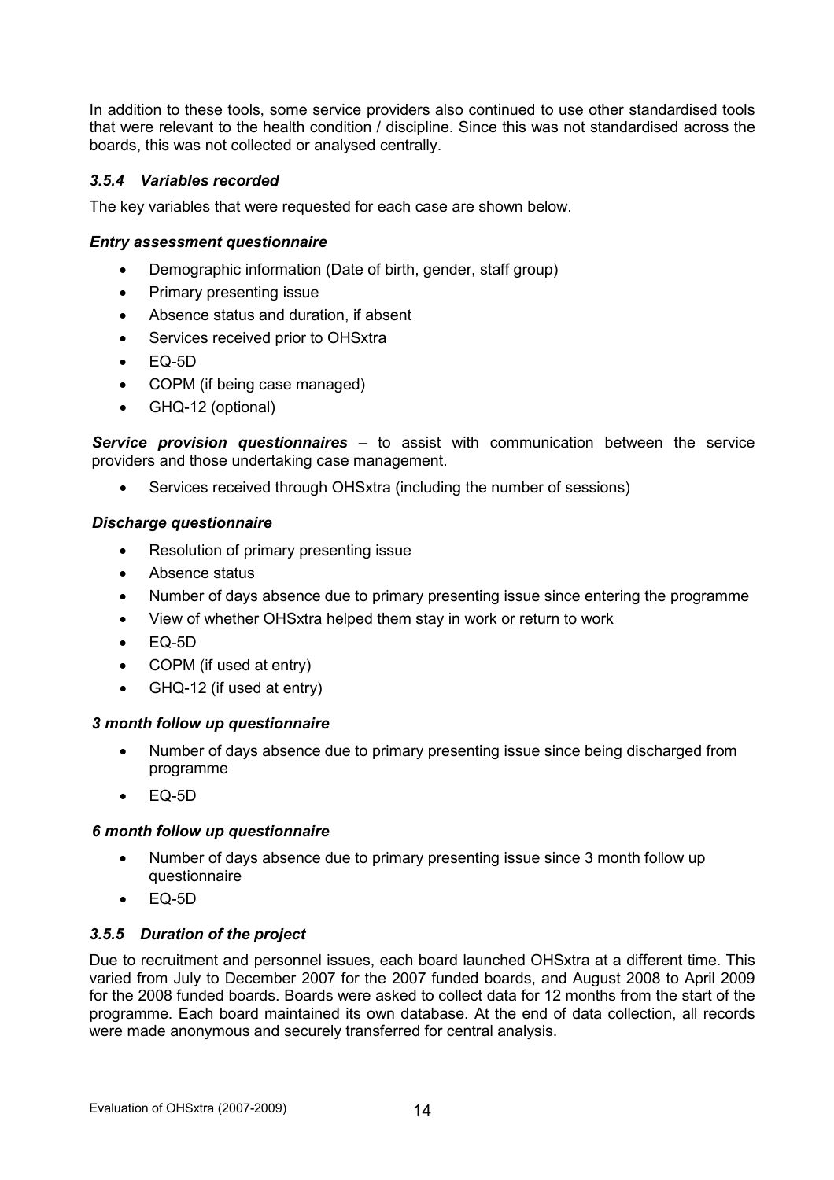In addition to these tools, some service providers also continued to use other standardised tools that were relevant to the health condition / discipline. Since this was not standardised across the boards, this was not collected or analysed centrally.

### *3.5.4 Variables recorded*

The key variables that were requested for each case are shown below.

#### *Entry assessment questionnaire*

- Demographic information (Date of birth, gender, staff group)
- Primary presenting issue
- Absence status and duration, if absent
- Services received prior to OHSxtra
- EQ-5D
- COPM (if being case managed)
- GHQ-12 (optional)

***Service provision questionnaires*** – to assist with communication between the service providers and those undertaking case management.

- Services received through OHSxtra (including the number of sessions)

#### *Discharge questionnaire*

- Resolution of primary presenting issue
- Absence status
- Number of days absence due to primary presenting issue since entering the programme
- View of whether OHSxtra helped them stay in work or return to work
- EQ-5D
- COPM (if used at entry)
- GHQ-12 (if used at entry)

#### *3 month follow up questionnaire*

- Number of days absence due to primary presenting issue since being discharged from programme
- EQ-5D

#### *6 month follow up questionnaire*

- Number of days absence due to primary presenting issue since 3 month follow up questionnaire
- EQ-5D

### *3.5.5 Duration of the project*

Due to recruitment and personnel issues, each board launched OHSxtra at a different time. This varied from July to December 2007 for the 2007 funded boards, and August 2008 to April 2009 for the 2008 funded boards. Boards were asked to collect data for 12 months from the start of the programme. Each board maintained its own database. At the end of data collection, all records were made anonymous and securely transferred for central analysis.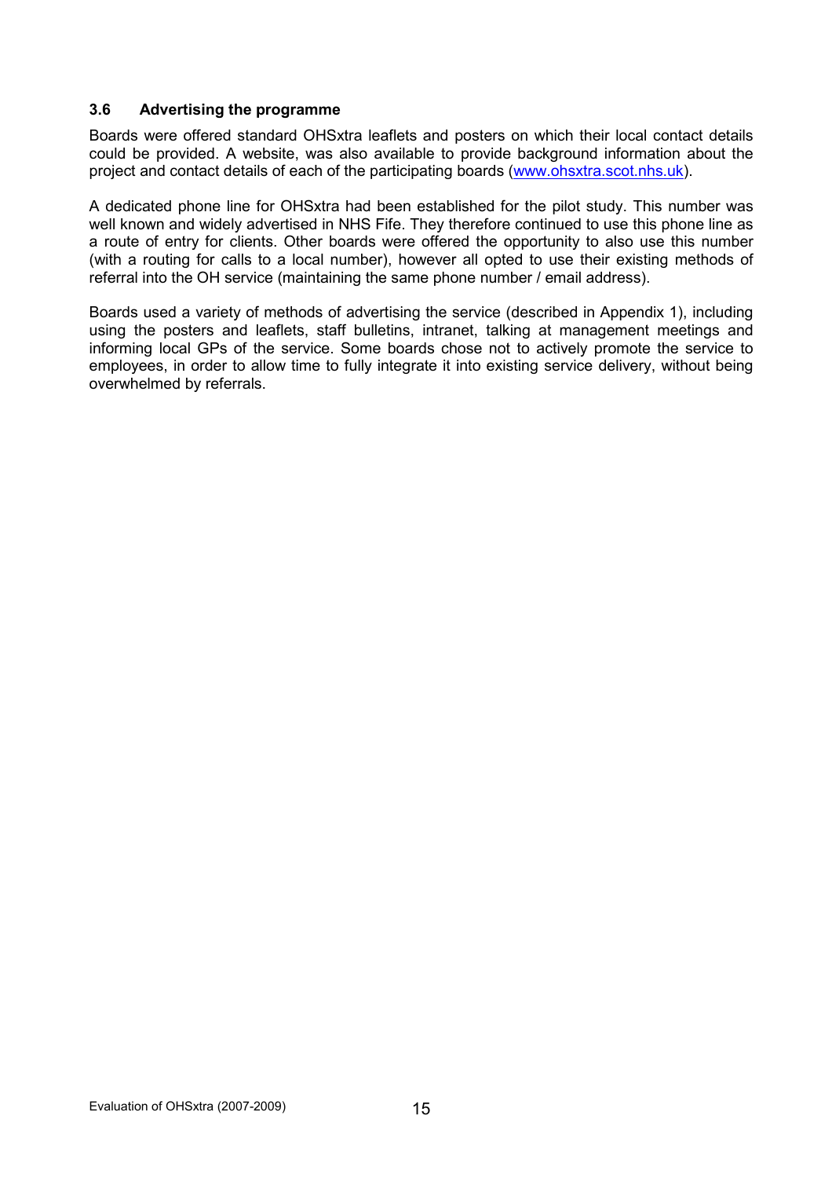### 3.6 Advertising the programme

Boards were offered standard OHSxtra leaflets and posters on which their local contact details could be provided. A website, was also available to provide background information about the project and contact details of each of the participating boards (www.ohsxtra.scot.nhs.uk).

A dedicated phone line for OHSxtra had been established for the pilot study. This number was well known and widely advertised in NHS Fife. They therefore continued to use this phone line as a route of entry for clients. Other boards were offered the opportunity to also use this number (with a routing for calls to a local number), however all opted to use their existing methods of referral into the OH service (maintaining the same phone number / email address).

Boards used a variety of methods of advertising the service (described in Appendix 1), including using the posters and leaflets, staff bulletins, intranet, talking at management meetings and informing local GPs of the service. Some boards chose not to actively promote the service to employees, in order to allow time to fully integrate it into existing service delivery, without being overwhelmed by referrals.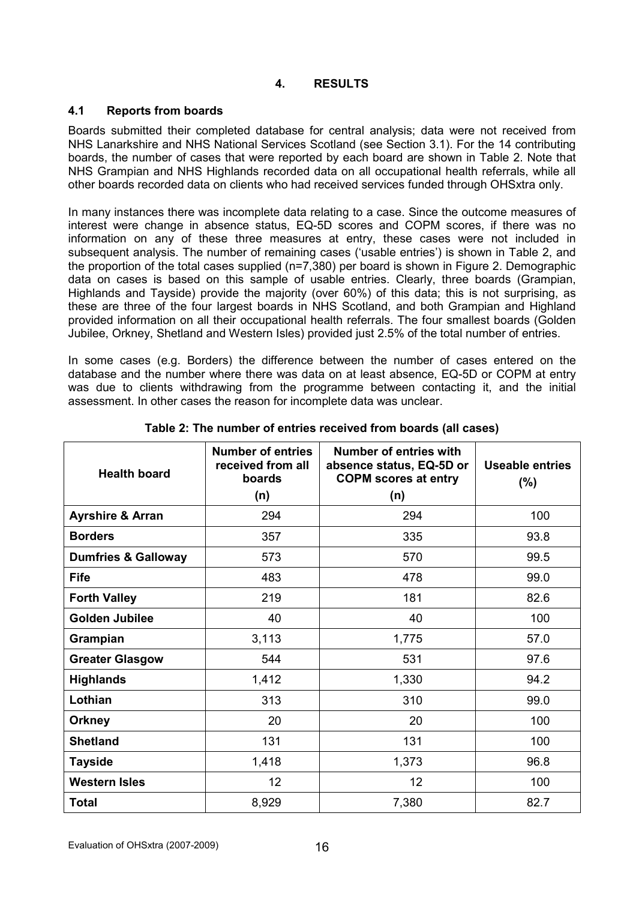## 4. RESULTS

### 4.1 Reports from boards

Boards submitted their completed database for central analysis; data were not received from NHS Lanarkshire and NHS National Services Scotland (see Section 3.1). For the 14 contributing boards, the number of cases that were reported by each board are shown in Table 2. Note that NHS Grampian and NHS Highlands recorded data on all occupational health referrals, while all other boards recorded data on clients who had received services funded through OHSxtra only.

In many instances there was incomplete data relating to a case. Since the outcome measures of interest were change in absence status, EQ-5D scores and COPM scores, if there was no information on any of these three measures at entry, these cases were not included in subsequent analysis. The number of remaining cases ('usable entries') is shown in Table 2, and the proportion of the total cases supplied (n=7,380) per board is shown in Figure 2. Demographic data on cases is based on this sample of usable entries. Clearly, three boards (Grampian, Highlands and Tayside) provide the majority (over 60%) of this data; this is not surprising, as these are three of the four largest boards in NHS Scotland, and both Grampian and Highland provided information on all their occupational health referrals. The four smallest boards (Golden Jubilee, Orkney, Shetland and Western Isles) provided just 2.5% of the total number of entries.

In some cases (e.g. Borders) the difference between the number of cases entered on the database and the number where there was data on at least absence, EQ-5D or COPM at entry was due to clients withdrawing from the programme between contacting it, and the initial assessment. In other cases the reason for incomplete data was unclear.

**Table 2: The number of entries received from boards (all cases)**

| Health board | Number of entries received from all boards (n) | Number of entries with absence status, EQ-5D or COPM scores at entry (n) | Useable entries (%) |
|---|---|---|---|
| **Ayrshire & Arran** | 294 | 294 | 100 |
| **Borders** | 357 | 335 | 93.8 |
| **Dumfries & Galloway** | 573 | 570 | 99.5 |
| **Fife** | 483 | 478 | 99.0 |
| **Forth Valley** | 219 | 181 | 82.6 |
| **Golden Jubilee** | 40 | 40 | 100 |
| **Grampian** | 3,113 | 1,775 | 57.0 |
| **Greater Glasgow** | 544 | 531 | 97.6 |
| **Highlands** | 1,412 | 1,330 | 94.2 |
| **Lothian** | 313 | 310 | 99.0 |
| **Orkney** | 20 | 20 | 100 |
| **Shetland** | 131 | 131 | 100 |
| **Tayside** | 1,418 | 1,373 | 96.8 |
| **Western Isles** | 12 | 12 | 100 |
| **Total** | 8,929 | 7,380 | 82.7 |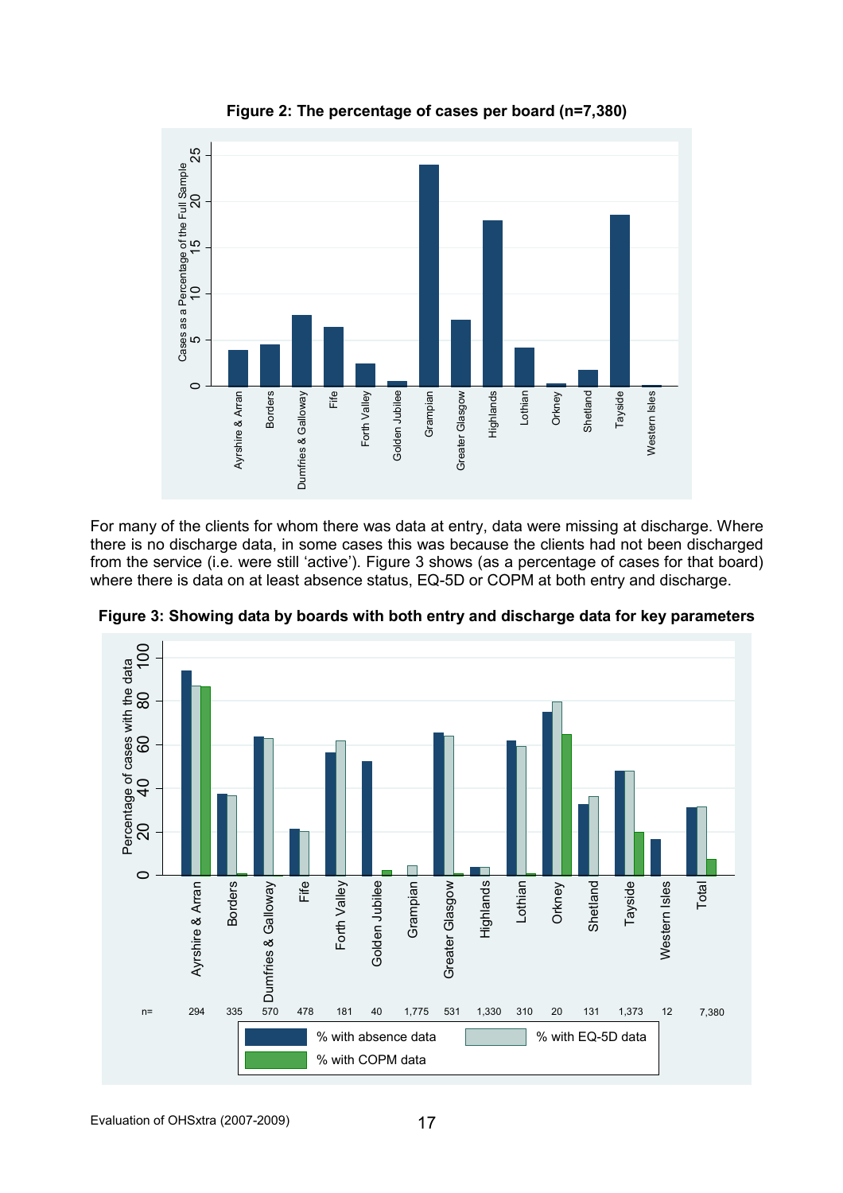**Figure 2: The percentage of cases per board (n=7,380)**

For many of the clients for whom there was data at entry, data were missing at discharge. Where there is no discharge data, in some cases this was because the clients had not been discharged from the service (i.e. were still 'active'). Figure 3 shows (as a percentage of cases for that board) where there is data on at least absence status, EQ-5D or COPM at both entry and discharge.

**Figure 3: Showing data by boards with both entry and discharge data for key parameters**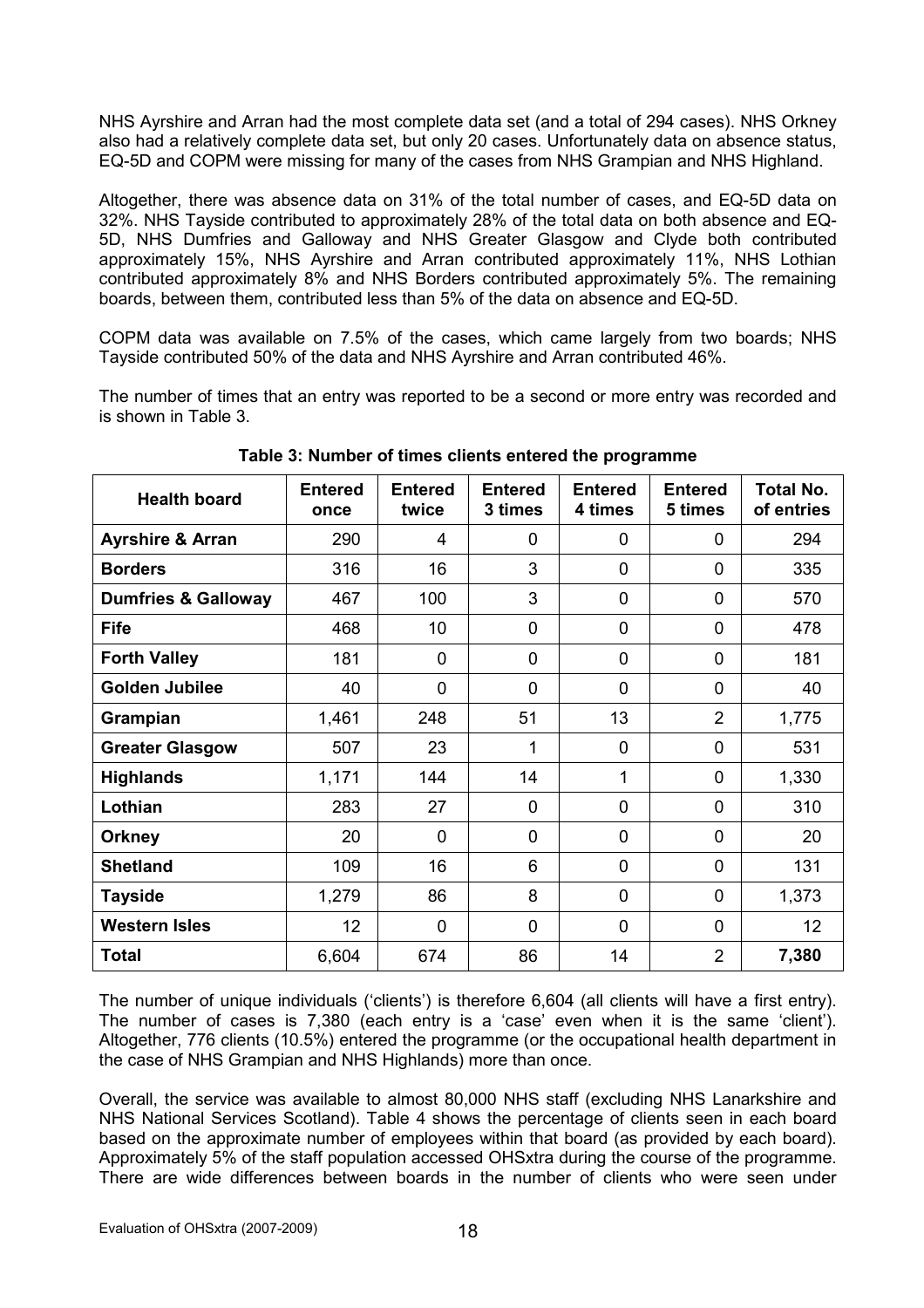NHS Ayrshire and Arran had the most complete data set (and a total of 294 cases). NHS Orkney also had a relatively complete data set, but only 20 cases. Unfortunately data on absence status, EQ-5D and COPM were missing for many of the cases from NHS Grampian and NHS Highland.

Altogether, there was absence data on 31% of the total number of cases, and EQ-5D data on 32%. NHS Tayside contributed to approximately 28% of the total data on both absence and EQ-5D, NHS Dumfries and Galloway and NHS Greater Glasgow and Clyde both contributed approximately 15%, NHS Ayrshire and Arran contributed approximately 11%, NHS Lothian contributed approximately 8% and NHS Borders contributed approximately 5%. The remaining boards, between them, contributed less than 5% of the data on absence and EQ-5D.

COPM data was available on 7.5% of the cases, which came largely from two boards; NHS Tayside contributed 50% of the data and NHS Ayrshire and Arran contributed 46%.

The number of times that an entry was reported to be a second or more entry was recorded and is shown in Table 3.

**Table 3: Number of times clients entered the programme**

| Health board | Entered once | Entered twice | Entered 3 times | Entered 4 times | Entered 5 times | Total No. of entries |
|---|---|---|---|---|---|---|
| **Ayrshire & Arran** | 290 | 4 | 0 | 0 | 0 | 294 |
| **Borders** | 316 | 16 | 3 | 0 | 0 | 335 |
| **Dumfries & Galloway** | 467 | 100 | 3 | 0 | 0 | 570 |
| **Fife** | 468 | 10 | 0 | 0 | 0 | 478 |
| **Forth Valley** | 181 | 0 | 0 | 0 | 0 | 181 |
| **Golden Jubilee** | 40 | 0 | 0 | 0 | 0 | 40 |
| **Grampian** | 1,461 | 248 | 51 | 13 | 2 | 1,775 |
| **Greater Glasgow** | 507 | 23 | 1 | 0 | 0 | 531 |
| **Highlands** | 1,171 | 144 | 14 | 1 | 0 | 1,330 |
| **Lothian** | 283 | 27 | 0 | 0 | 0 | 310 |
| **Orkney** | 20 | 0 | 0 | 0 | 0 | 20 |
| **Shetland** | 109 | 16 | 6 | 0 | 0 | 131 |
| **Tayside** | 1,279 | 86 | 8 | 0 | 0 | 1,373 |
| **Western Isles** | 12 | 0 | 0 | 0 | 0 | 12 |
| **Total** | 6,604 | 674 | 86 | 14 | 2 | **7,380** |

The number of unique individuals ('clients') is therefore 6,604 (all clients will have a first entry). The number of cases is 7,380 (each entry is a 'case' even when it is the same 'client'). Altogether, 776 clients (10.5%) entered the programme (or the occupational health department in the case of NHS Grampian and NHS Highlands) more than once.

Overall, the service was available to almost 80,000 NHS staff (excluding NHS Lanarkshire and NHS National Services Scotland). Table 4 shows the percentage of clients seen in each board based on the approximate number of employees within that board (as provided by each board). Approximately 5% of the staff population accessed OHSxtra during the course of the programme. There are wide differences between boards in the number of clients who were seen under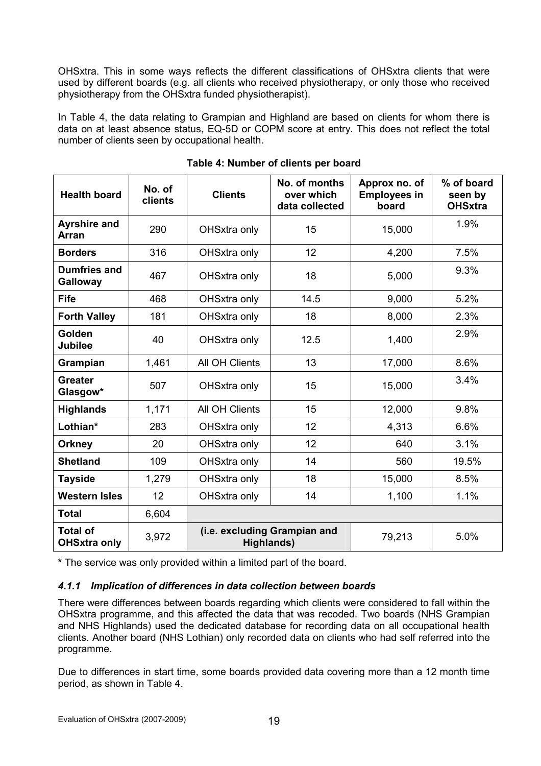OHSxtra. This in some ways reflects the different classifications of OHSxtra clients that were used by different boards (e.g. all clients who received physiotherapy, or only those who received physiotherapy from the OHSxtra funded physiotherapist).

In Table 4, the data relating to Grampian and Highland are based on clients for whom there is data on at least absence status, EQ-5D or COPM score at entry. This does not reflect the total number of clients seen by occupational health.

**Table 4: Number of clients per board**

| Health board | No. of clients | Clients | No. of months over which data collected | Approx no. of Employees in board | % of board seen by OHSxtra |
|---|---|---|---|---|---|
| **Ayrshire and Arran** | 290 | OHSxtra only | 15 | 15,000 | 1.9% |
| **Borders** | 316 | OHSxtra only | 12 | 4,200 | 7.5% |
| **Dumfries and Galloway** | 467 | OHSxtra only | 18 | 5,000 | 9.3% |
| **Fife** | 468 | OHSxtra only | 14.5 | 9,000 | 5.2% |
| **Forth Valley** | 181 | OHSxtra only | 18 | 8,000 | 2.3% |
| **Golden Jubilee** | 40 | OHSxtra only | 12.5 | 1,400 | 2.9% |
| **Grampian** | 1,461 | All OH Clients | 13 | 17,000 | 8.6% |
| **Greater Glasgow*** | 507 | OHSxtra only | 15 | 15,000 | 3.4% |
| **Highlands** | 1,171 | All OH Clients | 15 | 12,000 | 9.8% |
| **Lothian*** | 283 | OHSxtra only | 12 | 4,313 | 6.6% |
| **Orkney** | 20 | OHSxtra only | 12 | 640 | 3.1% |
| **Shetland** | 109 | OHSxtra only | 14 | 560 | 19.5% |
| **Tayside** | 1,279 | OHSxtra only | 18 | 15,000 | 8.5% |
| **Western Isles** | 12 | OHSxtra only | 14 | 1,100 | 1.1% |
| **Total** | 6,604 | | | | |
| **Total of OHSxtra only** | 3,972 | **(i.e. excluding Grampian and Highlands)** | | 79,213 | 5.0% |

**\*** The service was only provided within a limited part of the board.

### *4.1.1 Implication of differences in data collection between boards*

There were differences between boards regarding which clients were considered to fall within the OHSxtra programme, and this affected the data that was recoded. Two boards (NHS Grampian and NHS Highlands) used the dedicated database for recording data on all occupational health clients. Another board (NHS Lothian) only recorded data on clients who had self referred into the programme.

Due to differences in start time, some boards provided data covering more than a 12 month time period, as shown in Table 4.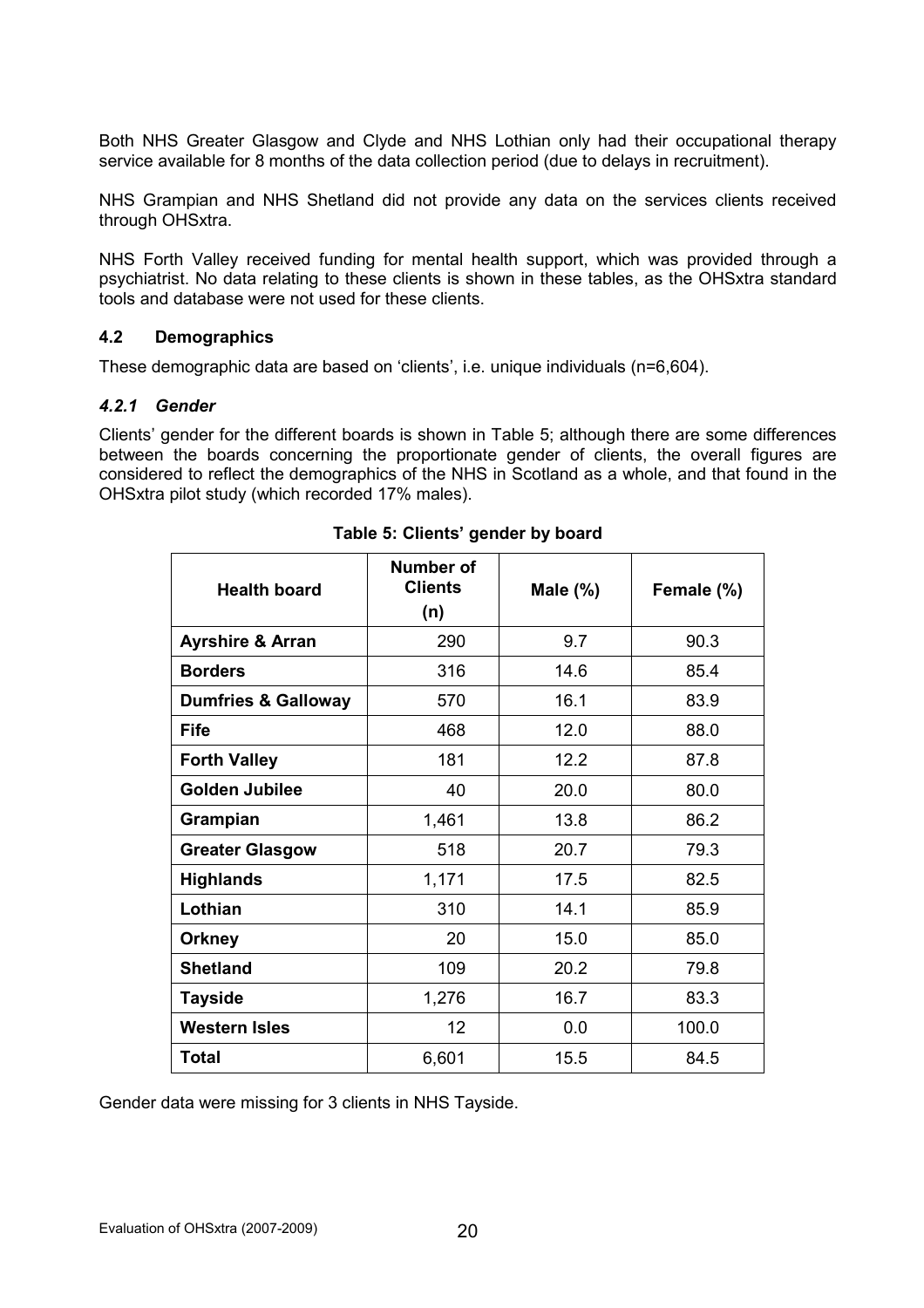Both NHS Greater Glasgow and Clyde and NHS Lothian only had their occupational therapy service available for 8 months of the data collection period (due to delays in recruitment).

NHS Grampian and NHS Shetland did not provide any data on the services clients received through OHSxtra.

NHS Forth Valley received funding for mental health support, which was provided through a psychiatrist. No data relating to these clients is shown in these tables, as the OHSxtra standard tools and database were not used for these clients.

### 4.2 Demographics

These demographic data are based on 'clients', i.e. unique individuals (n=6,604).

#### *4.2.1 Gender*

Clients' gender for the different boards is shown in Table 5; although there are some differences between the boards concerning the proportionate gender of clients, the overall figures are considered to reflect the demographics of the NHS in Scotland as a whole, and that found in the OHSxtra pilot study (which recorded 17% males).

**Table 5: Clients' gender by board**

| Health board | Number of Clients (n) | Male (%) | Female (%) |
|---|---|---|---|
| **Ayrshire & Arran** | 290 | 9.7 | 90.3 |
| **Borders** | 316 | 14.6 | 85.4 |
| **Dumfries & Galloway** | 570 | 16.1 | 83.9 |
| **Fife** | 468 | 12.0 | 88.0 |
| **Forth Valley** | 181 | 12.2 | 87.8 |
| **Golden Jubilee** | 40 | 20.0 | 80.0 |
| **Grampian** | 1,461 | 13.8 | 86.2 |
| **Greater Glasgow** | 518 | 20.7 | 79.3 |
| **Highlands** | 1,171 | 17.5 | 82.5 |
| **Lothian** | 310 | 14.1 | 85.9 |
| **Orkney** | 20 | 15.0 | 85.0 |
| **Shetland** | 109 | 20.2 | 79.8 |
| **Tayside** | 1,276 | 16.7 | 83.3 |
| **Western Isles** | 12 | 0.0 | 100.0 |
| **Total** | 6,601 | 15.5 | 84.5 |

Gender data were missing for 3 clients in NHS Tayside.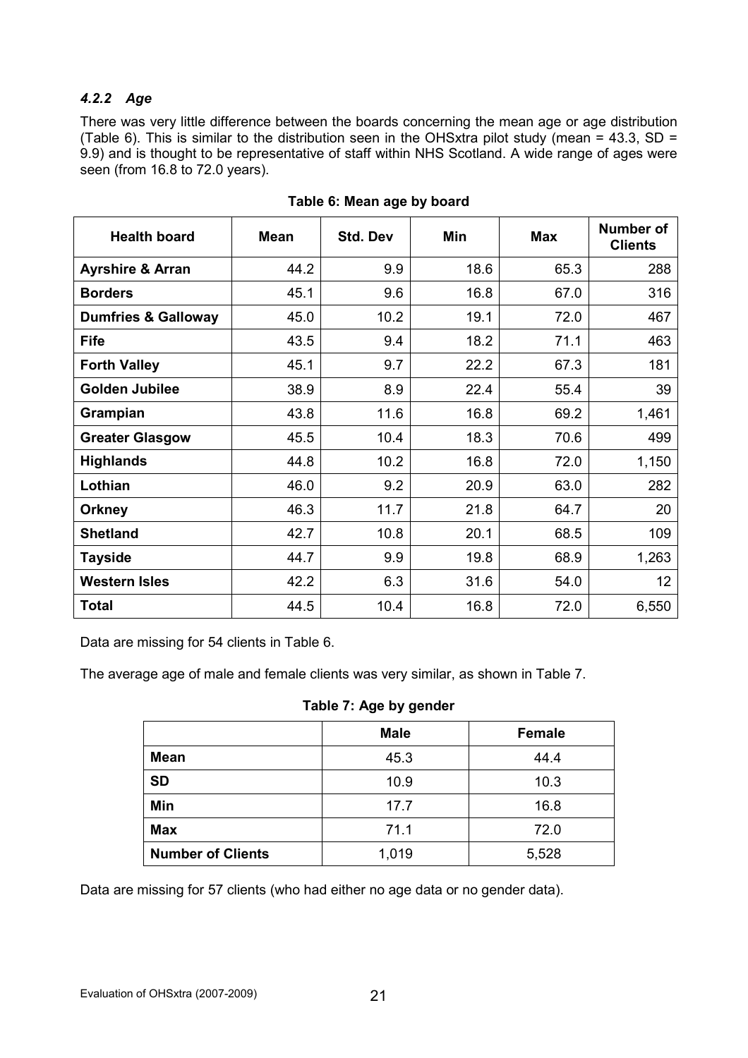#### *4.2.2 Age*

There was very little difference between the boards concerning the mean age or age distribution (Table 6). This is similar to the distribution seen in the OHSxtra pilot study (mean = 43.3, SD = 9.9) and is thought to be representative of staff within NHS Scotland. A wide range of ages were seen (from 16.8 to 72.0 years).

**Table 6: Mean age by board**

| Health board | Mean | Std. Dev | Min | Max | Number of Clients |
|---|---|---|---|---|---|
| **Ayrshire & Arran** | 44.2 | 9.9 | 18.6 | 65.3 | 288 |
| **Borders** | 45.1 | 9.6 | 16.8 | 67.0 | 316 |
| **Dumfries & Galloway** | 45.0 | 10.2 | 19.1 | 72.0 | 467 |
| **Fife** | 43.5 | 9.4 | 18.2 | 71.1 | 463 |
| **Forth Valley** | 45.1 | 9.7 | 22.2 | 67.3 | 181 |
| **Golden Jubilee** | 38.9 | 8.9 | 22.4 | 55.4 | 39 |
| **Grampian** | 43.8 | 11.6 | 16.8 | 69.2 | 1,461 |
| **Greater Glasgow** | 45.5 | 10.4 | 18.3 | 70.6 | 499 |
| **Highlands** | 44.8 | 10.2 | 16.8 | 72.0 | 1,150 |
| **Lothian** | 46.0 | 9.2 | 20.9 | 63.0 | 282 |
| **Orkney** | 46.3 | 11.7 | 21.8 | 64.7 | 20 |
| **Shetland** | 42.7 | 10.8 | 20.1 | 68.5 | 109 |
| **Tayside** | 44.7 | 9.9 | 19.8 | 68.9 | 1,263 |
| **Western Isles** | 42.2 | 6.3 | 31.6 | 54.0 | 12 |
| **Total** | 44.5 | 10.4 | 16.8 | 72.0 | 6,550 |

Data are missing for 54 clients in Table 6.

The average age of male and female clients was very similar, as shown in Table 7.

**Table 7: Age by gender**

| | Male | Female |
|---|---|---|
| **Mean** | 45.3 | 44.4 |
| **SD** | 10.9 | 10.3 |
| **Min** | 17.7 | 16.8 |
| **Max** | 71.1 | 72.0 |
| **Number of Clients** | 1,019 | 5,528 |

Data are missing for 57 clients (who had either no age data or no gender data).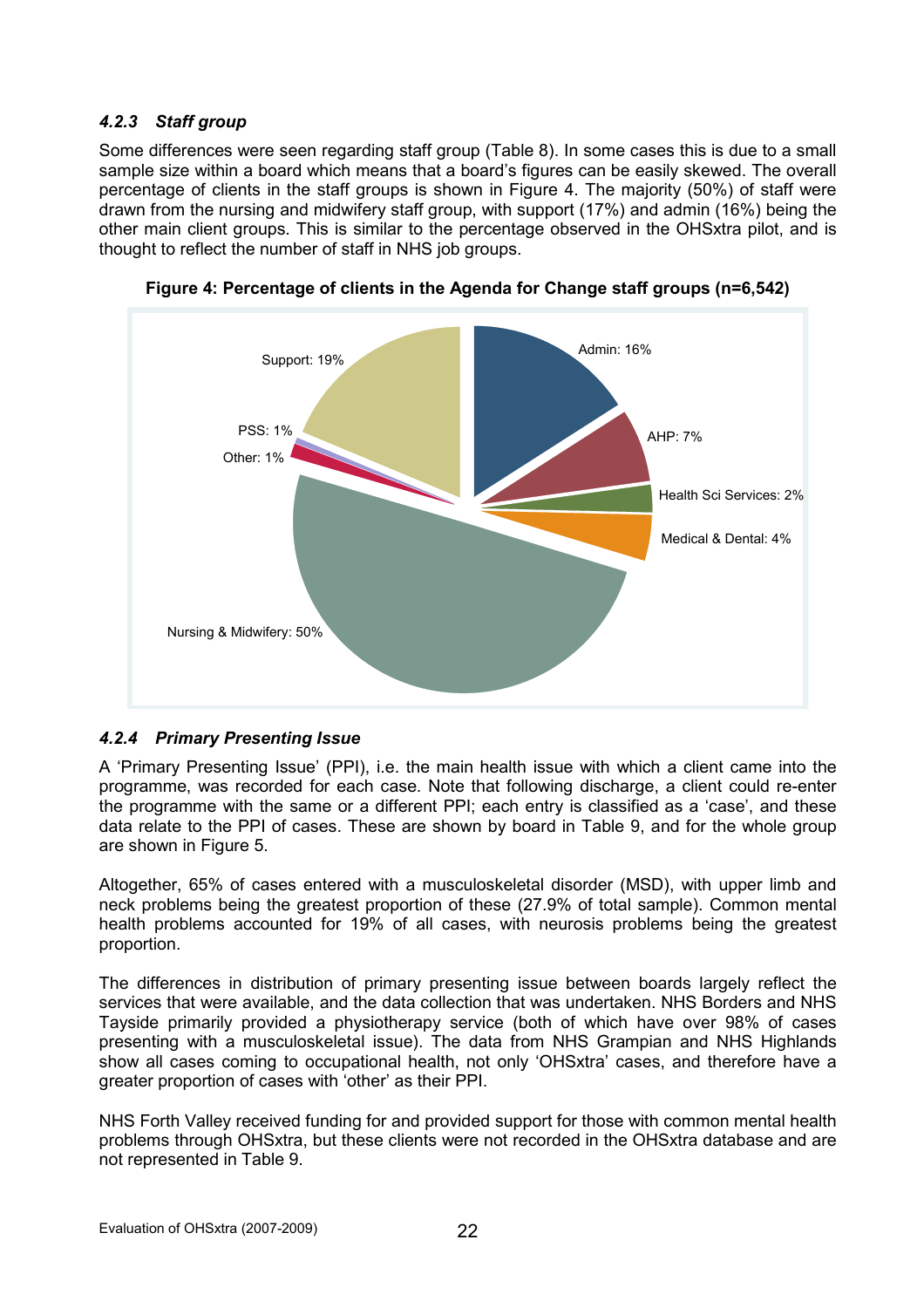### *4.2.3 Staff group*

Some differences were seen regarding staff group (Table 8). In some cases this is due to a small sample size within a board which means that a board's figures can be easily skewed. The overall percentage of clients in the staff groups is shown in Figure 4. The majority (50%) of staff were drawn from the nursing and midwifery staff group, with support (17%) and admin (16%) being the other main client groups. This is similar to the percentage observed in the OHSxtra pilot, and is thought to reflect the number of staff in NHS job groups.

**Figure 4: Percentage of clients in the Agenda for Change staff groups (n=6,542)**

| Staff group | Percentage |
|---|---|
| Admin | 16% |
| AHP | 7% |
| Health Sci Services | 2% |
| Medical & Dental | 4% |
| Nursing & Midwifery | 50% |
| Other | 1% |
| PSS | 1% |
| Support | 19% |

### *4.2.4 Primary Presenting Issue*

A 'Primary Presenting Issue' (PPI), i.e. the main health issue with which a client came into the programme, was recorded for each case. Note that following discharge, a client could re-enter the programme with the same or a different PPI; each entry is classified as a 'case', and these data relate to the PPI of cases. These are shown by board in Table 9, and for the whole group are shown in Figure 5.

Altogether, 65% of cases entered with a musculoskeletal disorder (MSD), with upper limb and neck problems being the greatest proportion of these (27.9% of total sample). Common mental health problems accounted for 19% of all cases, with neurosis problems being the greatest proportion.

The differences in distribution of primary presenting issue between boards largely reflect the services that were available, and the data collection that was undertaken. NHS Borders and NHS Tayside primarily provided a physiotherapy service (both of which have over 98% of cases presenting with a musculoskeletal issue). The data from NHS Grampian and NHS Highlands show all cases coming to occupational health, not only 'OHSxtra' cases, and therefore have a greater proportion of cases with 'other' as their PPI.

NHS Forth Valley received funding for and provided support for those with common mental health problems through OHSxtra, but these clients were not recorded in the OHSxtra database and are not represented in Table 9.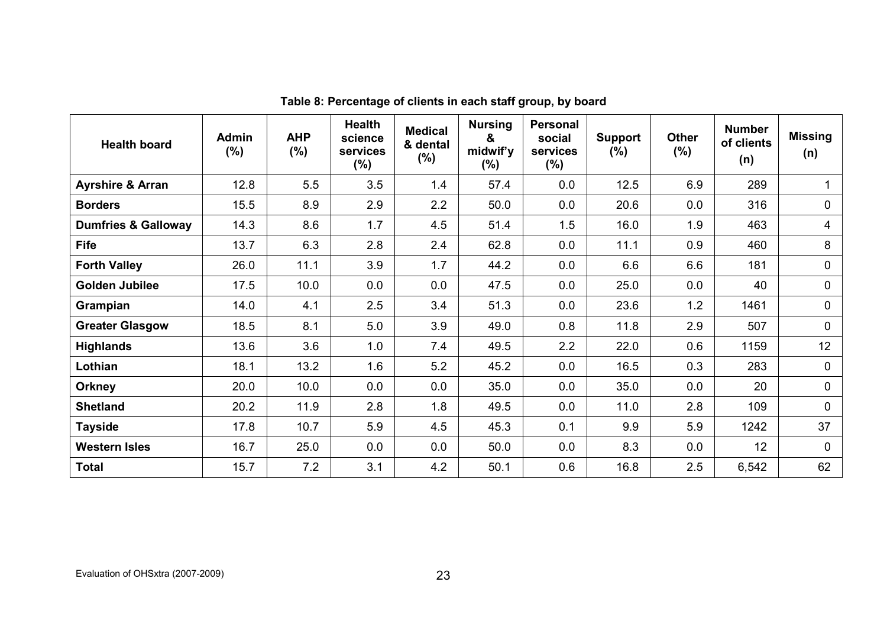**Table 8: Percentage of clients in each staff group, by board**

| Health board | Admin (%) | AHP (%) | Health science services (%) | Medical & dental (%) | Nursing & midwif'y (%) | Personal social services (%) | Support (%) | Other (%) | Number of clients (n) | Missing (n) |
|---|---|---|---|---|---|---|---|---|---|---|
| **Ayrshire & Arran** | 12.8 | 5.5 | 3.5 | 1.4 | 57.4 | 0.0 | 12.5 | 6.9 | 289 | 1 |
| **Borders** | 15.5 | 8.9 | 2.9 | 2.2 | 50.0 | 0.0 | 20.6 | 0.0 | 316 | 0 |
| **Dumfries & Galloway** | 14.3 | 8.6 | 1.7 | 4.5 | 51.4 | 1.5 | 16.0 | 1.9 | 463 | 4 |
| **Fife** | 13.7 | 6.3 | 2.8 | 2.4 | 62.8 | 0.0 | 11.1 | 0.9 | 460 | 8 |
| **Forth Valley** | 26.0 | 11.1 | 3.9 | 1.7 | 44.2 | 0.0 | 6.6 | 6.6 | 181 | 0 |
| **Golden Jubilee** | 17.5 | 10.0 | 0.0 | 0.0 | 47.5 | 0.0 | 25.0 | 0.0 | 40 | 0 |
| **Grampian** | 14.0 | 4.1 | 2.5 | 3.4 | 51.3 | 0.0 | 23.6 | 1.2 | 1461 | 0 |
| **Greater Glasgow** | 18.5 | 8.1 | 5.0 | 3.9 | 49.0 | 0.8 | 11.8 | 2.9 | 507 | 0 |
| **Highlands** | 13.6 | 3.6 | 1.0 | 7.4 | 49.5 | 2.2 | 22.0 | 0.6 | 1159 | 12 |
| **Lothian** | 18.1 | 13.2 | 1.6 | 5.2 | 45.2 | 0.0 | 16.5 | 0.3 | 283 | 0 |
| **Orkney** | 20.0 | 10.0 | 0.0 | 0.0 | 35.0 | 0.0 | 35.0 | 0.0 | 20 | 0 |
| **Shetland** | 20.2 | 11.9 | 2.8 | 1.8 | 49.5 | 0.0 | 11.0 | 2.8 | 109 | 0 |
| **Tayside** | 17.8 | 10.7 | 5.9 | 4.5 | 45.3 | 0.1 | 9.9 | 5.9 | 1242 | 37 |
| **Western Isles** | 16.7 | 25.0 | 0.0 | 0.0 | 50.0 | 0.0 | 8.3 | 0.0 | 12 | 0 |
| **Total** | 15.7 | 7.2 | 3.1 | 4.2 | 50.1 | 0.6 | 16.8 | 2.5 | 6,542 | 62 |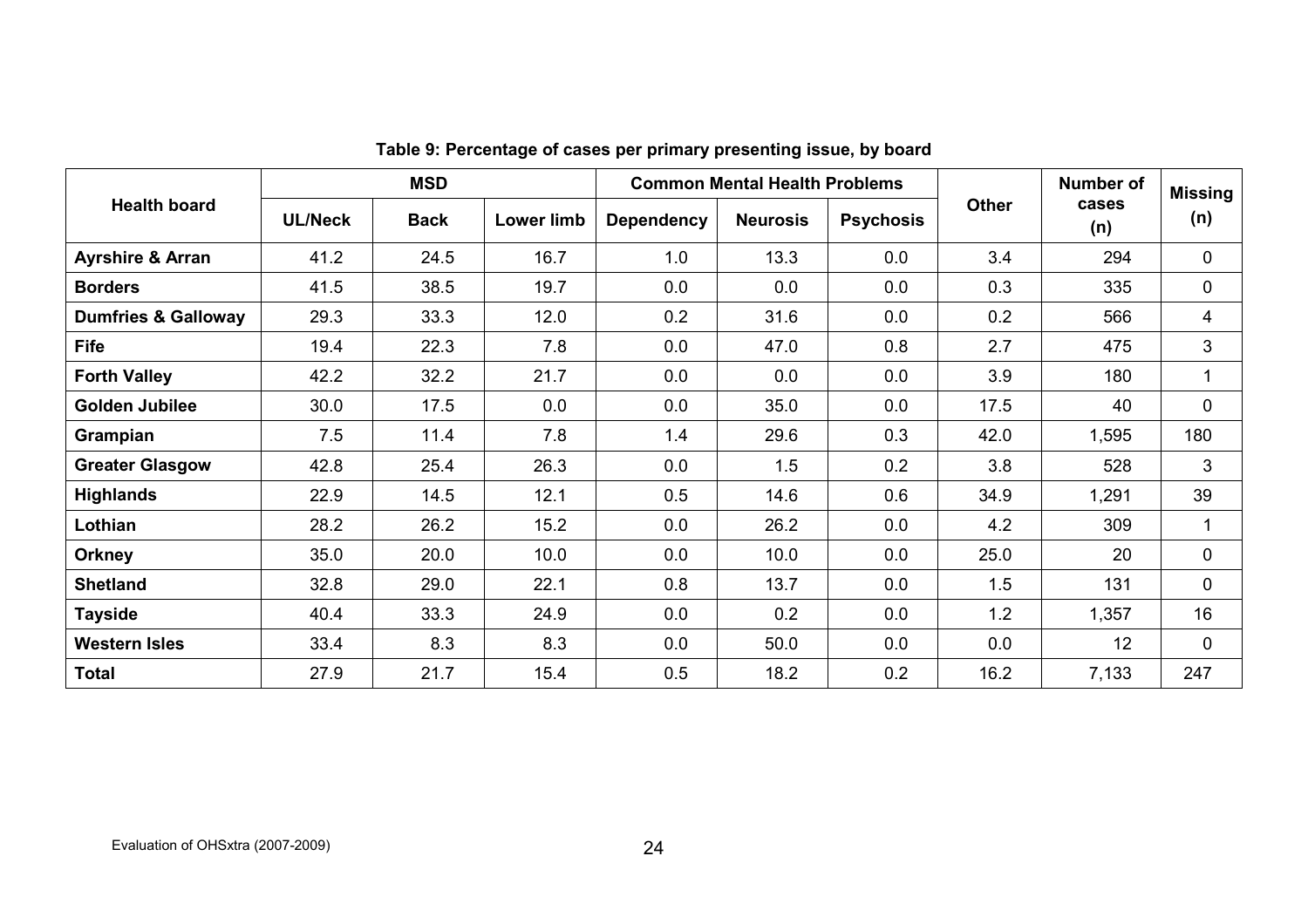**Table 9: Percentage of cases per primary presenting issue, by board**

| Health board | MSD | | | Common Mental Health Problems | | | Other | Number of cases (n) | Missing (n) |
|---|---|---|---|---|---|---|---|---|---|
| | UL/Neck | Back | Lower limb | Dependency | Neurosis | Psychosis | | | |
| **Ayrshire & Arran** | 41.2 | 24.5 | 16.7 | 1.0 | 13.3 | 0.0 | 3.4 | 294 | 0 |
| **Borders** | 41.5 | 38.5 | 19.7 | 0.0 | 0.0 | 0.0 | 0.3 | 335 | 0 |
| **Dumfries & Galloway** | 29.3 | 33.3 | 12.0 | 0.2 | 31.6 | 0.0 | 0.2 | 566 | 4 |
| **Fife** | 19.4 | 22.3 | 7.8 | 0.0 | 47.0 | 0.8 | 2.7 | 475 | 3 |
| **Forth Valley** | 42.2 | 32.2 | 21.7 | 0.0 | 0.0 | 0.0 | 3.9 | 180 | 1 |
| **Golden Jubilee** | 30.0 | 17.5 | 0.0 | 0.0 | 35.0 | 0.0 | 17.5 | 40 | 0 |
| **Grampian** | 7.5 | 11.4 | 7.8 | 1.4 | 29.6 | 0.3 | 42.0 | 1,595 | 180 |
| **Greater Glasgow** | 42.8 | 25.4 | 26.3 | 0.0 | 1.5 | 0.2 | 3.8 | 528 | 3 |
| **Highlands** | 22.9 | 14.5 | 12.1 | 0.5 | 14.6 | 0.6 | 34.9 | 1,291 | 39 |
| **Lothian** | 28.2 | 26.2 | 15.2 | 0.0 | 26.2 | 0.0 | 4.2 | 309 | 1 |
| **Orkney** | 35.0 | 20.0 | 10.0 | 0.0 | 10.0 | 0.0 | 25.0 | 20 | 0 |
| **Shetland** | 32.8 | 29.0 | 22.1 | 0.8 | 13.7 | 0.0 | 1.5 | 131 | 0 |
| **Tayside** | 40.4 | 33.3 | 24.9 | 0.0 | 0.2 | 0.0 | 1.2 | 1,357 | 16 |
| **Western Isles** | 33.4 | 8.3 | 8.3 | 0.0 | 50.0 | 0.0 | 0.0 | 12 | 0 |
| **Total** | 27.9 | 21.7 | 15.4 | 0.5 | 18.2 | 0.2 | 16.2 | 7,133 | 247 |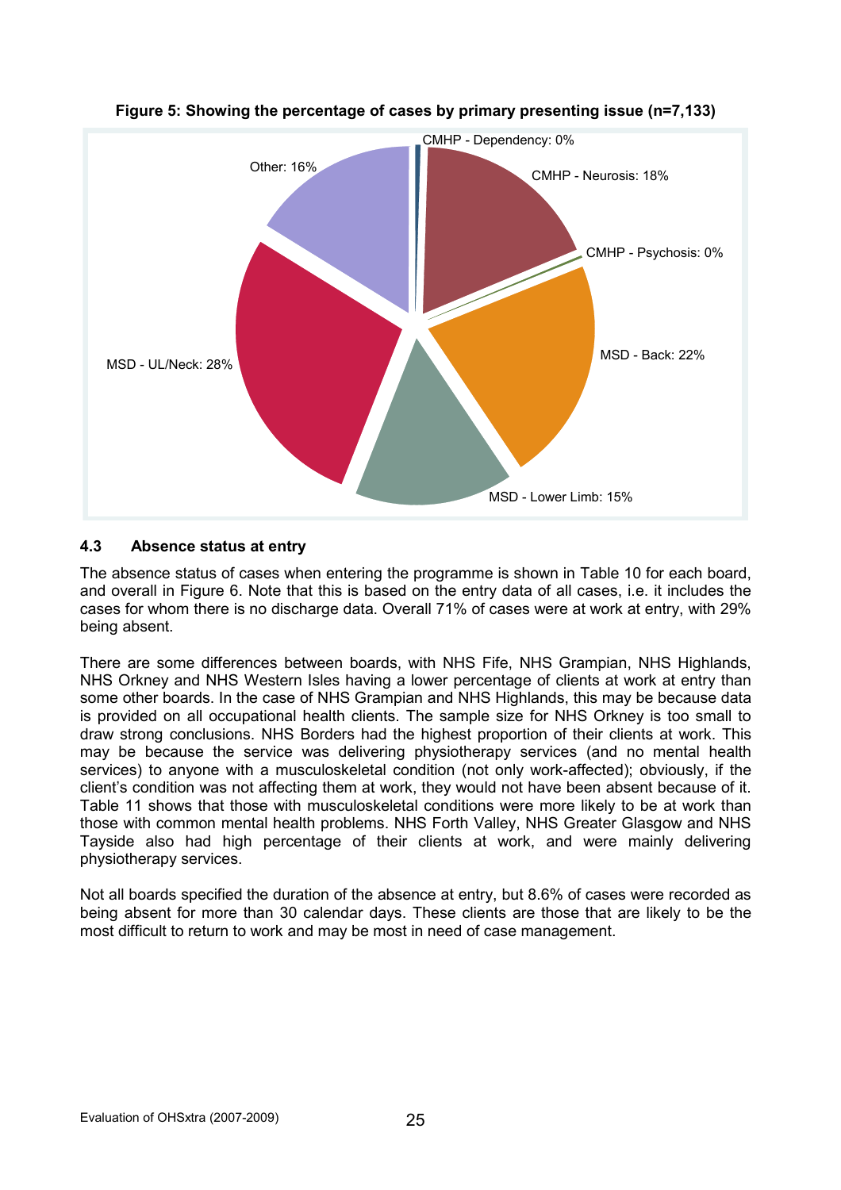**Figure 5: Showing the percentage of cases by primary presenting issue (n=7,133)**

CMHP - Dependency: 0%

CMHP - Neurosis: 18%

CMHP - Psychosis: 0%

MSD - Back: 22%

MSD - Lower Limb: 15%

MSD - UL/Neck: 28%

Other: 16%

## 4.3 Absence status at entry

The absence status of cases when entering the programme is shown in Table 10 for each board, and overall in Figure 6. Note that this is based on the entry data of all cases, i.e. it includes the cases for whom there is no discharge data. Overall 71% of cases were at work at entry, with 29% being absent.

There are some differences between boards, with NHS Fife, NHS Grampian, NHS Highlands, NHS Orkney and NHS Western Isles having a lower percentage of clients at work at entry than some other boards. In the case of NHS Grampian and NHS Highlands, this may be because data is provided on all occupational health clients. The sample size for NHS Orkney is too small to draw strong conclusions. NHS Borders had the highest proportion of their clients at work. This may be because the service was delivering physiotherapy services (and no mental health services) to anyone with a musculoskeletal condition (not only work-affected); obviously, if the client's condition was not affecting them at work, they would not have been absent because of it. Table 11 shows that those with musculoskeletal conditions were more likely to be at work than those with common mental health problems. NHS Forth Valley, NHS Greater Glasgow and NHS Tayside also had high percentage of their clients at work, and were mainly delivering physiotherapy services.

Not all boards specified the duration of the absence at entry, but 8.6% of cases were recorded as being absent for more than 30 calendar days. These clients are those that are likely to be the most difficult to return to work and may be most in need of case management.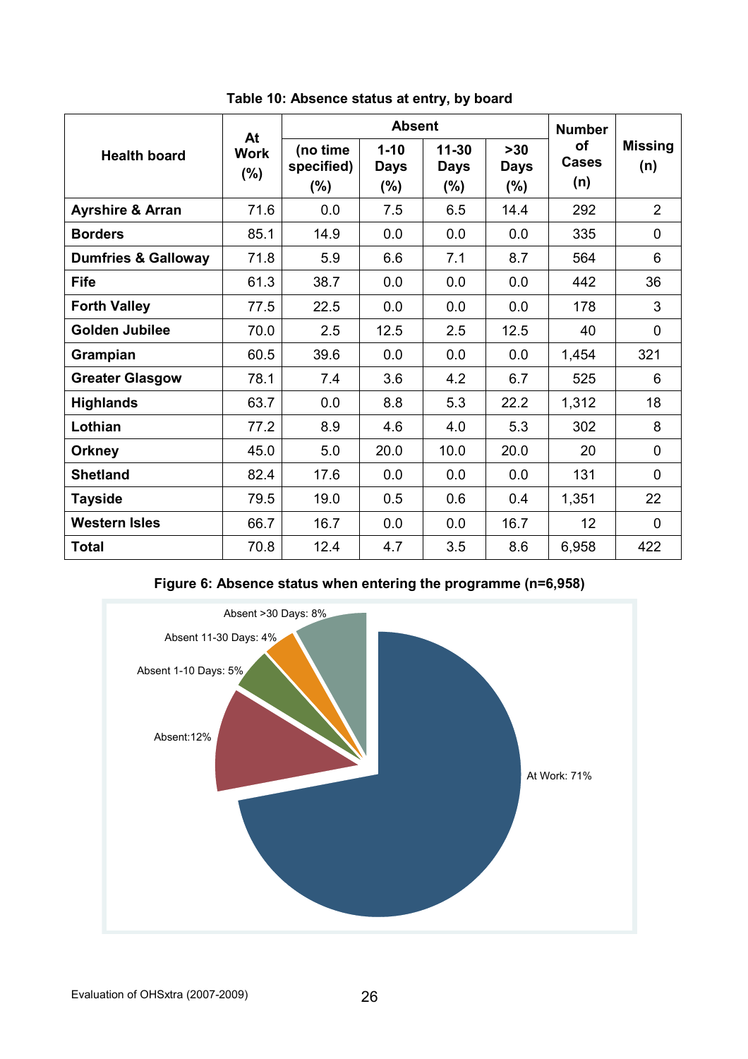**Table 10: Absence status at entry, by board**

| Health board | At Work (%) | Absent | | | | Number of Cases (n) | Missing (n) |
|---|---|---|---|---|---|---|---|
| | | (no time specified) (%) | 1-10 Days (%) | 11-30 Days (%) | >30 Days (%) | | |
| **Ayrshire & Arran** | 71.6 | 0.0 | 7.5 | 6.5 | 14.4 | 292 | 2 |
| **Borders** | 85.1 | 14.9 | 0.0 | 0.0 | 0.0 | 335 | 0 |
| **Dumfries & Galloway** | 71.8 | 5.9 | 6.6 | 7.1 | 8.7 | 564 | 6 |
| **Fife** | 61.3 | 38.7 | 0.0 | 0.0 | 0.0 | 442 | 36 |
| **Forth Valley** | 77.5 | 22.5 | 0.0 | 0.0 | 0.0 | 178 | 3 |
| **Golden Jubilee** | 70.0 | 2.5 | 12.5 | 2.5 | 12.5 | 40 | 0 |
| **Grampian** | 60.5 | 39.6 | 0.0 | 0.0 | 0.0 | 1,454 | 321 |
| **Greater Glasgow** | 78.1 | 7.4 | 3.6 | 4.2 | 6.7 | 525 | 6 |
| **Highlands** | 63.7 | 0.0 | 8.8 | 5.3 | 22.2 | 1,312 | 18 |
| **Lothian** | 77.2 | 8.9 | 4.6 | 4.0 | 5.3 | 302 | 8 |
| **Orkney** | 45.0 | 5.0 | 20.0 | 10.0 | 20.0 | 20 | 0 |
| **Shetland** | 82.4 | 17.6 | 0.0 | 0.0 | 0.0 | 131 | 0 |
| **Tayside** | 79.5 | 19.0 | 0.5 | 0.6 | 0.4 | 1,351 | 22 |
| **Western Isles** | 66.7 | 16.7 | 0.0 | 0.0 | 16.7 | 12 | 0 |
| **Total** | 70.8 | 12.4 | 4.7 | 3.5 | 8.6 | 6,958 | 422 |

**Figure 6: Absence status when entering the programme (n=6,958)**

Absent >30 Days: 8%

Absent 11-30 Days: 4%

Absent 1-10 Days: 5%

Absent:12%

At Work: 71%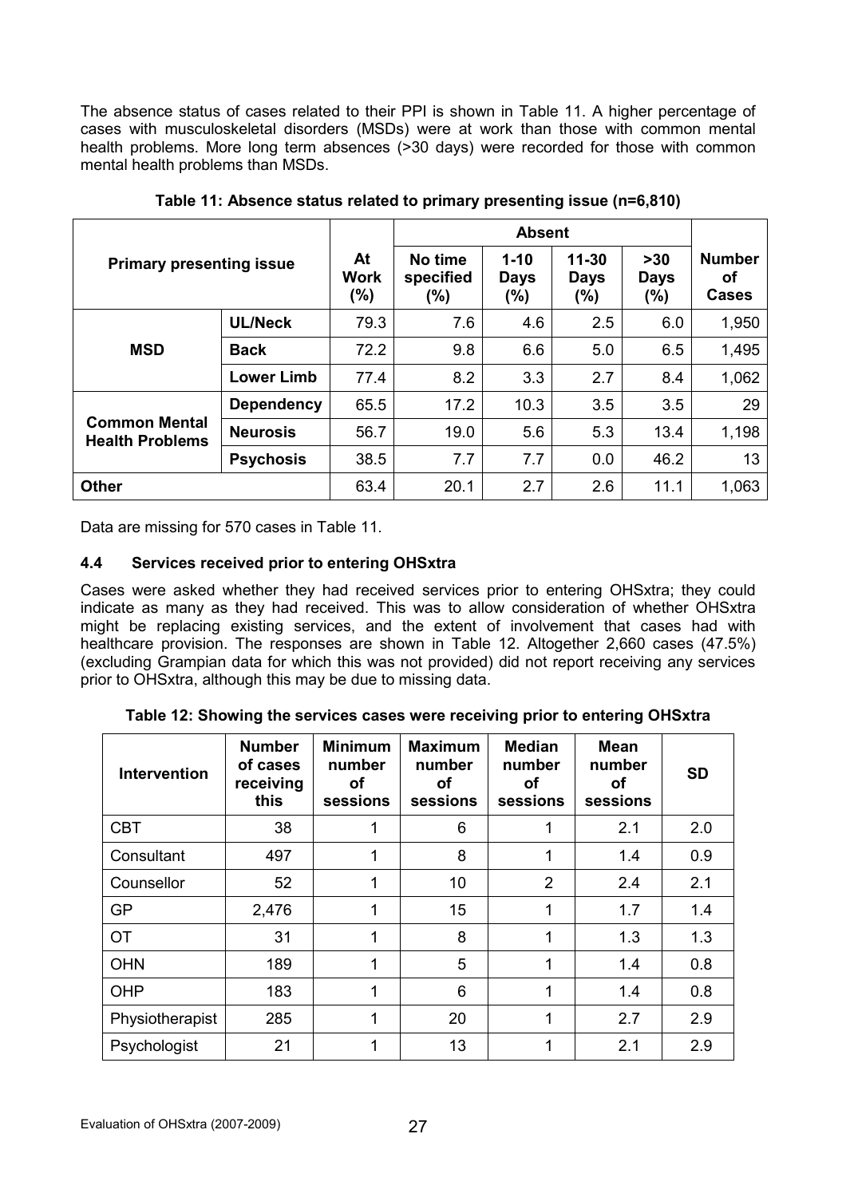The absence status of cases related to their PPI is shown in Table 11. A higher percentage of cases with musculoskeletal disorders (MSDs) were at work than those with common mental health problems. More long term absences (>30 days) were recorded for those with common mental health problems than MSDs.

**Table 11: Absence status related to primary presenting issue (n=6,810)**

| Primary presenting issue | | At Work (%) | Absent | | | | Number of Cases |
|---|---|---|---|---|---|---|---|
| | | | No time specified (%) | 1-10 Days (%) | 11-30 Days (%) | >30 Days (%) | |
| **MSD** | **UL/Neck** | 79.3 | 7.6 | 4.6 | 2.5 | 6.0 | 1,950 |
| | **Back** | 72.2 | 9.8 | 6.6 | 5.0 | 6.5 | 1,495 |
| | **Lower Limb** | 77.4 | 8.2 | 3.3 | 2.7 | 8.4 | 1,062 |
| **Common Mental Health Problems** | **Dependency** | 65.5 | 17.2 | 10.3 | 3.5 | 3.5 | 29 |
| | **Neurosis** | 56.7 | 19.0 | 5.6 | 5.3 | 13.4 | 1,198 |
| | **Psychosis** | 38.5 | 7.7 | 7.7 | 0.0 | 46.2 | 13 |
| **Other** | | 63.4 | 20.1 | 2.7 | 2.6 | 11.1 | 1,063 |

Data are missing for 570 cases in Table 11.

### 4.4 Services received prior to entering OHSxtra

Cases were asked whether they had received services prior to entering OHSxtra; they could indicate as many as they had received. This was to allow consideration of whether OHSxtra might be replacing existing services, and the extent of involvement that cases had with healthcare provision. The responses are shown in Table 12. Altogether 2,660 cases (47.5%) (excluding Grampian data for which this was not provided) did not report receiving any services prior to OHSxtra, although this may be due to missing data.

**Table 12: Showing the services cases were receiving prior to entering OHSxtra**

| Intervention | Number of cases receiving this | Minimum number of sessions | Maximum number of sessions | Median number of sessions | Mean number of sessions | SD |
|---|---|---|---|---|---|---|
| CBT | 38 | 1 | 6 | 1 | 2.1 | 2.0 |
| Consultant | 497 | 1 | 8 | 1 | 1.4 | 0.9 |
| Counsellor | 52 | 1 | 10 | 2 | 2.4 | 2.1 |
| GP | 2,476 | 1 | 15 | 1 | 1.7 | 1.4 |
| OT | 31 | 1 | 8 | 1 | 1.3 | 1.3 |
| OHN | 189 | 1 | 5 | 1 | 1.4 | 0.8 |
| OHP | 183 | 1 | 6 | 1 | 1.4 | 0.8 |
| Physiotherapist | 285 | 1 | 20 | 1 | 2.7 | 2.9 |
| Psychologist | 21 | 1 | 13 | 1 | 2.1 | 2.9 |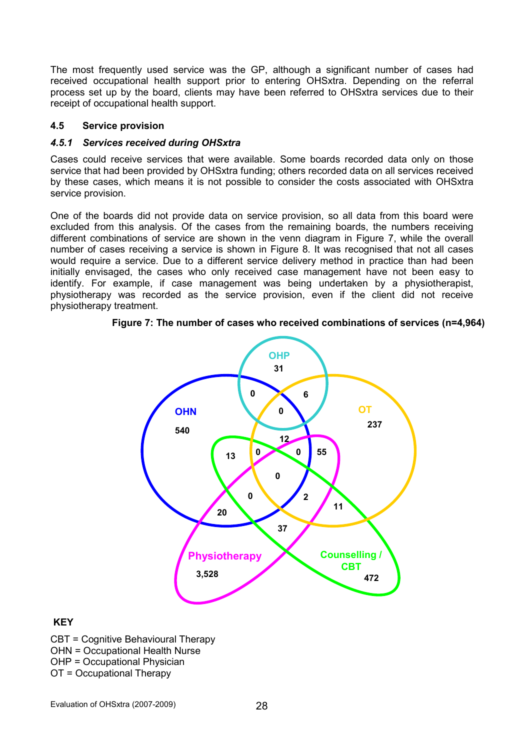The most frequently used service was the GP, although a significant number of cases had received occupational health support prior to entering OHSxtra. Depending on the referral process set up by the board, clients may have been referred to OHSxtra services due to their receipt of occupational health support.

### 4.5 Service provision

#### *4.5.1 Services received during OHSxtra*

Cases could receive services that were available. Some boards recorded data only on those service that had been provided by OHSxtra funding; others recorded data on all services received by these cases, which means it is not possible to consider the costs associated with OHSxtra service provision.

One of the boards did not provide data on service provision, so all data from this board were excluded from this analysis. Of the cases from the remaining boards, the numbers receiving different combinations of service are shown in the venn diagram in Figure 7, while the overall number of cases receiving a service is shown in Figure 8. It was recognised that not all cases would require a service. Due to a different service delivery method in practice than had been initially envisaged, the cases who only received case management have not been easy to identify. For example, if case management was being undertaken by a physiotherapist, physiotherapy was recorded as the service provision, even if the client did not receive physiotherapy treatment.

**Figure 7: The number of cases who received combinations of services (n=4,964)**

**KEY**

CBT = Cognitive Behavioural Therapy
OHN = Occupational Health Nurse
OHP = Occupational Physician
OT = Occupational Therapy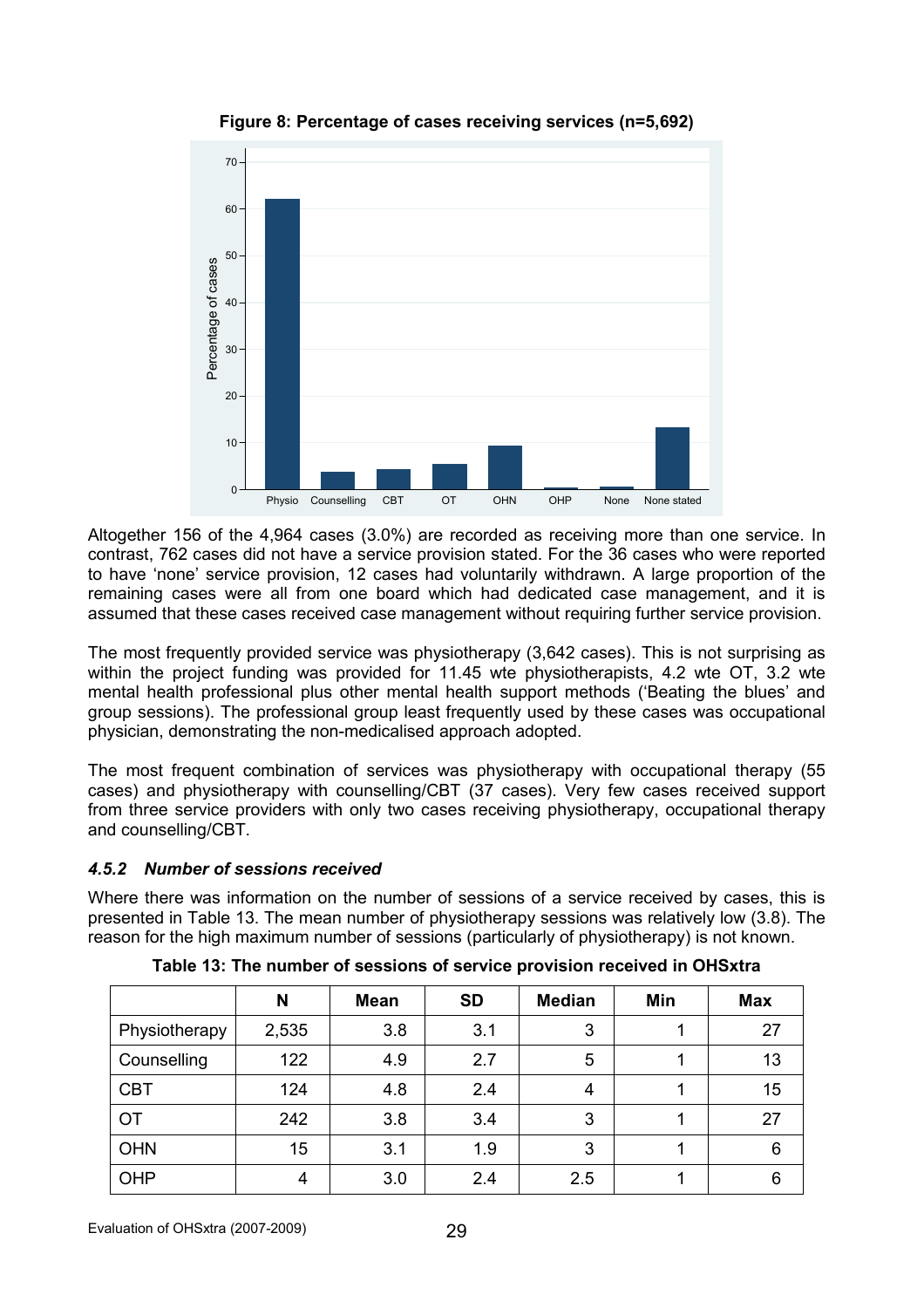**Figure 8: Percentage of cases receiving services (n=5,692)**

Altogether 156 of the 4,964 cases (3.0%) are recorded as receiving more than one service. In contrast, 762 cases did not have a service provision stated. For the 36 cases who were reported to have 'none' service provision, 12 cases had voluntarily withdrawn. A large proportion of the remaining cases were all from one board which had dedicated case management, and it is assumed that these cases received case management without requiring further service provision.

The most frequently provided service was physiotherapy (3,642 cases). This is not surprising as within the project funding was provided for 11.45 wte physiotherapists, 4.2 wte OT, 3.2 wte mental health professional plus other mental health support methods ('Beating the blues' and group sessions). The professional group least frequently used by these cases was occupational physician, demonstrating the non-medicalised approach adopted.

The most frequent combination of services was physiotherapy with occupational therapy (55 cases) and physiotherapy with counselling/CBT (37 cases). Very few cases received support from three service providers with only two cases receiving physiotherapy, occupational therapy and counselling/CBT.

### *4.5.2 Number of sessions received*

Where there was information on the number of sessions of a service received by cases, this is presented in Table 13. The mean number of physiotherapy sessions was relatively low (3.8). The reason for the high maximum number of sessions (particularly of physiotherapy) is not known.

**Table 13: The number of sessions of service provision received in OHSxtra**

| | N | Mean | SD | Median | Min | Max |
|---|---|---|---|---|---|---|
| Physiotherapy | 2,535 | 3.8 | 3.1 | 3 | 1 | 27 |
| Counselling | 122 | 4.9 | 2.7 | 5 | 1 | 13 |
| CBT | 124 | 4.8 | 2.4 | 4 | 1 | 15 |
| OT | 242 | 3.8 | 3.4 | 3 | 1 | 27 |
| OHN | 15 | 3.1 | 1.9 | 3 | 1 | 6 |
| OHP | 4 | 3.0 | 2.4 | 2.5 | 1 | 6 |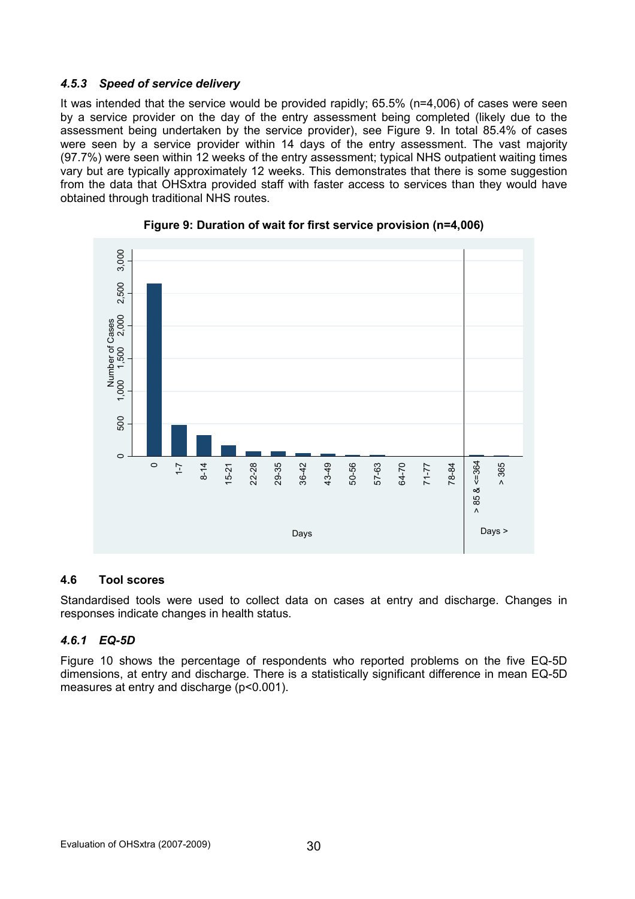### *4.5.3 Speed of service delivery*

It was intended that the service would be provided rapidly; 65.5% (n=4,006) of cases were seen by a service provider on the day of the entry assessment being completed (likely due to the assessment being undertaken by the service provider), see Figure 9. In total 85.4% of cases were seen by a service provider within 14 days of the entry assessment. The vast majority (97.7%) were seen within 12 weeks of the entry assessment; typical NHS outpatient waiting times vary but are typically approximately 12 weeks. This demonstrates that there is some suggestion from the data that OHSxtra provided staff with faster access to services than they would have obtained through traditional NHS routes.

**Figure 9: Duration of wait for first service provision (n=4,006)**

## 4.6 Tool scores

Standardised tools were used to collect data on cases at entry and discharge. Changes in responses indicate changes in health status.

### *4.6.1 EQ-5D*

Figure 10 shows the percentage of respondents who reported problems on the five EQ-5D dimensions, at entry and discharge. There is a statistically significant difference in mean EQ-5D measures at entry and discharge ($p<0.001$).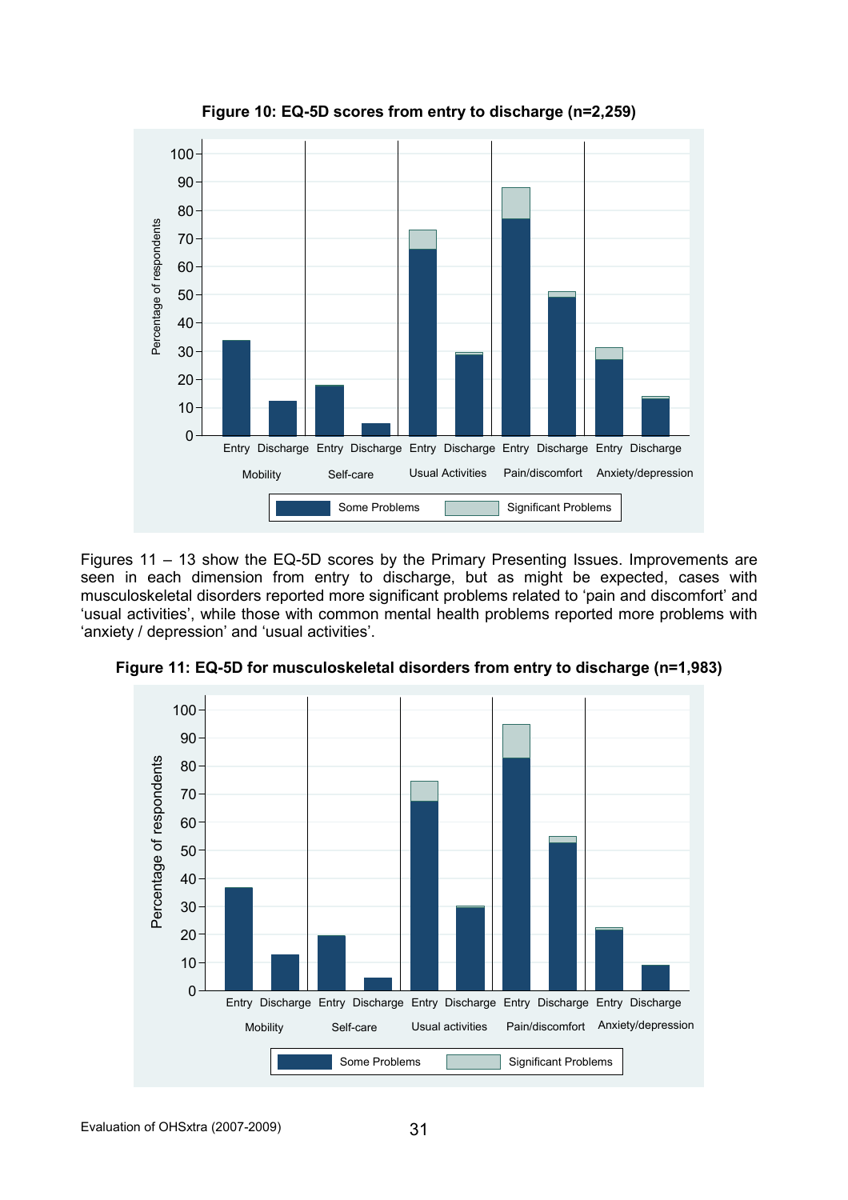**Figure 10: EQ-5D scores from entry to discharge (n=2,259)**

Figures 11 – 13 show the EQ-5D scores by the Primary Presenting Issues. Improvements are seen in each dimension from entry to discharge, but as might be expected, cases with musculoskeletal disorders reported more significant problems related to 'pain and discomfort' and 'usual activities', while those with common mental health problems reported more problems with 'anxiety / depression' and 'usual activities'.

**Figure 11: EQ-5D for musculoskeletal disorders from entry to discharge (n=1,983)**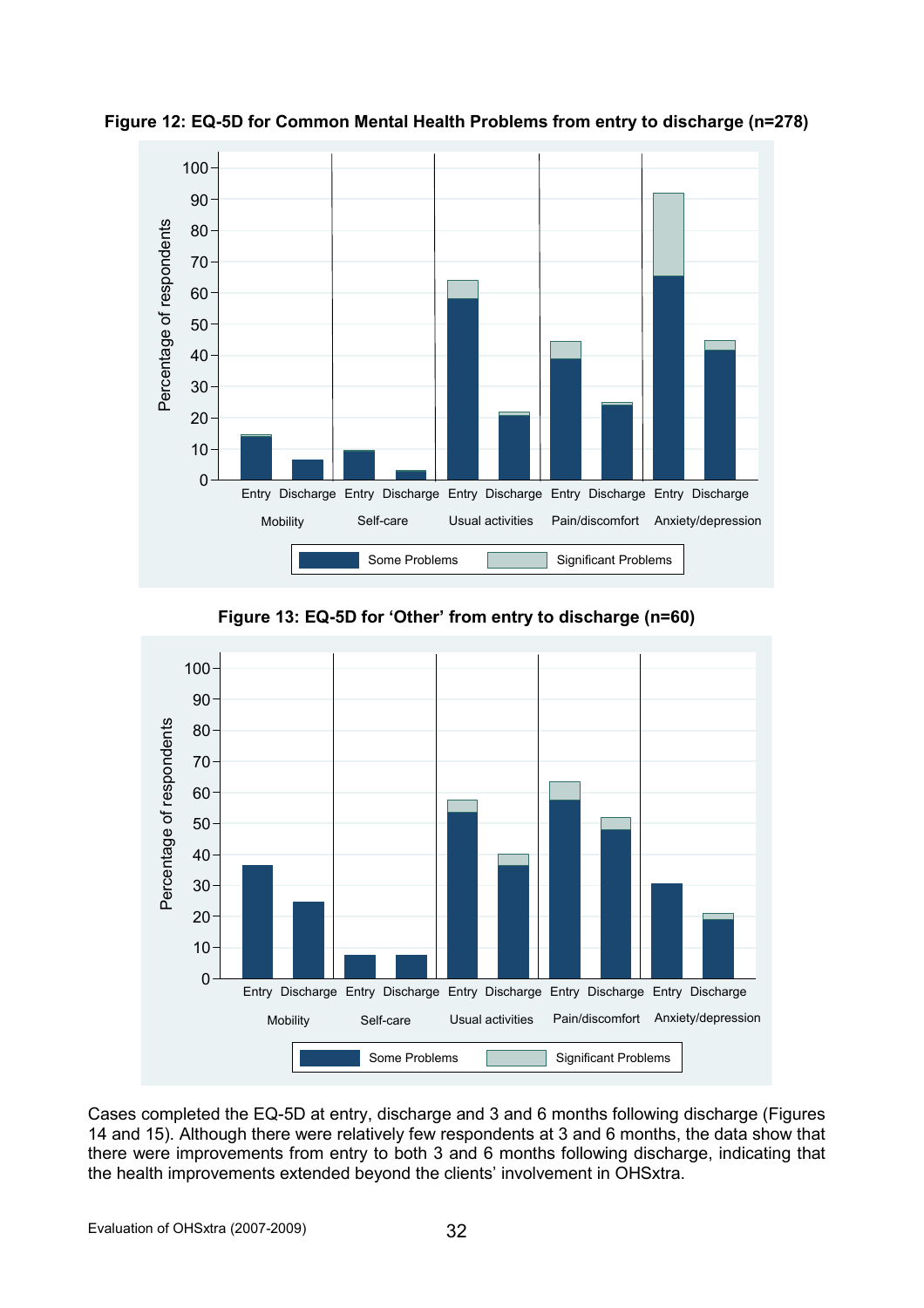**Figure 12: EQ-5D for Common Mental Health Problems from entry to discharge (n=278)**

**Figure 13: EQ-5D for 'Other' from entry to discharge (n=60)**

Cases completed the EQ-5D at entry, discharge and 3 and 6 months following discharge (Figures 14 and 15). Although there were relatively few respondents at 3 and 6 months, the data show that there were improvements from entry to both 3 and 6 months following discharge, indicating that the health improvements extended beyond the clients' involvement in OHSxtra.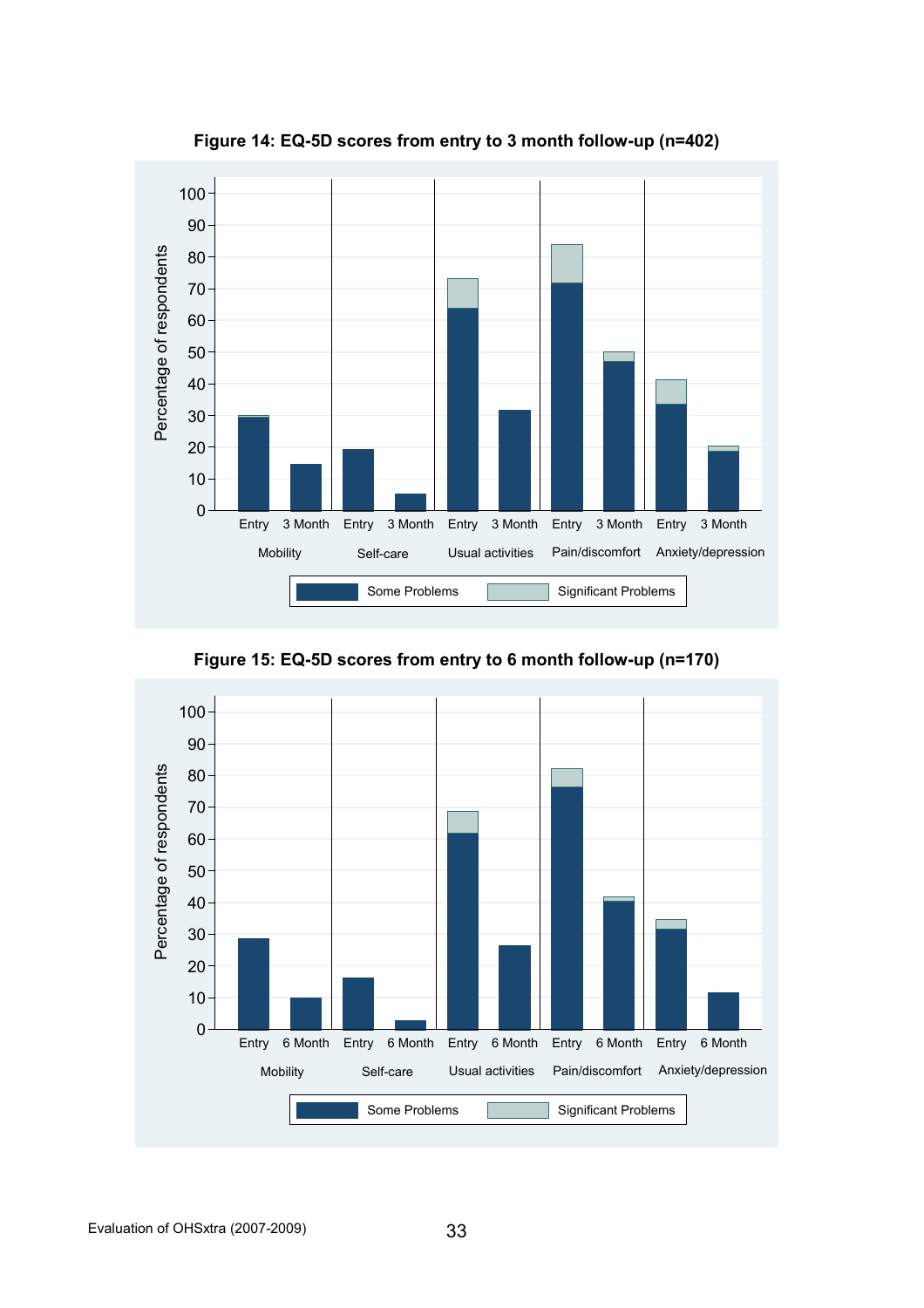**Figure 14: EQ-5D scores from entry to 3 month follow-up (n=402)**

**Figure 15: EQ-5D scores from entry to 6 month follow-up (n=170)**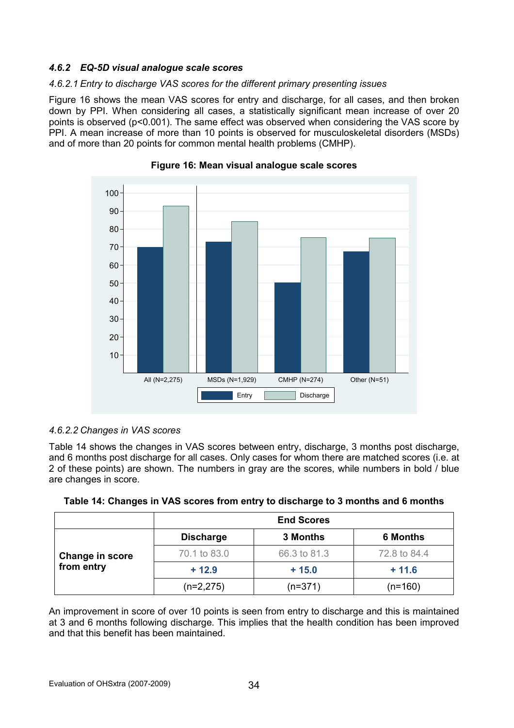### 4.6.2 *EQ-5D visual analogue scale scores*

*4.6.2.1 Entry to discharge VAS scores for the different primary presenting issues*

Figure 16 shows the mean VAS scores for entry and discharge, for all cases, and then broken down by PPI. When considering all cases, a statistically significant mean increase of over 20 points is observed ($p<0.001$). The same effect was observed when considering the VAS score by PPI. A mean increase of more than 10 points is observed for musculoskeletal disorders (MSDs) and of more than 20 points for common mental health problems (CMHP).

**Figure 16: Mean visual analogue scale scores**

*4.6.2.2 Changes in VAS scores*

Table 14 shows the changes in VAS scores between entry, discharge, 3 months post discharge, and 6 months post discharge for all cases. Only cases for whom there are matched scores (i.e. at 2 of these points) are shown. The numbers in gray are the scores, while numbers in bold / blue are changes in score.

**Table 14: Changes in VAS scores from entry to discharge to 3 months and 6 months**

| | End Scores | | |
|---|---|---|---|
| | **Discharge** | **3 Months** | **6 Months** |
| **Change in score from entry** | 70.1 to 83.0 | 66.3 to 81.3 | 72.8 to 84.4 |
| | **+ 12.9** | **+ 15.0** | **+ 11.6** |
| | (n=2,275) | (n=371) | (n=160) |

An improvement in score of over 10 points is seen from entry to discharge and this is maintained at 3 and 6 months following discharge. This implies that the health condition has been improved and that this benefit has been maintained.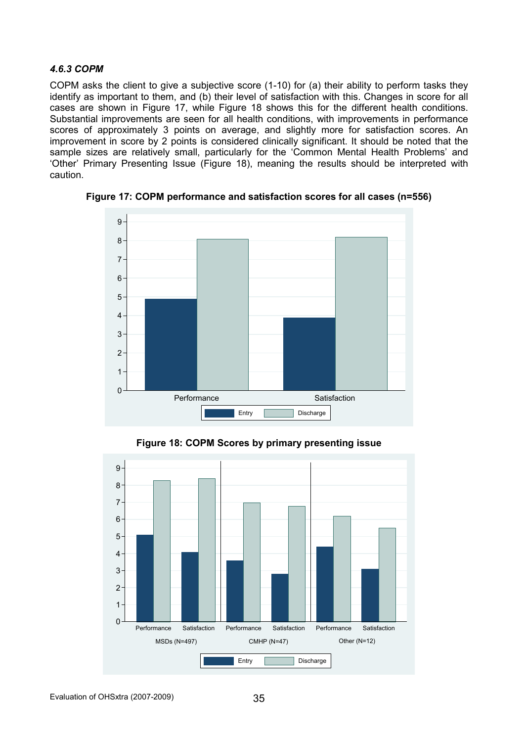#### *4.6.3 COPM*

COPM asks the client to give a subjective score (1-10) for (a) their ability to perform tasks they identify as important to them, and (b) their level of satisfaction with this. Changes in score for all cases are shown in Figure 17, while Figure 18 shows this for the different health conditions. Substantial improvements are seen for all health conditions, with improvements in performance scores of approximately 3 points on average, and slightly more for satisfaction scores. An improvement in score by 2 points is considered clinically significant. It should be noted that the sample sizes are relatively small, particularly for the 'Common Mental Health Problems' and 'Other' Primary Presenting Issue (Figure 18), meaning the results should be interpreted with caution.

**Figure 17: COPM performance and satisfaction scores for all cases (n=556)**

**Figure 18: COPM Scores by primary presenting issue**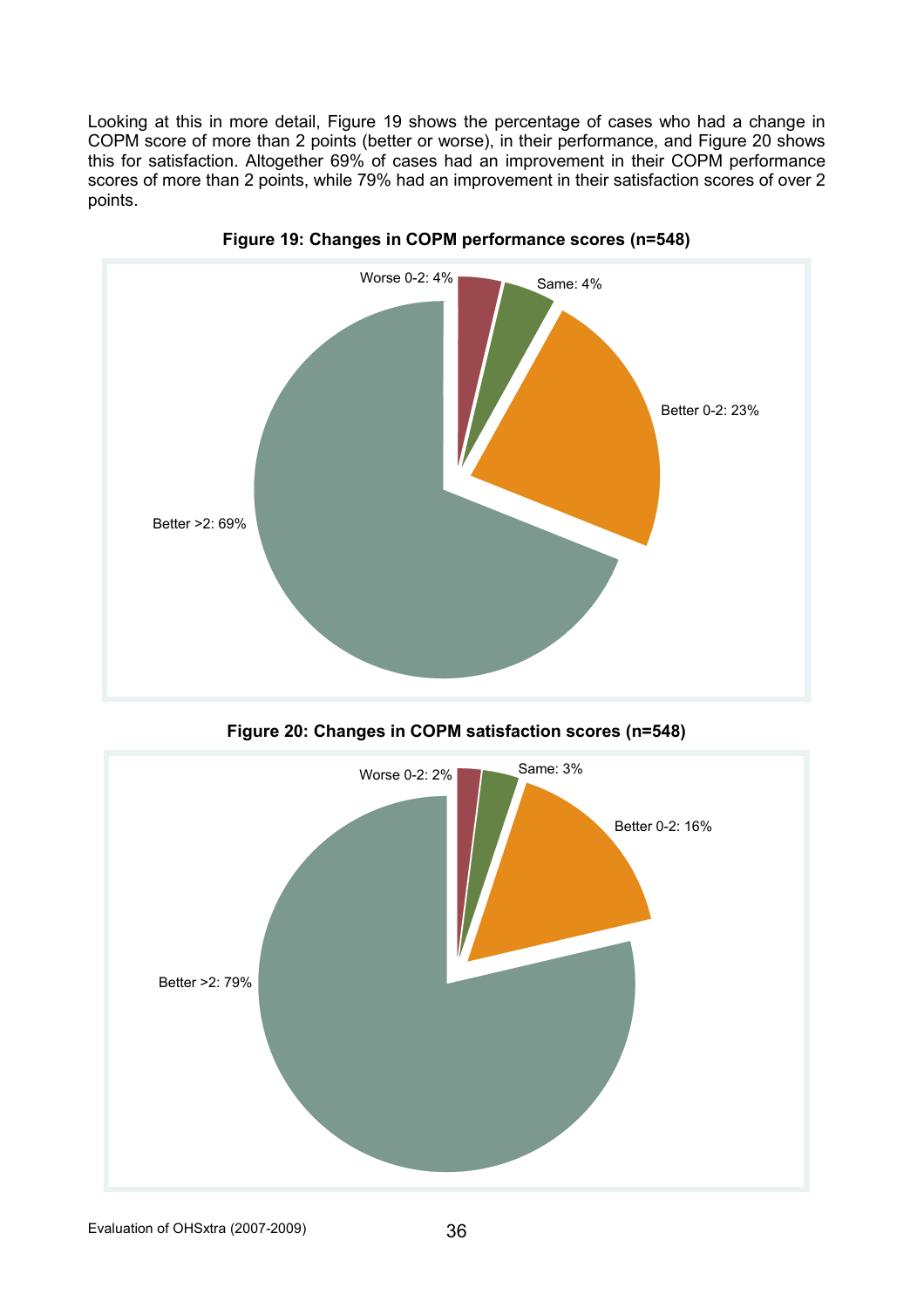Looking at this in more detail, Figure 19 shows the percentage of cases who had a change in COPM score of more than 2 points (better or worse), in their performance, and Figure 20 shows this for satisfaction. Altogether 69% of cases had an improvement in their COPM performance scores of more than 2 points, while 79% had an improvement in their satisfaction scores of over 2 points.

**Figure 19: Changes in COPM performance scores (n=548)**

Worse 0-2: 4%
Same: 4%
Better 0-2: 23%
Better >2: 69%

**Figure 20: Changes in COPM satisfaction scores (n=548)**

Worse 0-2: 2%
Same: 3%
Better 0-2: 16%
Better >2: 79%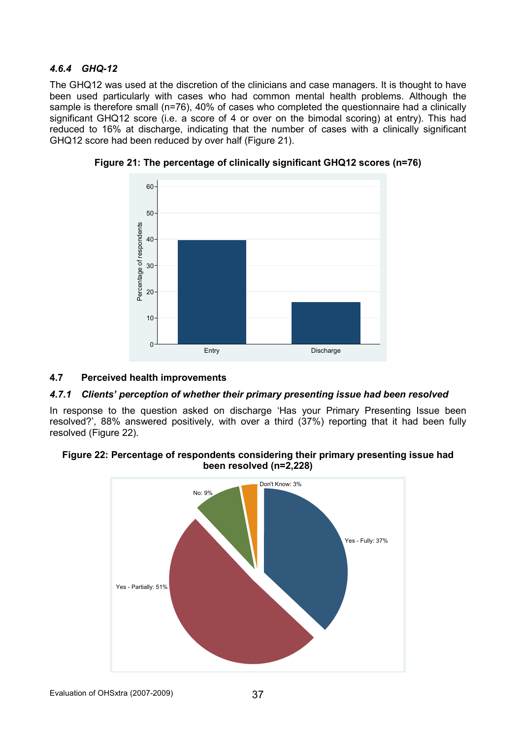#### *4.6.4 GHQ-12*

The GHQ12 was used at the discretion of the clinicians and case managers. It is thought to have been used particularly with cases who had common mental health problems. Although the sample is therefore small (n=76), 40% of cases who completed the questionnaire had a clinically significant GHQ12 score (i.e. a score of 4 or over on the bimodal scoring) at entry). This had reduced to 16% at discharge, indicating that the number of cases with a clinically significant GHQ12 score had been reduced by over half (Figure 21).

**Figure 21: The percentage of clinically significant GHQ12 scores (n=76)**

### 4.7 Perceived health improvements

#### *4.7.1 Clients' perception of whether their primary presenting issue had been resolved*

In response to the question asked on discharge 'Has your Primary Presenting Issue been resolved?', 88% answered positively, with over a third (37%) reporting that it had been fully resolved (Figure 22).

**Figure 22: Percentage of respondents considering their primary presenting issue had been resolved (n=2,228)**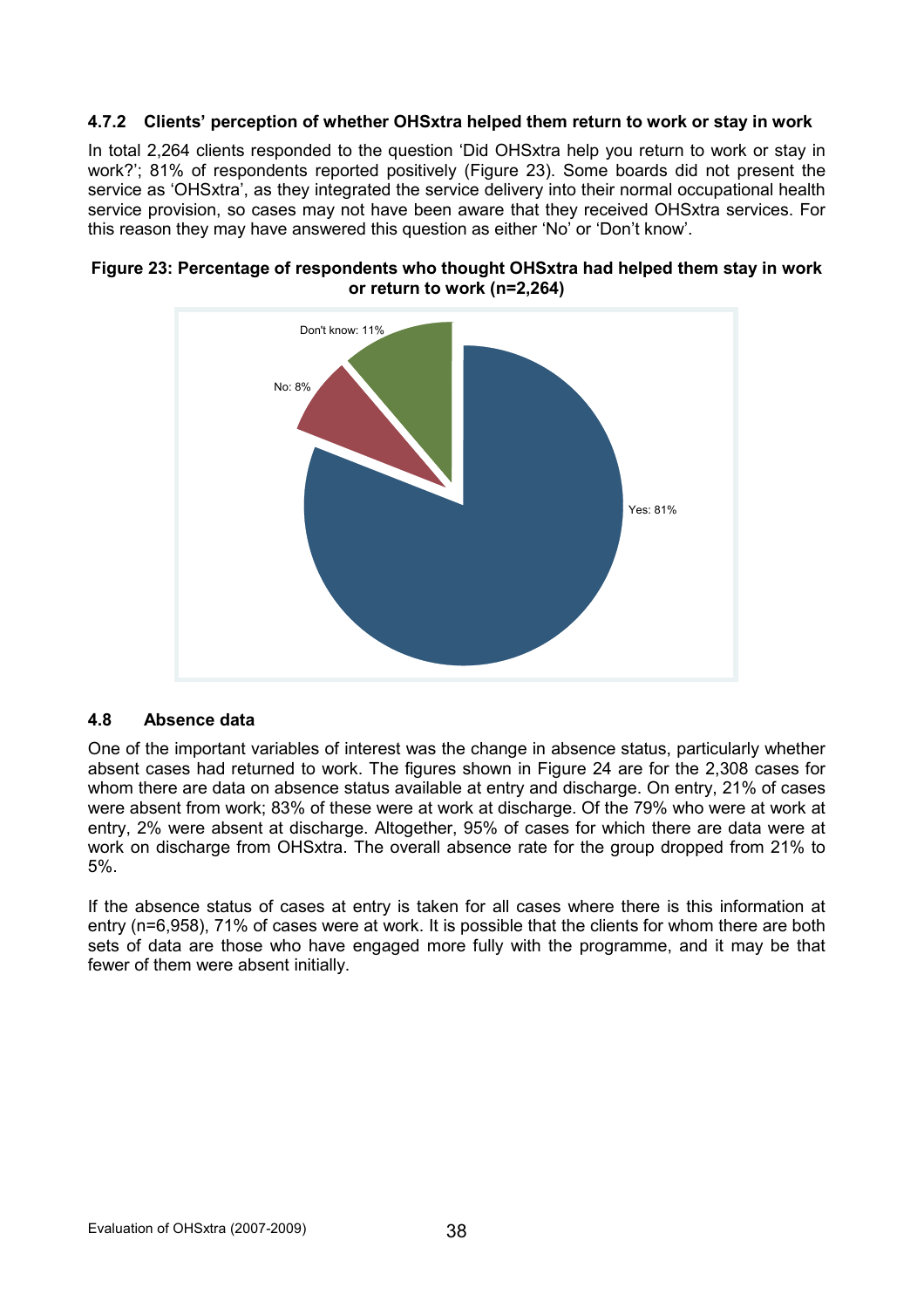### 4.7.2 Clients' perception of whether OHSxtra helped them return to work or stay in work

In total 2,264 clients responded to the question 'Did OHSxtra help you return to work or stay in work?'; 81% of respondents reported positively (Figure 23). Some boards did not present the service as 'OHSxtra', as they integrated the service delivery into their normal occupational health service provision, so cases may not have been aware that they received OHSxtra services. For this reason they may have answered this question as either 'No' or 'Don't know'.

**Figure 23: Percentage of respondents who thought OHSxtra had helped them stay in work or return to work (n=2,264)**

Don't know: 11%

No: 8%

Yes: 81%

## 4.8 Absence data

One of the important variables of interest was the change in absence status, particularly whether absent cases had returned to work. The figures shown in Figure 24 are for the 2,308 cases for whom there are data on absence status available at entry and discharge. On entry, 21% of cases were absent from work; 83% of these were at work at discharge. Of the 79% who were at work at entry, 2% were absent at discharge. Altogether, 95% of cases for which there are data were at work on discharge from OHSxtra. The overall absence rate for the group dropped from 21% to 5%.

If the absence status of cases at entry is taken for all cases where there is this information at entry (n=6,958), 71% of cases were at work. It is possible that the clients for whom there are both sets of data are those who have engaged more fully with the programme, and it may be that fewer of them were absent initially.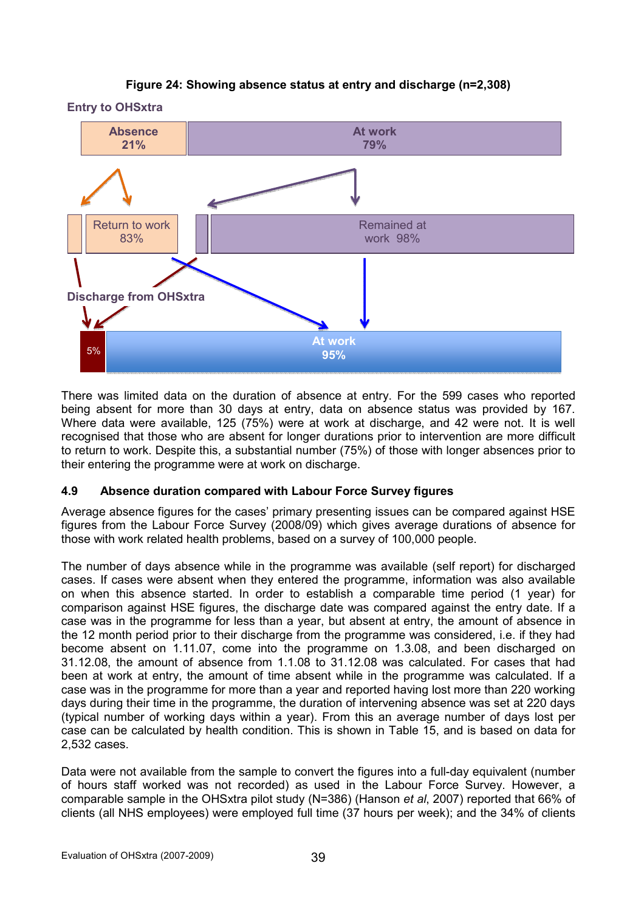**Figure 24: Showing absence status at entry and discharge (n=2,308)**

Entry to OHSxtra

| Absence 21% | At work 79% |
|---|---|

| Return to work 83% | Remained at work 98% |
|---|---|

Discharge from OHSxtra

| 5% | At work 95% |
|---|---|

There was limited data on the duration of absence at entry. For the 599 cases who reported being absent for more than 30 days at entry, data on absence status was provided by 167. Where data were available, 125 (75%) were at work at discharge, and 42 were not. It is well recognised that those who are absent for longer durations prior to intervention are more difficult to return to work. Despite this, a substantial number (75%) of those with longer absences prior to their entering the programme were at work on discharge.

### 4.9 Absence duration compared with Labour Force Survey figures

Average absence figures for the cases' primary presenting issues can be compared against HSE figures from the Labour Force Survey (2008/09) which gives average durations of absence for those with work related health problems, based on a survey of 100,000 people.

The number of days absence while in the programme was available (self report) for discharged cases. If cases were absent when they entered the programme, information was also available on when this absence started. In order to establish a comparable time period (1 year) for comparison against HSE figures, the discharge date was compared against the entry date. If a case was in the programme for less than a year, but absent at entry, the amount of absence in the 12 month period prior to their discharge from the programme was considered, i.e. if they had become absent on 1.11.07, come into the programme on 1.3.08, and been discharged on 31.12.08, the amount of absence from 1.1.08 to 31.12.08 was calculated. For cases that had been at work at entry, the amount of time absent while in the programme was calculated. If a case was in the programme for more than a year and reported having lost more than 220 working days during their time in the programme, the duration of intervening absence was set at 220 days (typical number of working days within a year). From this an average number of days lost per case can be calculated by health condition. This is shown in Table 15, and is based on data for 2,532 cases.

Data were not available from the sample to convert the figures into a full-day equivalent (number of hours staff worked was not recorded) as used in the Labour Force Survey. However, a comparable sample in the OHSxtra pilot study (N=386) (Hanson *et al*, 2007) reported that 66% of clients (all NHS employees) were employed full time (37 hours per week); and the 34% of clients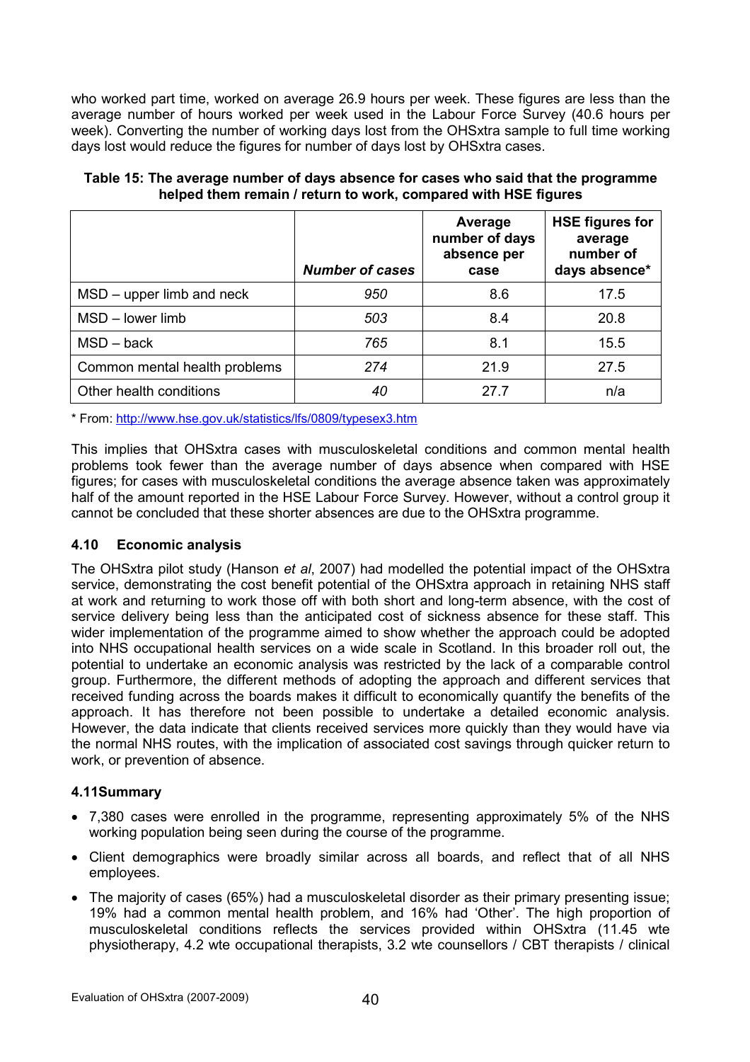who worked part time, worked on average 26.9 hours per week. These figures are less than the average number of hours worked per week used in the Labour Force Survey (40.6 hours per week). Converting the number of working days lost from the OHSxtra sample to full time working days lost would reduce the figures for number of days lost by OHSxtra cases.

**Table 15: The average number of days absence for cases who said that the programme helped them remain / return to work, compared with HSE figures**

| | *Number of cases* | Average number of days absence per case | HSE figures for average number of days absence* |
|---|---|---|---|
| MSD – upper limb and neck | *950* | 8.6 | 17.5 |
| MSD – lower limb | *503* | 8.4 | 20.8 |
| MSD – back | *765* | 8.1 | 15.5 |
| Common mental health problems | *274* | 21.9 | 27.5 |
| Other health conditions | *40* | 27.7 | n/a |

* From: http://www.hse.gov.uk/statistics/lfs/0809/typesex3.htm

This implies that OHSxtra cases with musculoskeletal conditions and common mental health problems took fewer than the average number of days absence when compared with HSE figures; for cases with musculoskeletal conditions the average absence taken was approximately half of the amount reported in the HSE Labour Force Survey. However, without a control group it cannot be concluded that these shorter absences are due to the OHSxtra programme.

### 4.10 Economic analysis

The OHSxtra pilot study (Hanson *et al*, 2007) had modelled the potential impact of the OHSxtra service, demonstrating the cost benefit potential of the OHSxtra approach in retaining NHS staff at work and returning to work those off with both short and long-term absence, with the cost of service delivery being less than the anticipated cost of sickness absence for these staff. This wider implementation of the programme aimed to show whether the approach could be adopted into NHS occupational health services on a wide scale in Scotland. In this broader roll out, the potential to undertake an economic analysis was restricted by the lack of a comparable control group. Furthermore, the different methods of adopting the approach and different services that received funding across the boards makes it difficult to economically quantify the benefits of the approach. It has therefore not been possible to undertake a detailed economic analysis. However, the data indicate that clients received services more quickly than they would have via the normal NHS routes, with the implication of associated cost savings through quicker return to work, or prevention of absence.

### 4.11Summary

- 7,380 cases were enrolled in the programme, representing approximately 5% of the NHS working population being seen during the course of the programme.
- Client demographics were broadly similar across all boards, and reflect that of all NHS employees.
- The majority of cases (65%) had a musculoskeletal disorder as their primary presenting issue; 19% had a common mental health problem, and 16% had 'Other'. The high proportion of musculoskeletal conditions reflects the services provided within OHSxtra (11.45 wte physiotherapy, 4.2 wte occupational therapists, 3.2 wte counsellors / CBT therapists / clinical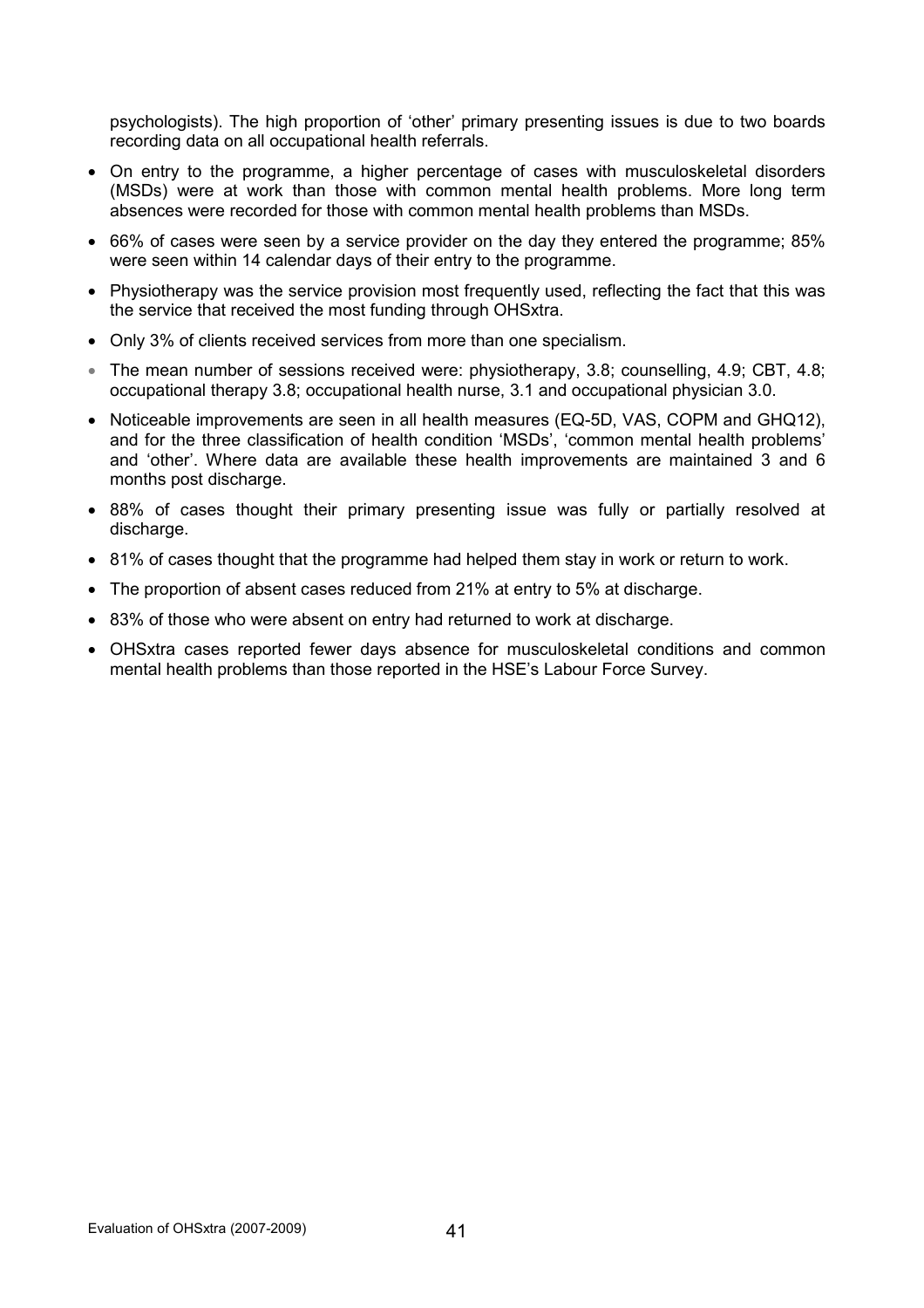psychologists). The high proportion of 'other' primary presenting issues is due to two boards recording data on all occupational health referrals.

- On entry to the programme, a higher percentage of cases with musculoskeletal disorders (MSDs) were at work than those with common mental health problems. More long term absences were recorded for those with common mental health problems than MSDs.
- 66% of cases were seen by a service provider on the day they entered the programme; 85% were seen within 14 calendar days of their entry to the programme.
- Physiotherapy was the service provision most frequently used, reflecting the fact that this was the service that received the most funding through OHSxtra.
- Only 3% of clients received services from more than one specialism.
- The mean number of sessions received were: physiotherapy, 3.8; counselling, 4.9; CBT, 4.8; occupational therapy 3.8; occupational health nurse, 3.1 and occupational physician 3.0.
- Noticeable improvements are seen in all health measures (EQ-5D, VAS, COPM and GHQ12), and for the three classification of health condition 'MSDs', 'common mental health problems' and 'other'. Where data are available these health improvements are maintained 3 and 6 months post discharge.
- 88% of cases thought their primary presenting issue was fully or partially resolved at discharge.
- 81% of cases thought that the programme had helped them stay in work or return to work.
- The proportion of absent cases reduced from 21% at entry to 5% at discharge.
- 83% of those who were absent on entry had returned to work at discharge.
- OHSxtra cases reported fewer days absence for musculoskeletal conditions and common mental health problems than those reported in the HSE's Labour Force Survey.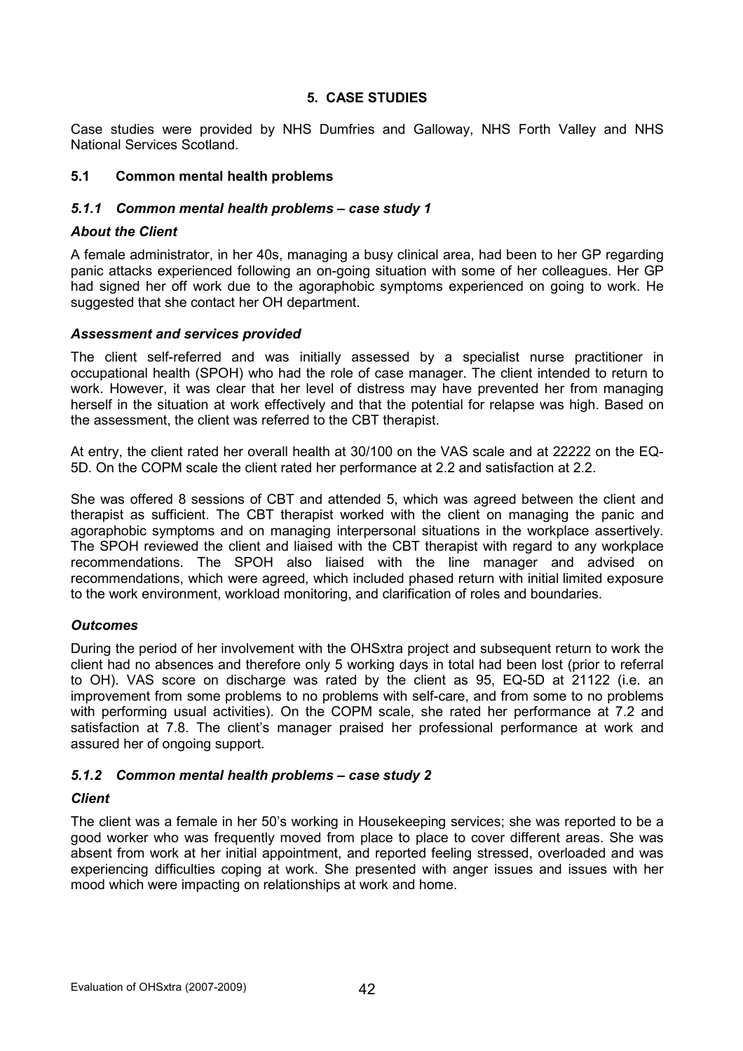## 5. CASE STUDIES

Case studies were provided by NHS Dumfries and Galloway, NHS Forth Valley and NHS National Services Scotland.

### 5.1 Common mental health problems

#### *5.1.1 Common mental health problems – case study 1*

***About the Client***

A female administrator, in her 40s, managing a busy clinical area, had been to her GP regarding panic attacks experienced following an on-going situation with some of her colleagues. Her GP had signed her off work due to the agoraphobic symptoms experienced on going to work. He suggested that she contact her OH department.

***Assessment and services provided***

The client self-referred and was initially assessed by a specialist nurse practitioner in occupational health (SPOH) who had the role of case manager. The client intended to return to work. However, it was clear that her level of distress may have prevented her from managing herself in the situation at work effectively and that the potential for relapse was high. Based on the assessment, the client was referred to the CBT therapist.

At entry, the client rated her overall health at 30/100 on the VAS scale and at 22222 on the EQ-5D. On the COPM scale the client rated her performance at 2.2 and satisfaction at 2.2.

She was offered 8 sessions of CBT and attended 5, which was agreed between the client and therapist as sufficient. The CBT therapist worked with the client on managing the panic and agoraphobic symptoms and on managing interpersonal situations in the workplace assertively. The SPOH reviewed the client and liaised with the CBT therapist with regard to any workplace recommendations. The SPOH also liaised with the line manager and advised on recommendations, which were agreed, which included phased return with initial limited exposure to the work environment, workload monitoring, and clarification of roles and boundaries.

***Outcomes***

During the period of her involvement with the OHSxtra project and subsequent return to work the client had no absences and therefore only 5 working days in total had been lost (prior to referral to OH). VAS score on discharge was rated by the client as 95, EQ-5D at 21122 (i.e. an improvement from some problems to no problems with self-care, and from some to no problems with performing usual activities). On the COPM scale, she rated her performance at 7.2 and satisfaction at 7.8. The client's manager praised her professional performance at work and assured her of ongoing support.

#### *5.1.2 Common mental health problems – case study 2*

***Client***

The client was a female in her 50's working in Housekeeping services; she was reported to be a good worker who was frequently moved from place to place to cover different areas. She was absent from work at her initial appointment, and reported feeling stressed, overloaded and was experiencing difficulties coping at work. She presented with anger issues and issues with her mood which were impacting on relationships at work and home.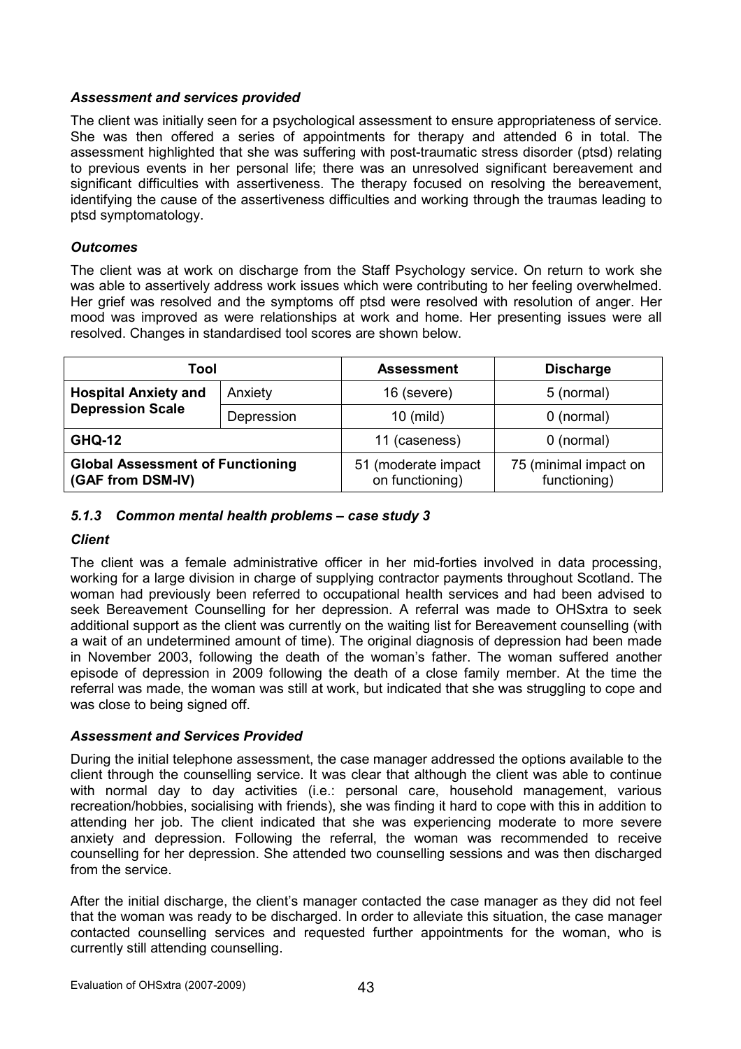### *Assessment and services provided*

The client was initially seen for a psychological assessment to ensure appropriateness of service. She was then offered a series of appointments for therapy and attended 6 in total. The assessment highlighted that she was suffering with post-traumatic stress disorder (ptsd) relating to previous events in her personal life; there was an unresolved significant bereavement and significant difficulties with assertiveness. The therapy focused on resolving the bereavement, identifying the cause of the assertiveness difficulties and working through the traumas leading to ptsd symptomatology.

### *Outcomes*

The client was at work on discharge from the Staff Psychology service. On return to work she was able to assertively address work issues which were contributing to her feeling overwhelmed. Her grief was resolved and the symptoms off ptsd were resolved with resolution of anger. Her mood was improved as were relationships at work and home. Her presenting issues were all resolved. Changes in standardised tool scores are shown below.

| Tool | | Assessment | Discharge |
|---|---|---|---|
| **Hospital Anxiety and Depression Scale** | Anxiety | 16 (severe) | 5 (normal) |
| | Depression | 10 (mild) | 0 (normal) |
| **GHQ-12** | | 11 (caseness) | 0 (normal) |
| **Global Assessment of Functioning (GAF from DSM-IV)** | | 51 (moderate impact on functioning) | 75 (minimal impact on functioning) |

### *5.1.3 Common mental health problems – case study 3*

### *Client*

The client was a female administrative officer in her mid-forties involved in data processing, working for a large division in charge of supplying contractor payments throughout Scotland. The woman had previously been referred to occupational health services and had been advised to seek Bereavement Counselling for her depression. A referral was made to OHSxtra to seek additional support as the client was currently on the waiting list for Bereavement counselling (with a wait of an undetermined amount of time). The original diagnosis of depression had been made in November 2003, following the death of the woman's father. The woman suffered another episode of depression in 2009 following the death of a close family member. At the time the referral was made, the woman was still at work, but indicated that she was struggling to cope and was close to being signed off.

### *Assessment and Services Provided*

During the initial telephone assessment, the case manager addressed the options available to the client through the counselling service. It was clear that although the client was able to continue with normal day to day activities (i.e.: personal care, household management, various recreation/hobbies, socialising with friends), she was finding it hard to cope with this in addition to attending her job. The client indicated that she was experiencing moderate to more severe anxiety and depression. Following the referral, the woman was recommended to receive counselling for her depression. She attended two counselling sessions and was then discharged from the service.

After the initial discharge, the client's manager contacted the case manager as they did not feel that the woman was ready to be discharged. In order to alleviate this situation, the case manager contacted counselling services and requested further appointments for the woman, who is currently still attending counselling.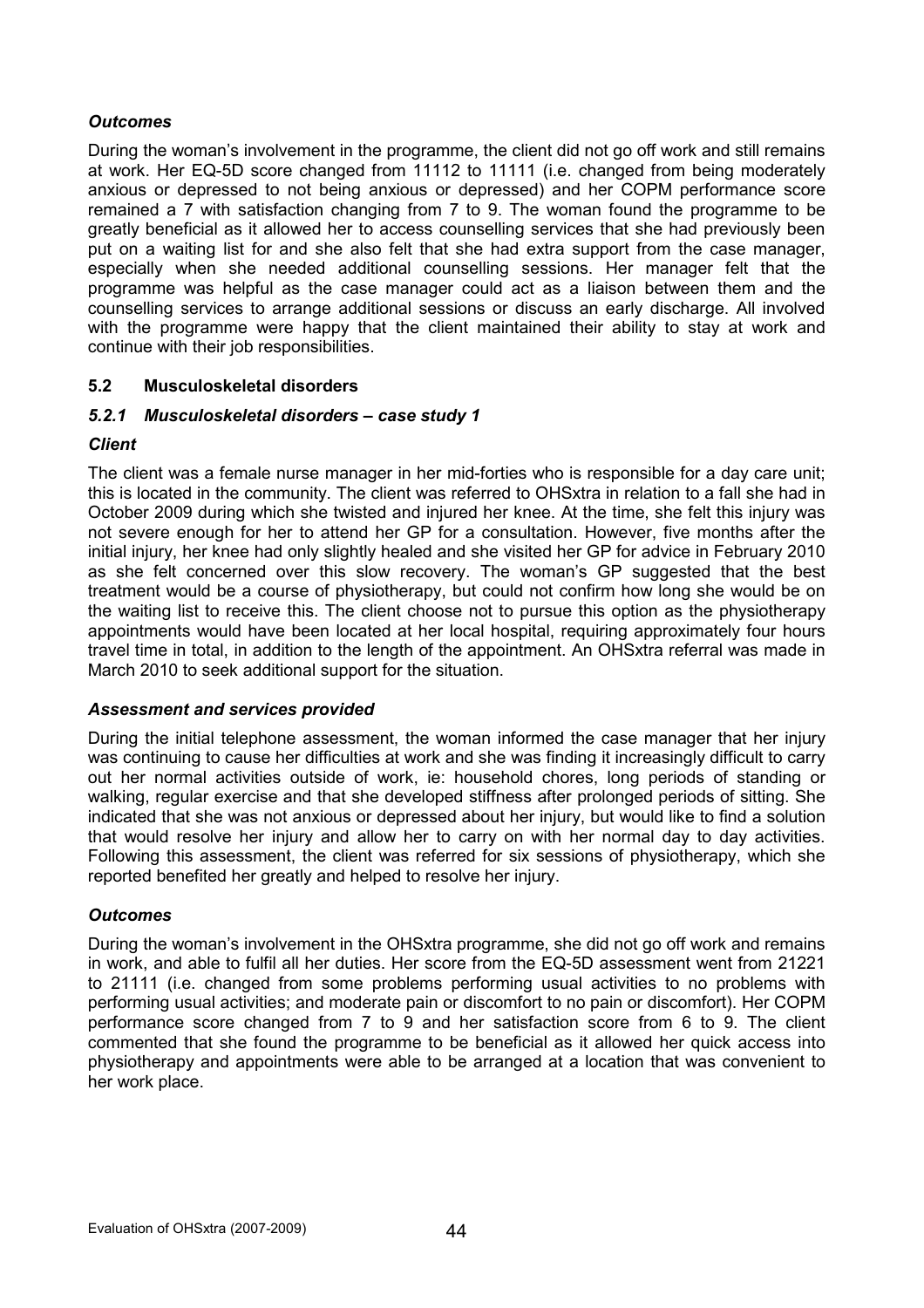### *Outcomes*

During the woman's involvement in the programme, the client did not go off work and still remains at work. Her EQ-5D score changed from 11112 to 11111 (i.e. changed from being moderately anxious or depressed to not being anxious or depressed) and her COPM performance score remained a 7 with satisfaction changing from 7 to 9. The woman found the programme to be greatly beneficial as it allowed her to access counselling services that she had previously been put on a waiting list for and she also felt that she had extra support from the case manager, especially when she needed additional counselling sessions. Her manager felt that the programme was helpful as the case manager could act as a liaison between them and the counselling services to arrange additional sessions or discuss an early discharge. All involved with the programme were happy that the client maintained their ability to stay at work and continue with their job responsibilities.

## 5.2 Musculoskeletal disorders

### *5.2.1 Musculoskeletal disorders – case study 1*

### *Client*

The client was a female nurse manager in her mid-forties who is responsible for a day care unit; this is located in the community. The client was referred to OHSxtra in relation to a fall she had in October 2009 during which she twisted and injured her knee. At the time, she felt this injury was not severe enough for her to attend her GP for a consultation. However, five months after the initial injury, her knee had only slightly healed and she visited her GP for advice in February 2010 as she felt concerned over this slow recovery. The woman's GP suggested that the best treatment would be a course of physiotherapy, but could not confirm how long she would be on the waiting list to receive this. The client choose not to pursue this option as the physiotherapy appointments would have been located at her local hospital, requiring approximately four hours travel time in total, in addition to the length of the appointment. An OHSxtra referral was made in March 2010 to seek additional support for the situation.

### *Assessment and services provided*

During the initial telephone assessment, the woman informed the case manager that her injury was continuing to cause her difficulties at work and she was finding it increasingly difficult to carry out her normal activities outside of work, ie: household chores, long periods of standing or walking, regular exercise and that she developed stiffness after prolonged periods of sitting. She indicated that she was not anxious or depressed about her injury, but would like to find a solution that would resolve her injury and allow her to carry on with her normal day to day activities. Following this assessment, the client was referred for six sessions of physiotherapy, which she reported benefited her greatly and helped to resolve her injury.

### *Outcomes*

During the woman's involvement in the OHSxtra programme, she did not go off work and remains in work, and able to fulfil all her duties. Her score from the EQ-5D assessment went from 21221 to 21111 (i.e. changed from some problems performing usual activities to no problems with performing usual activities; and moderate pain or discomfort to no pain or discomfort). Her COPM performance score changed from 7 to 9 and her satisfaction score from 6 to 9. The client commented that she found the programme to be beneficial as it allowed her quick access into physiotherapy and appointments were able to be arranged at a location that was convenient to her work place.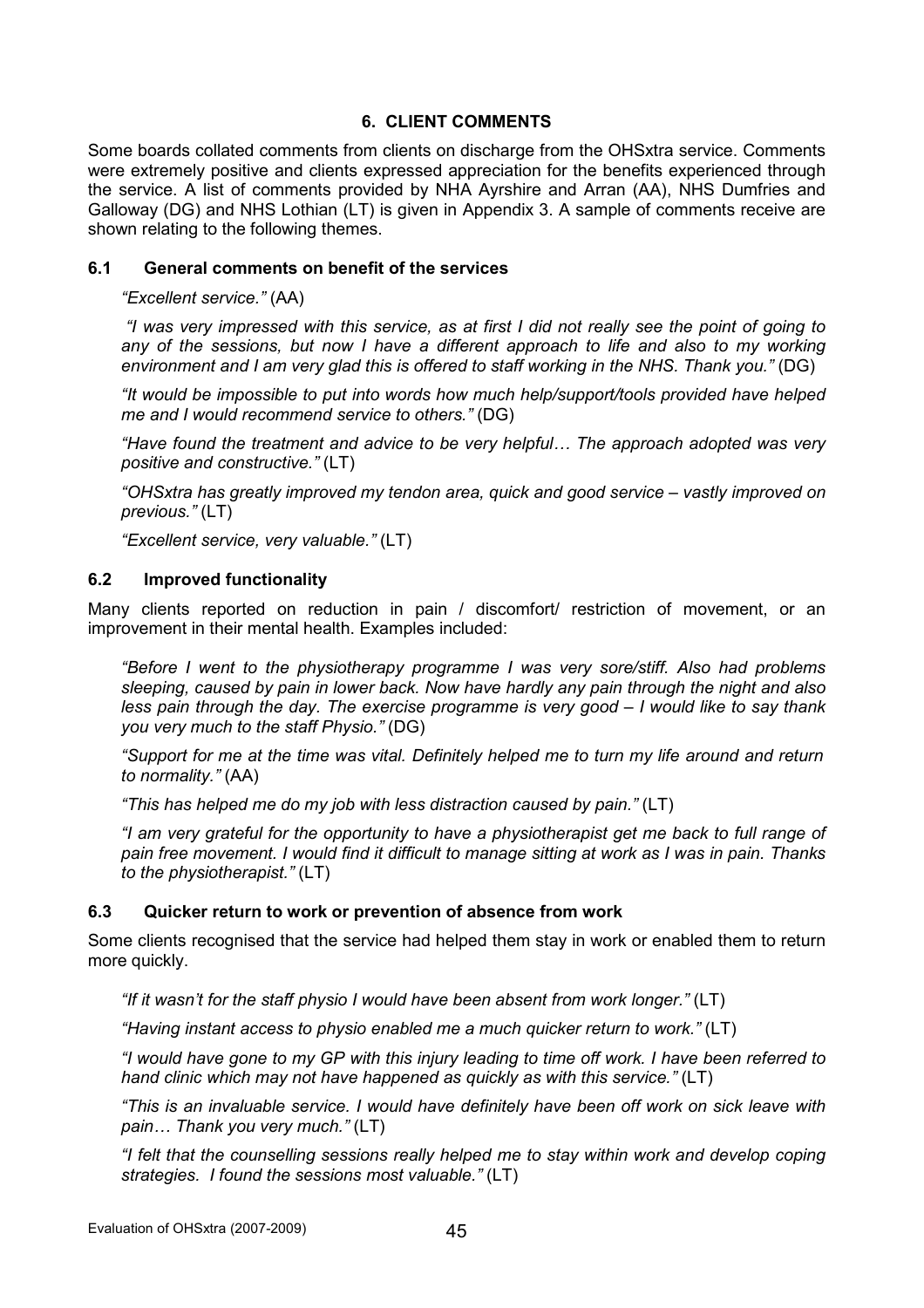## 6. CLIENT COMMENTS

Some boards collated comments from clients on discharge from the OHSxtra service. Comments were extremely positive and clients expressed appreciation for the benefits experienced through the service. A list of comments provided by NHA Ayrshire and Arran (AA), NHS Dumfries and Galloway (DG) and NHS Lothian (LT) is given in Appendix 3. A sample of comments receive are shown relating to the following themes.

### 6.1 General comments on benefit of the services

*"Excellent service."* (AA)

*"I was very impressed with this service, as at first I did not really see the point of going to any of the sessions, but now I have a different approach to life and also to my working environment and I am very glad this is offered to staff working in the NHS. Thank you."* (DG)

*"It would be impossible to put into words how much help/support/tools provided have helped me and I would recommend service to others."* (DG)

*"Have found the treatment and advice to be very helpful… The approach adopted was very positive and constructive."* (LT)

*"OHSxtra has greatly improved my tendon area, quick and good service – vastly improved on previous."* (LT)

*"Excellent service, very valuable."* (LT)

### 6.2 Improved functionality

Many clients reported on reduction in pain / discomfort/ restriction of movement, or an improvement in their mental health. Examples included:

*"Before I went to the physiotherapy programme I was very sore/stiff. Also had problems sleeping, caused by pain in lower back. Now have hardly any pain through the night and also less pain through the day. The exercise programme is very good – I would like to say thank you very much to the staff Physio."* (DG)

*"Support for me at the time was vital. Definitely helped me to turn my life around and return to normality."* (AA)

*"This has helped me do my job with less distraction caused by pain."* (LT)

*"I am very grateful for the opportunity to have a physiotherapist get me back to full range of pain free movement. I would find it difficult to manage sitting at work as I was in pain. Thanks to the physiotherapist."* (LT)

### 6.3 Quicker return to work or prevention of absence from work

Some clients recognised that the service had helped them stay in work or enabled them to return more quickly.

*"If it wasn't for the staff physio I would have been absent from work longer."* (LT)

*"Having instant access to physio enabled me a much quicker return to work."* (LT)

*"I would have gone to my GP with this injury leading to time off work. I have been referred to hand clinic which may not have happened as quickly as with this service."* (LT)

*"This is an invaluable service. I would have definitely have been off work on sick leave with pain… Thank you very much."* (LT)

*"I felt that the counselling sessions really helped me to stay within work and develop coping strategies. I found the sessions most valuable."* (LT)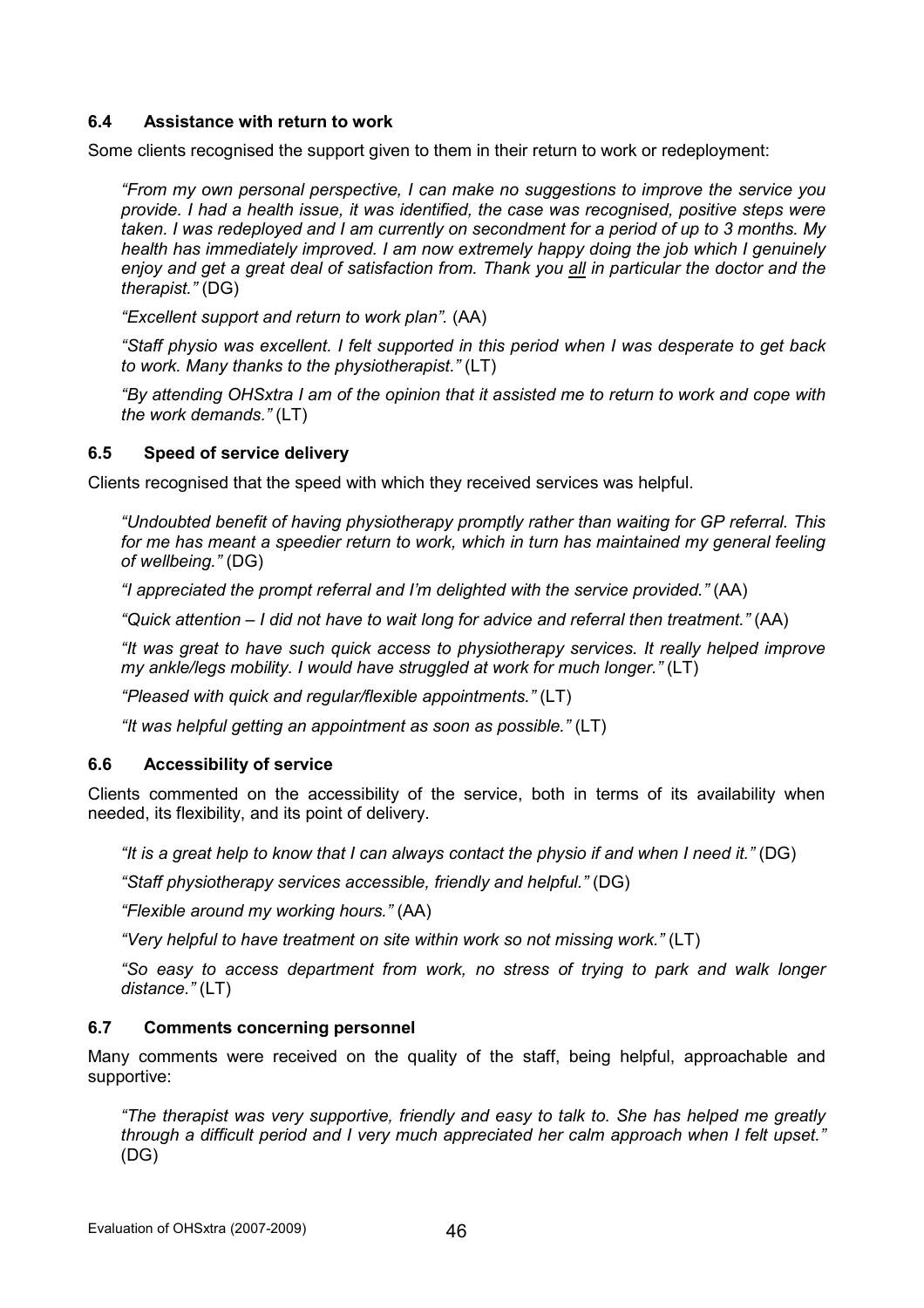### 6.4 Assistance with return to work

Some clients recognised the support given to them in their return to work or redeployment:

> *"From my own personal perspective, I can make no suggestions to improve the service you provide. I had a health issue, it was identified, the case was recognised, positive steps were taken. I was redeployed and I am currently on secondment for a period of up to 3 months. My health has immediately improved. I am now extremely happy doing the job which I genuinely enjoy and get a great deal of satisfaction from. Thank you <u>all</u> in particular the doctor and the therapist."* (DG)
>
> *"Excellent support and return to work plan".* (AA)
>
> *"Staff physio was excellent. I felt supported in this period when I was desperate to get back to work. Many thanks to the physiotherapist."* (LT)
>
> *"By attending OHSxtra I am of the opinion that it assisted me to return to work and cope with the work demands."* (LT)

### 6.5 Speed of service delivery

Clients recognised that the speed with which they received services was helpful.

> *"Undoubted benefit of having physiotherapy promptly rather than waiting for GP referral. This for me has meant a speedier return to work, which in turn has maintained my general feeling of wellbeing."* (DG)
>
> *"I appreciated the prompt referral and I'm delighted with the service provided."* (AA)
>
> *"Quick attention – I did not have to wait long for advice and referral then treatment."* (AA)
>
> *"It was great to have such quick access to physiotherapy services. It really helped improve my ankle/legs mobility. I would have struggled at work for much longer."* (LT)
>
> *"Pleased with quick and regular/flexible appointments."* (LT)
>
> *"It was helpful getting an appointment as soon as possible."* (LT)

### 6.6 Accessibility of service

Clients commented on the accessibility of the service, both in terms of its availability when needed, its flexibility, and its point of delivery.

> *"It is a great help to know that I can always contact the physio if and when I need it."* (DG)
>
> *"Staff physiotherapy services accessible, friendly and helpful."* (DG)
>
> *"Flexible around my working hours."* (AA)
>
> *"Very helpful to have treatment on site within work so not missing work."* (LT)
>
> *"So easy to access department from work, no stress of trying to park and walk longer distance."* (LT)

### 6.7 Comments concerning personnel

Many comments were received on the quality of the staff, being helpful, approachable and supportive:

> *"The therapist was very supportive, friendly and easy to talk to. She has helped me greatly through a difficult period and I very much appreciated her calm approach when I felt upset."* (DG)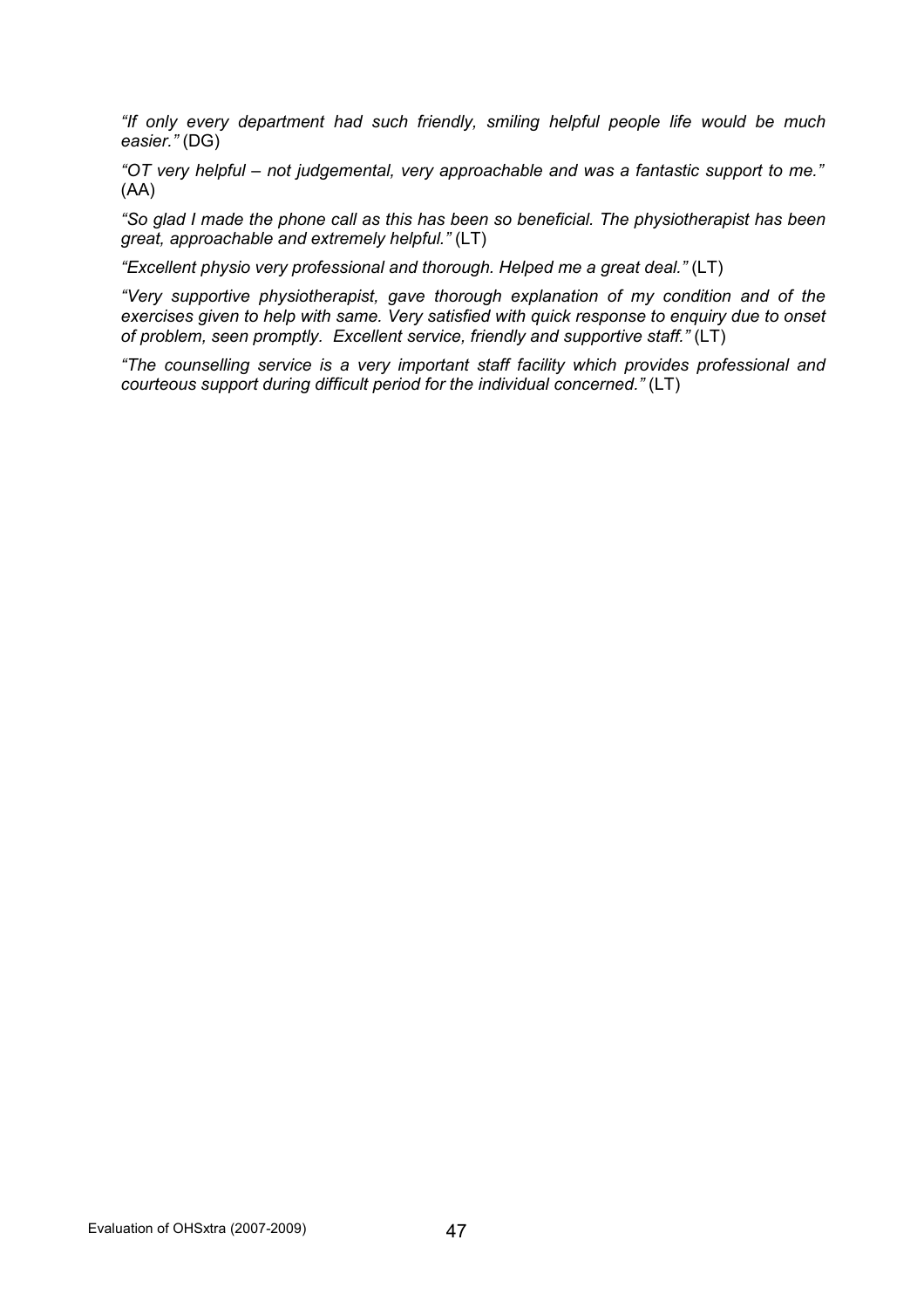*"If only every department had such friendly, smiling helpful people life would be much easier."* (DG)

*"OT very helpful – not judgemental, very approachable and was a fantastic support to me."* (AA)

*"So glad I made the phone call as this has been so beneficial. The physiotherapist has been great, approachable and extremely helpful."* (LT)

*"Excellent physio very professional and thorough. Helped me a great deal."* (LT)

*"Very supportive physiotherapist, gave thorough explanation of my condition and of the exercises given to help with same. Very satisfied with quick response to enquiry due to onset of problem, seen promptly. Excellent service, friendly and supportive staff."* (LT)

*"The counselling service is a very important staff facility which provides professional and courteous support during difficult period for the individual concerned."* (LT)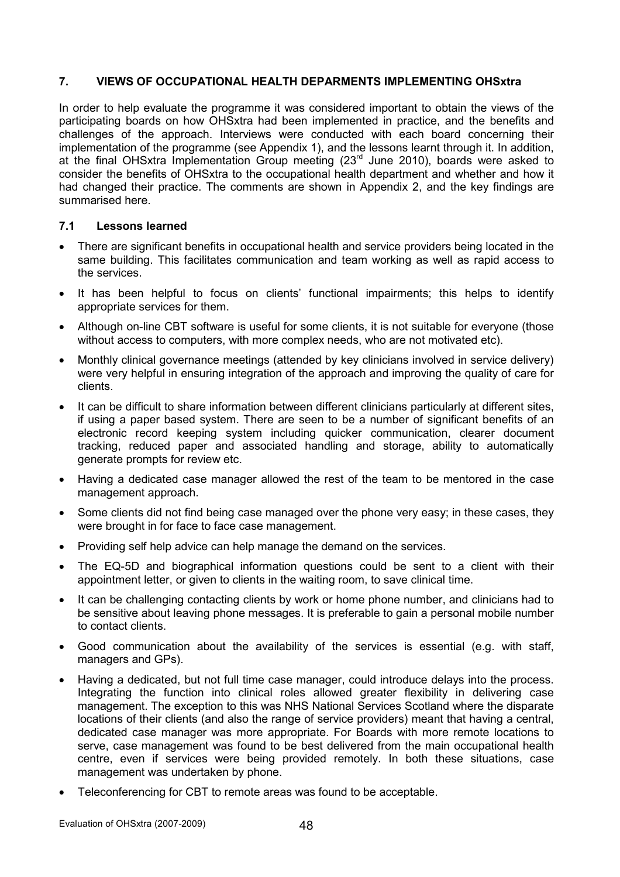## 7. VIEWS OF OCCUPATIONAL HEALTH DEPARMENTS IMPLEMENTING OHSxtra

In order to help evaluate the programme it was considered important to obtain the views of the participating boards on how OHSxtra had been implemented in practice, and the benefits and challenges of the approach. Interviews were conducted with each board concerning their implementation of the programme (see Appendix 1), and the lessons learnt through it. In addition, at the final OHSxtra Implementation Group meeting (23rd June 2010), boards were asked to consider the benefits of OHSxtra to the occupational health department and whether and how it had changed their practice. The comments are shown in Appendix 2, and the key findings are summarised here.

### 7.1 Lessons learned

- There are significant benefits in occupational health and service providers being located in the same building. This facilitates communication and team working as well as rapid access to the services.
- It has been helpful to focus on clients' functional impairments; this helps to identify appropriate services for them.
- Although on-line CBT software is useful for some clients, it is not suitable for everyone (those without access to computers, with more complex needs, who are not motivated etc).
- Monthly clinical governance meetings (attended by key clinicians involved in service delivery) were very helpful in ensuring integration of the approach and improving the quality of care for clients.
- It can be difficult to share information between different clinicians particularly at different sites, if using a paper based system. There are seen to be a number of significant benefits of an electronic record keeping system including quicker communication, clearer document tracking, reduced paper and associated handling and storage, ability to automatically generate prompts for review etc.
- Having a dedicated case manager allowed the rest of the team to be mentored in the case management approach.
- Some clients did not find being case managed over the phone very easy; in these cases, they were brought in for face to face case management.
- Providing self help advice can help manage the demand on the services.
- The EQ-5D and biographical information questions could be sent to a client with their appointment letter, or given to clients in the waiting room, to save clinical time.
- It can be challenging contacting clients by work or home phone number, and clinicians had to be sensitive about leaving phone messages. It is preferable to gain a personal mobile number to contact clients.
- Good communication about the availability of the services is essential (e.g. with staff, managers and GPs).
- Having a dedicated, but not full time case manager, could introduce delays into the process. Integrating the function into clinical roles allowed greater flexibility in delivering case management. The exception to this was NHS National Services Scotland where the disparate locations of their clients (and also the range of service providers) meant that having a central, dedicated case manager was more appropriate. For Boards with more remote locations to serve, case management was found to be best delivered from the main occupational health centre, even if services were being provided remotely. In both these situations, case management was undertaken by phone.
- Teleconferencing for CBT to remote areas was found to be acceptable.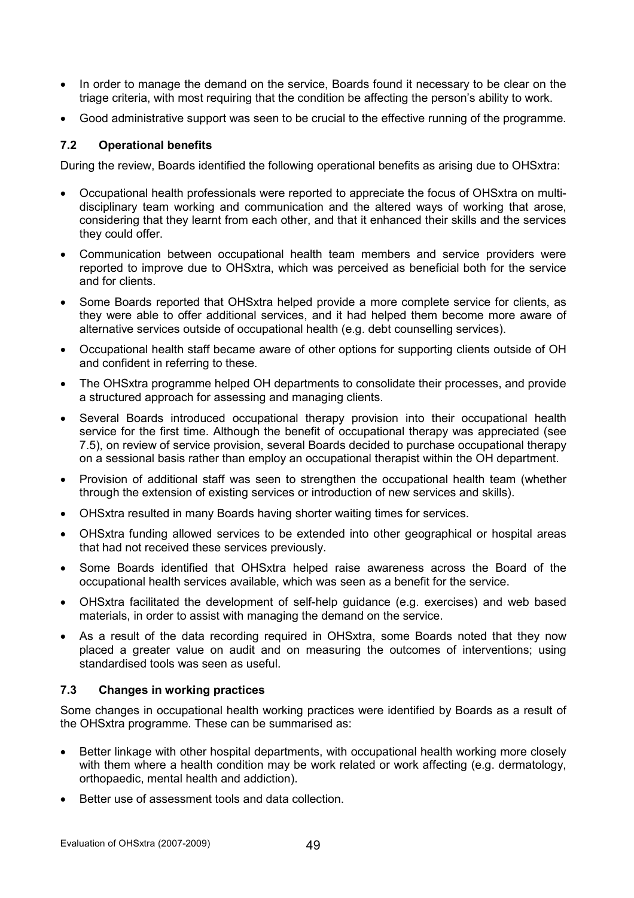- In order to manage the demand on the service, Boards found it necessary to be clear on the triage criteria, with most requiring that the condition be affecting the person's ability to work.
- Good administrative support was seen to be crucial to the effective running of the programme.

### 7.2 Operational benefits

During the review, Boards identified the following operational benefits as arising due to OHSxtra:

- Occupational health professionals were reported to appreciate the focus of OHSxtra on multi-disciplinary team working and communication and the altered ways of working that arose, considering that they learnt from each other, and that it enhanced their skills and the services they could offer.
- Communication between occupational health team members and service providers were reported to improve due to OHSxtra, which was perceived as beneficial both for the service and for clients.
- Some Boards reported that OHSxtra helped provide a more complete service for clients, as they were able to offer additional services, and it had helped them become more aware of alternative services outside of occupational health (e.g. debt counselling services).
- Occupational health staff became aware of other options for supporting clients outside of OH and confident in referring to these.
- The OHSxtra programme helped OH departments to consolidate their processes, and provide a structured approach for assessing and managing clients.
- Several Boards introduced occupational therapy provision into their occupational health service for the first time. Although the benefit of occupational therapy was appreciated (see 7.5), on review of service provision, several Boards decided to purchase occupational therapy on a sessional basis rather than employ an occupational therapist within the OH department.
- Provision of additional staff was seen to strengthen the occupational health team (whether through the extension of existing services or introduction of new services and skills).
- OHSxtra resulted in many Boards having shorter waiting times for services.
- OHSxtra funding allowed services to be extended into other geographical or hospital areas that had not received these services previously.
- Some Boards identified that OHSxtra helped raise awareness across the Board of the occupational health services available, which was seen as a benefit for the service.
- OHSxtra facilitated the development of self-help guidance (e.g. exercises) and web based materials, in order to assist with managing the demand on the service.
- As a result of the data recording required in OHSxtra, some Boards noted that they now placed a greater value on audit and on measuring the outcomes of interventions; using standardised tools was seen as useful.

### 7.3 Changes in working practices

Some changes in occupational health working practices were identified by Boards as a result of the OHSxtra programme. These can be summarised as:

- Better linkage with other hospital departments, with occupational health working more closely with them where a health condition may be work related or work affecting (e.g. dermatology, orthopaedic, mental health and addiction).
- Better use of assessment tools and data collection.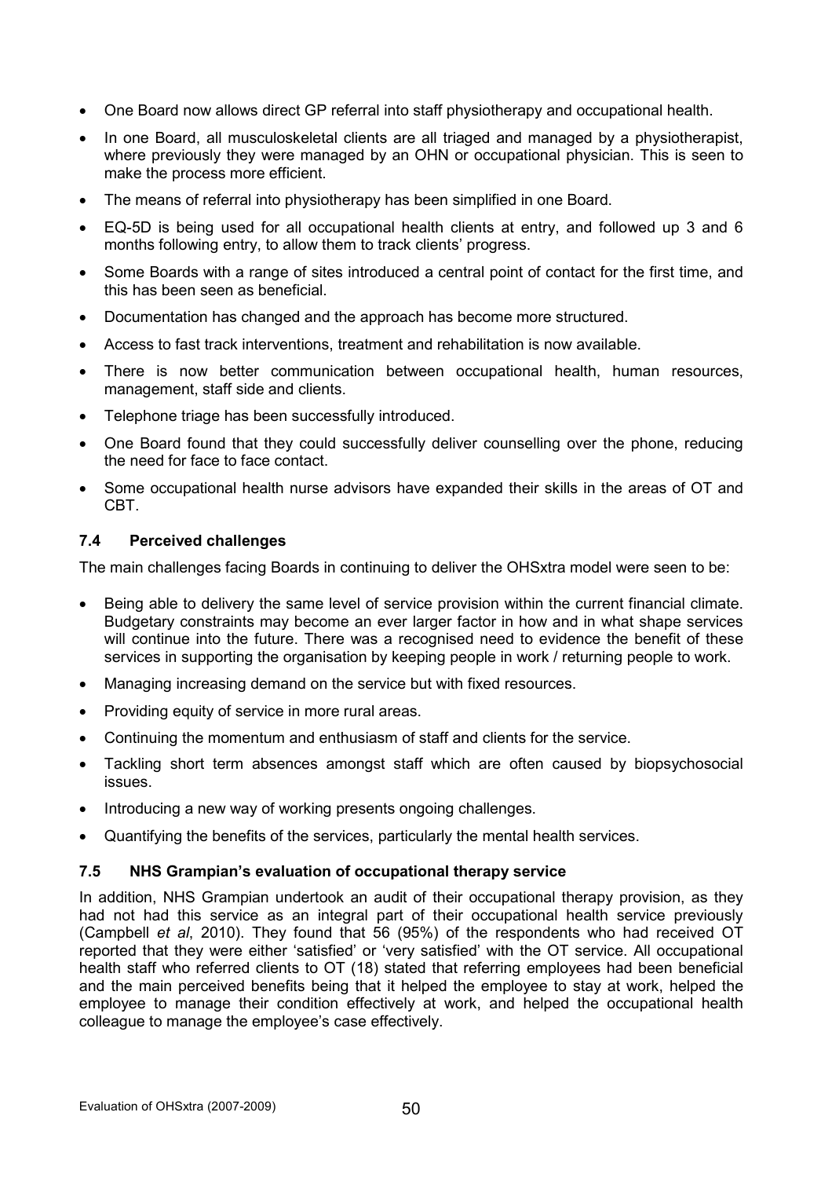- One Board now allows direct GP referral into staff physiotherapy and occupational health.
- In one Board, all musculoskeletal clients are all triaged and managed by a physiotherapist, where previously they were managed by an OHN or occupational physician. This is seen to make the process more efficient.
- The means of referral into physiotherapy has been simplified in one Board.
- EQ-5D is being used for all occupational health clients at entry, and followed up 3 and 6 months following entry, to allow them to track clients' progress.
- Some Boards with a range of sites introduced a central point of contact for the first time, and this has been seen as beneficial.
- Documentation has changed and the approach has become more structured.
- Access to fast track interventions, treatment and rehabilitation is now available.
- There is now better communication between occupational health, human resources, management, staff side and clients.
- Telephone triage has been successfully introduced.
- One Board found that they could successfully deliver counselling over the phone, reducing the need for face to face contact.
- Some occupational health nurse advisors have expanded their skills in the areas of OT and CBT.

### 7.4 Perceived challenges

The main challenges facing Boards in continuing to deliver the OHSxtra model were seen to be:

- Being able to delivery the same level of service provision within the current financial climate. Budgetary constraints may become an ever larger factor in how and in what shape services will continue into the future. There was a recognised need to evidence the benefit of these services in supporting the organisation by keeping people in work / returning people to work.
- Managing increasing demand on the service but with fixed resources.
- Providing equity of service in more rural areas.
- Continuing the momentum and enthusiasm of staff and clients for the service.
- Tackling short term absences amongst staff which are often caused by biopsychosocial issues.
- Introducing a new way of working presents ongoing challenges.
- Quantifying the benefits of the services, particularly the mental health services.

### 7.5 NHS Grampian's evaluation of occupational therapy service

In addition, NHS Grampian undertook an audit of their occupational therapy provision, as they had not had this service as an integral part of their occupational health service previously (Campbell *et al*, 2010). They found that 56 (95%) of the respondents who had received OT reported that they were either 'satisfied' or 'very satisfied' with the OT service. All occupational health staff who referred clients to OT (18) stated that referring employees had been beneficial and the main perceived benefits being that it helped the employee to stay at work, helped the employee to manage their condition effectively at work, and helped the occupational health colleague to manage the employee's case effectively.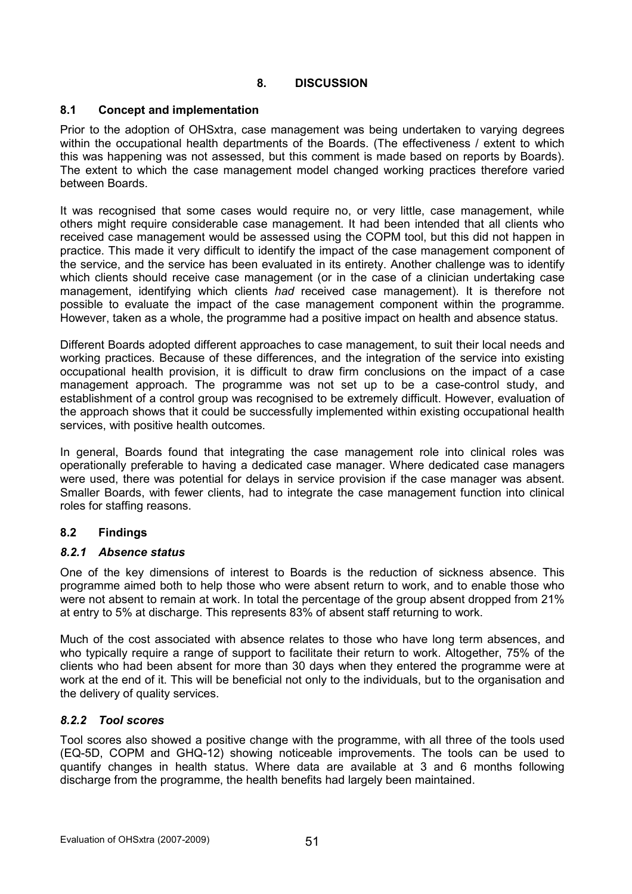# 8. DISCUSSION

## 8.1 Concept and implementation

Prior to the adoption of OHSxtra, case management was being undertaken to varying degrees within the occupational health departments of the Boards. (The effectiveness / extent to which this was happening was not assessed, but this comment is made based on reports by Boards). The extent to which the case management model changed working practices therefore varied between Boards.

It was recognised that some cases would require no, or very little, case management, while others might require considerable case management. It had been intended that all clients who received case management would be assessed using the COPM tool, but this did not happen in practice. This made it very difficult to identify the impact of the case management component of the service, and the service has been evaluated in its entirety. Another challenge was to identify which clients should receive case management (or in the case of a clinician undertaking case management, identifying which clients *had* received case management). It is therefore not possible to evaluate the impact of the case management component within the programme. However, taken as a whole, the programme had a positive impact on health and absence status.

Different Boards adopted different approaches to case management, to suit their local needs and working practices. Because of these differences, and the integration of the service into existing occupational health provision, it is difficult to draw firm conclusions on the impact of a case management approach. The programme was not set up to be a case-control study, and establishment of a control group was recognised to be extremely difficult. However, evaluation of the approach shows that it could be successfully implemented within existing occupational health services, with positive health outcomes.

In general, Boards found that integrating the case management role into clinical roles was operationally preferable to having a dedicated case manager. Where dedicated case managers were used, there was potential for delays in service provision if the case manager was absent. Smaller Boards, with fewer clients, had to integrate the case management function into clinical roles for staffing reasons.

## 8.2 Findings

### *8.2.1 Absence status*

One of the key dimensions of interest to Boards is the reduction of sickness absence. This programme aimed both to help those who were absent return to work, and to enable those who were not absent to remain at work. In total the percentage of the group absent dropped from 21% at entry to 5% at discharge. This represents 83% of absent staff returning to work.

Much of the cost associated with absence relates to those who have long term absences, and who typically require a range of support to facilitate their return to work. Altogether, 75% of the clients who had been absent for more than 30 days when they entered the programme were at work at the end of it. This will be beneficial not only to the individuals, but to the organisation and the delivery of quality services.

### *8.2.2 Tool scores*

Tool scores also showed a positive change with the programme, with all three of the tools used (EQ-5D, COPM and GHQ-12) showing noticeable improvements. The tools can be used to quantify changes in health status. Where data are available at 3 and 6 months following discharge from the programme, the health benefits had largely been maintained.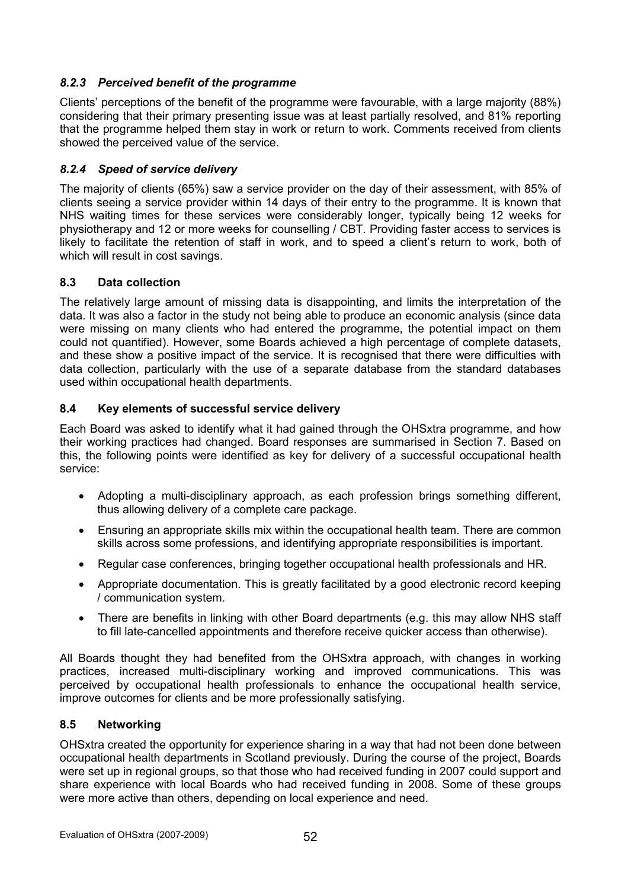### *8.2.3 Perceived benefit of the programme*

Clients' perceptions of the benefit of the programme were favourable, with a large majority (88%) considering that their primary presenting issue was at least partially resolved, and 81% reporting that the programme helped them stay in work or return to work. Comments received from clients showed the perceived value of the service.

### *8.2.4 Speed of service delivery*

The majority of clients (65%) saw a service provider on the day of their assessment, with 85% of clients seeing a service provider within 14 days of their entry to the programme. It is known that NHS waiting times for these services were considerably longer, typically being 12 weeks for physiotherapy and 12 or more weeks for counselling / CBT. Providing faster access to services is likely to facilitate the retention of staff in work, and to speed a client's return to work, both of which will result in cost savings.

## 8.3 Data collection

The relatively large amount of missing data is disappointing, and limits the interpretation of the data. It was also a factor in the study not being able to produce an economic analysis (since data were missing on many clients who had entered the programme, the potential impact on them could not quantified). However, some Boards achieved a high percentage of complete datasets, and these show a positive impact of the service. It is recognised that there were difficulties with data collection, particularly with the use of a separate database from the standard databases used within occupational health departments.

## 8.4 Key elements of successful service delivery

Each Board was asked to identify what it had gained through the OHSxtra programme, and how their working practices had changed. Board responses are summarised in Section 7. Based on this, the following points were identified as key for delivery of a successful occupational health service:

- Adopting a multi-disciplinary approach, as each profession brings something different, thus allowing delivery of a complete care package.
- Ensuring an appropriate skills mix within the occupational health team. There are common skills across some professions, and identifying appropriate responsibilities is important.
- Regular case conferences, bringing together occupational health professionals and HR.
- Appropriate documentation. This is greatly facilitated by a good electronic record keeping / communication system.
- There are benefits in linking with other Board departments (e.g. this may allow NHS staff to fill late-cancelled appointments and therefore receive quicker access than otherwise).

All Boards thought they had benefited from the OHSxtra approach, with changes in working practices, increased multi-disciplinary working and improved communications. This was perceived by occupational health professionals to enhance the occupational health service, improve outcomes for clients and be more professionally satisfying.

## 8.5 Networking

OHSxtra created the opportunity for experience sharing in a way that had not been done between occupational health departments in Scotland previously. During the course of the project, Boards were set up in regional groups, so that those who had received funding in 2007 could support and share experience with local Boards who had received funding in 2008. Some of these groups were more active than others, depending on local experience and need.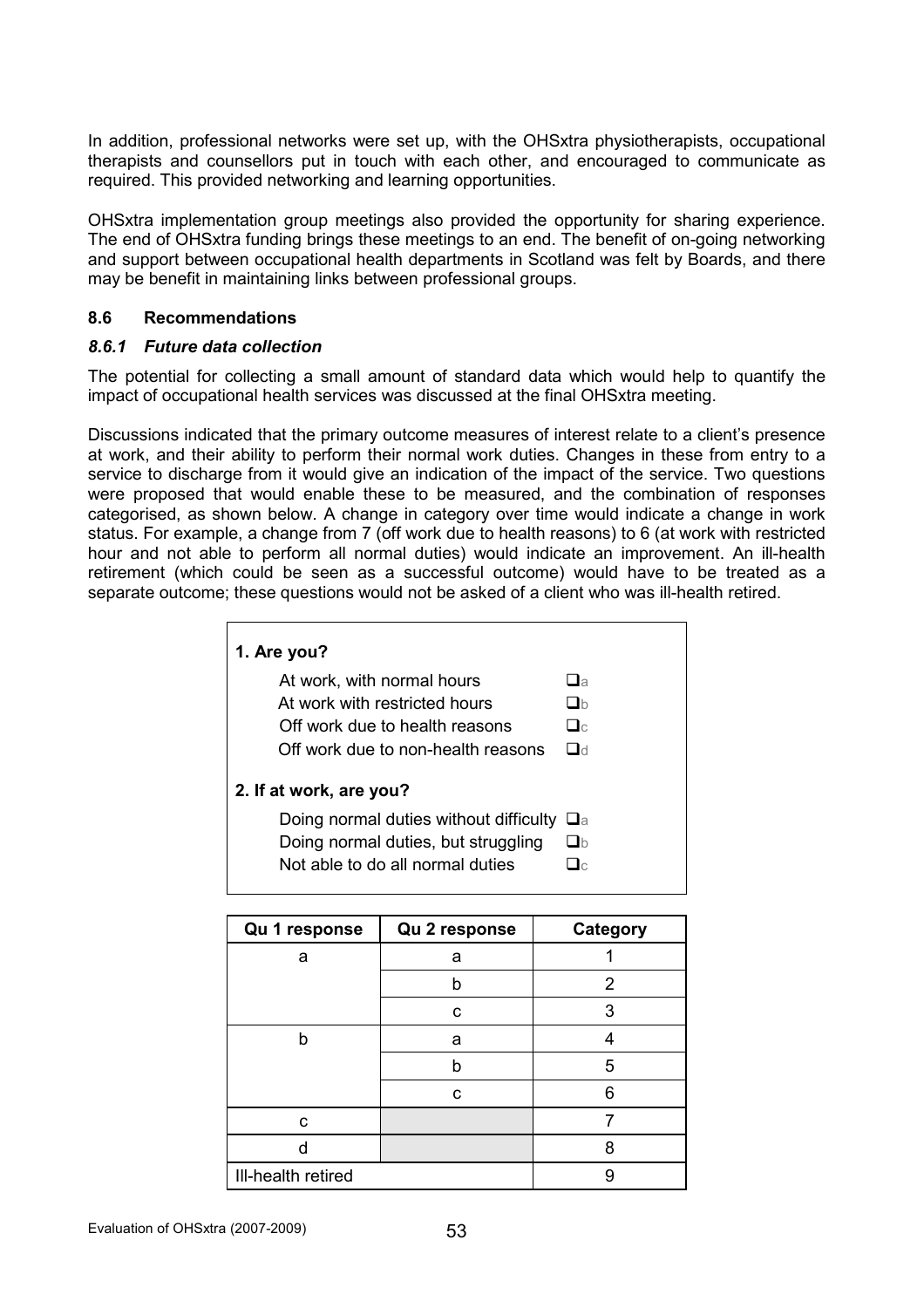In addition, professional networks were set up, with the OHSxtra physiotherapists, occupational therapists and counsellors put in touch with each other, and encouraged to communicate as required. This provided networking and learning opportunities.

OHSxtra implementation group meetings also provided the opportunity for sharing experience. The end of OHSxtra funding brings these meetings to an end. The benefit of on-going networking and support between occupational health departments in Scotland was felt by Boards, and there may be benefit in maintaining links between professional groups.

### 8.6 Recommendations

#### *8.6.1 Future data collection*

The potential for collecting a small amount of standard data which would help to quantify the impact of occupational health services was discussed at the final OHSxtra meeting.

Discussions indicated that the primary outcome measures of interest relate to a client's presence at work, and their ability to perform their normal work duties. Changes in these from entry to a service to discharge from it would give an indication of the impact of the service. Two questions were proposed that would enable these to be measured, and the combination of responses categorised, as shown below. A change in category over time would indicate a change in work status. For example, a change from 7 (off work due to health reasons) to 6 (at work with restricted hour and not able to perform all normal duties) would indicate an improvement. An ill-health retirement (which could be seen as a successful outcome) would have to be treated as a separate outcome; these questions would not be asked of a client who was ill-health retired.

**1. Are you?**

- At work, with normal hours ☐a
- At work with restricted hours ☐b
- Off work due to health reasons ☐c
- Off work due to non-health reasons ☐d

**2. If at work, are you?**

- Doing normal duties without difficulty ☐a
- Doing normal duties, but struggling ☐b
- Not able to do all normal duties ☐c

| Qu 1 response | Qu 2 response | Category |
|---|---|---|
| a | a | 1 |
| | b | 2 |
| | c | 3 |
| b | a | 4 |
| | b | 5 |
| | c | 6 |
| c | | 7 |
| d | | 8 |
| Ill-health retired | | 9 |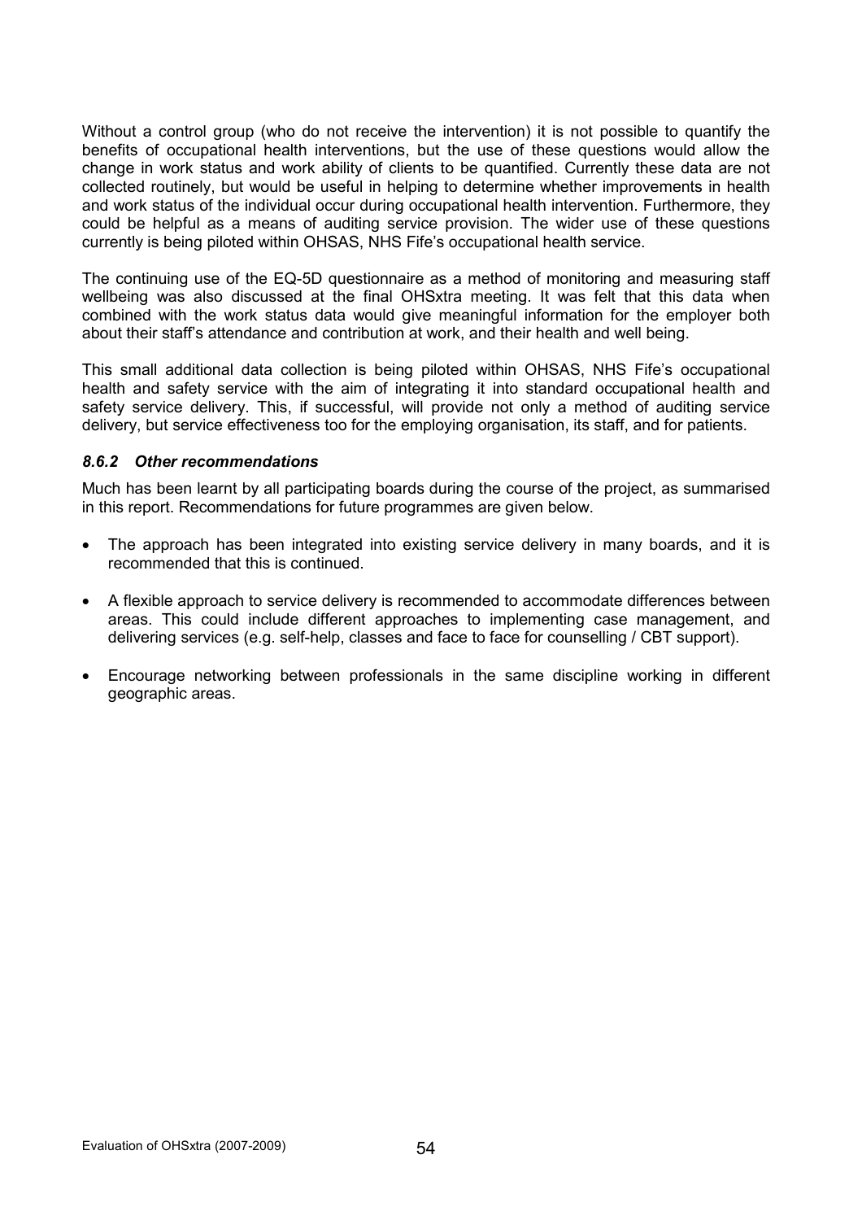Without a control group (who do not receive the intervention) it is not possible to quantify the benefits of occupational health interventions, but the use of these questions would allow the change in work status and work ability of clients to be quantified. Currently these data are not collected routinely, but would be useful in helping to determine whether improvements in health and work status of the individual occur during occupational health intervention. Furthermore, they could be helpful as a means of auditing service provision. The wider use of these questions currently is being piloted within OHSAS, NHS Fife's occupational health service.

The continuing use of the EQ-5D questionnaire as a method of monitoring and measuring staff wellbeing was also discussed at the final OHSxtra meeting. It was felt that this data when combined with the work status data would give meaningful information for the employer both about their staff's attendance and contribution at work, and their health and well being.

This small additional data collection is being piloted within OHSAS, NHS Fife's occupational health and safety service with the aim of integrating it into standard occupational health and safety service delivery. This, if successful, will provide not only a method of auditing service delivery, but service effectiveness too for the employing organisation, its staff, and for patients.

#### *8.6.2 Other recommendations*

Much has been learnt by all participating boards during the course of the project, as summarised in this report. Recommendations for future programmes are given below.

- The approach has been integrated into existing service delivery in many boards, and it is recommended that this is continued.
- A flexible approach to service delivery is recommended to accommodate differences between areas. This could include different approaches to implementing case management, and delivering services (e.g. self-help, classes and face to face for counselling / CBT support).
- Encourage networking between professionals in the same discipline working in different geographic areas.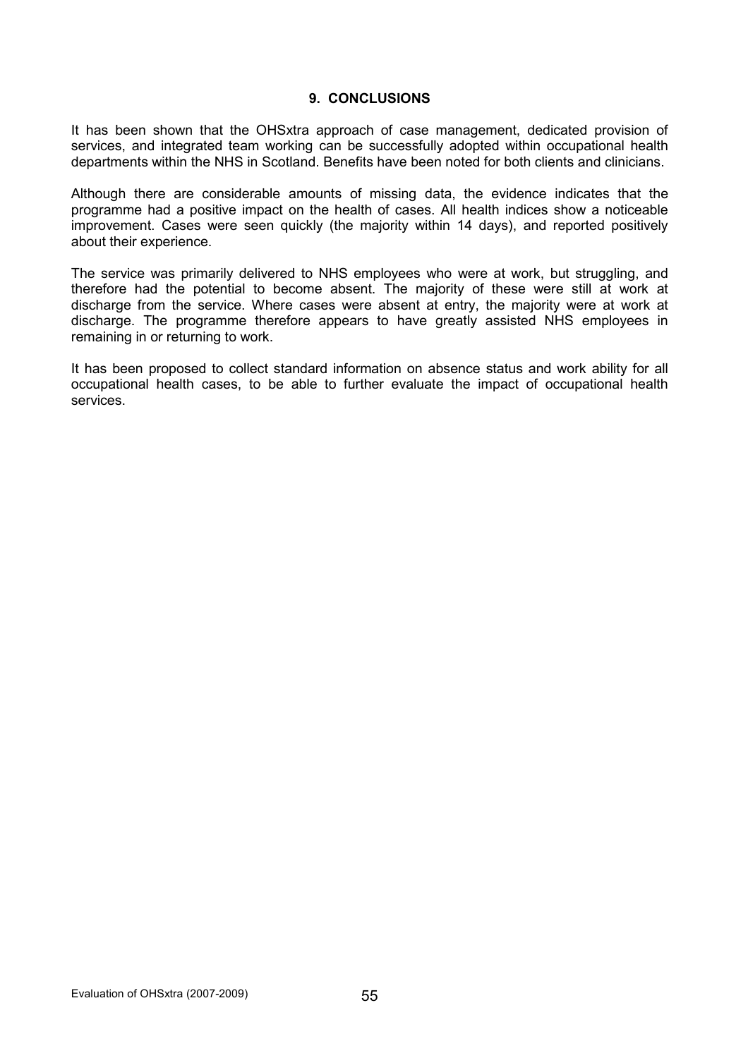## 9. CONCLUSIONS

It has been shown that the OHSxtra approach of case management, dedicated provision of services, and integrated team working can be successfully adopted within occupational health departments within the NHS in Scotland. Benefits have been noted for both clients and clinicians.

Although there are considerable amounts of missing data, the evidence indicates that the programme had a positive impact on the health of cases. All health indices show a noticeable improvement. Cases were seen quickly (the majority within 14 days), and reported positively about their experience.

The service was primarily delivered to NHS employees who were at work, but struggling, and therefore had the potential to become absent. The majority of these were still at work at discharge from the service. Where cases were absent at entry, the majority were at work at discharge. The programme therefore appears to have greatly assisted NHS employees in remaining in or returning to work.

It has been proposed to collect standard information on absence status and work ability for all occupational health cases, to be able to further evaluate the impact of occupational health services.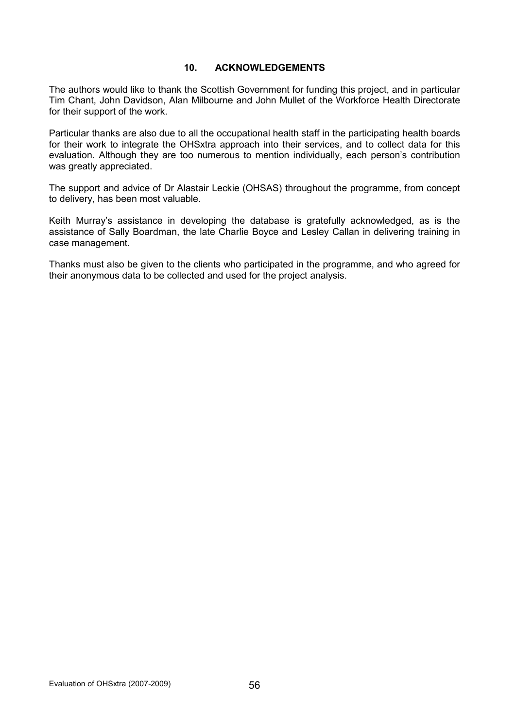## 10. ACKNOWLEDGEMENTS

The authors would like to thank the Scottish Government for funding this project, and in particular Tim Chant, John Davidson, Alan Milbourne and John Mullet of the Workforce Health Directorate for their support of the work.

Particular thanks are also due to all the occupational health staff in the participating health boards for their work to integrate the OHSxtra approach into their services, and to collect data for this evaluation. Although they are too numerous to mention individually, each person's contribution was greatly appreciated.

The support and advice of Dr Alastair Leckie (OHSAS) throughout the programme, from concept to delivery, has been most valuable.

Keith Murray's assistance in developing the database is gratefully acknowledged, as is the assistance of Sally Boardman, the late Charlie Boyce and Lesley Callan in delivering training in case management.

Thanks must also be given to the clients who participated in the programme, and who agreed for their anonymous data to be collected and used for the project analysis.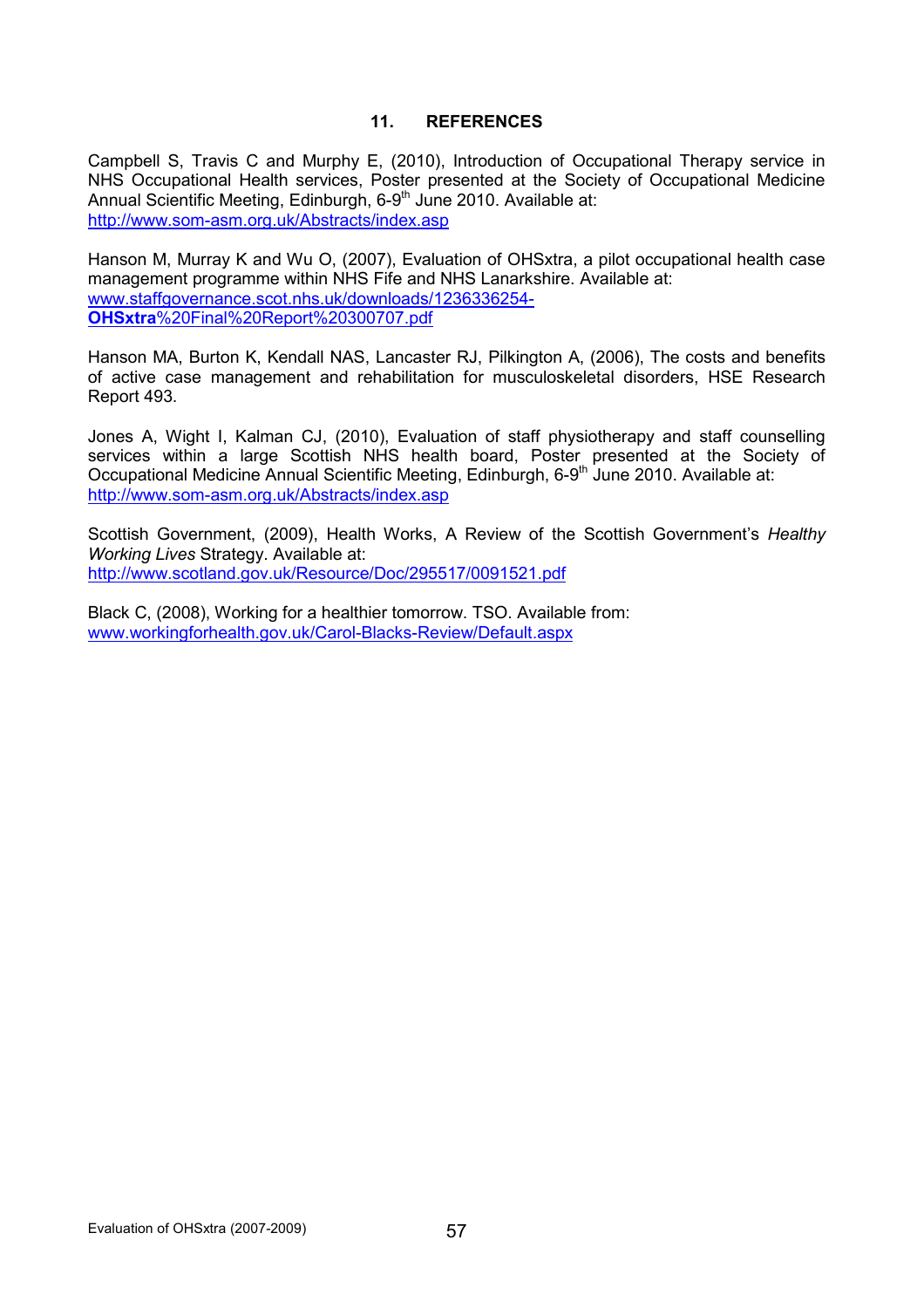## 11. REFERENCES

Campbell S, Travis C and Murphy E, (2010), Introduction of Occupational Therapy service in NHS Occupational Health services, Poster presented at the Society of Occupational Medicine Annual Scientific Meeting, Edinburgh, 6-9th June 2010. Available at: http://www.som-asm.org.uk/Abstracts/index.asp

Hanson M, Murray K and Wu O, (2007), Evaluation of OHSxtra, a pilot occupational health case management programme within NHS Fife and NHS Lanarkshire. Available at: www.staffgovernance.scot.nhs.uk/downloads/1236336254-**OHSxtra**%20Final%20Report%20300707.pdf

Hanson MA, Burton K, Kendall NAS, Lancaster RJ, Pilkington A, (2006), The costs and benefits of active case management and rehabilitation for musculoskeletal disorders, HSE Research Report 493.

Jones A, Wight I, Kalman CJ, (2010), Evaluation of staff physiotherapy and staff counselling services within a large Scottish NHS health board, Poster presented at the Society of Occupational Medicine Annual Scientific Meeting, Edinburgh, 6-9th June 2010. Available at: http://www.som-asm.org.uk/Abstracts/index.asp

Scottish Government, (2009), Health Works, A Review of the Scottish Government's *Healthy Working Lives* Strategy. Available at: http://www.scotland.gov.uk/Resource/Doc/295517/0091521.pdf

Black C, (2008), Working for a healthier tomorrow. TSO. Available from: www.workingforhealth.gov.uk/Carol-Blacks-Review/Default.aspx